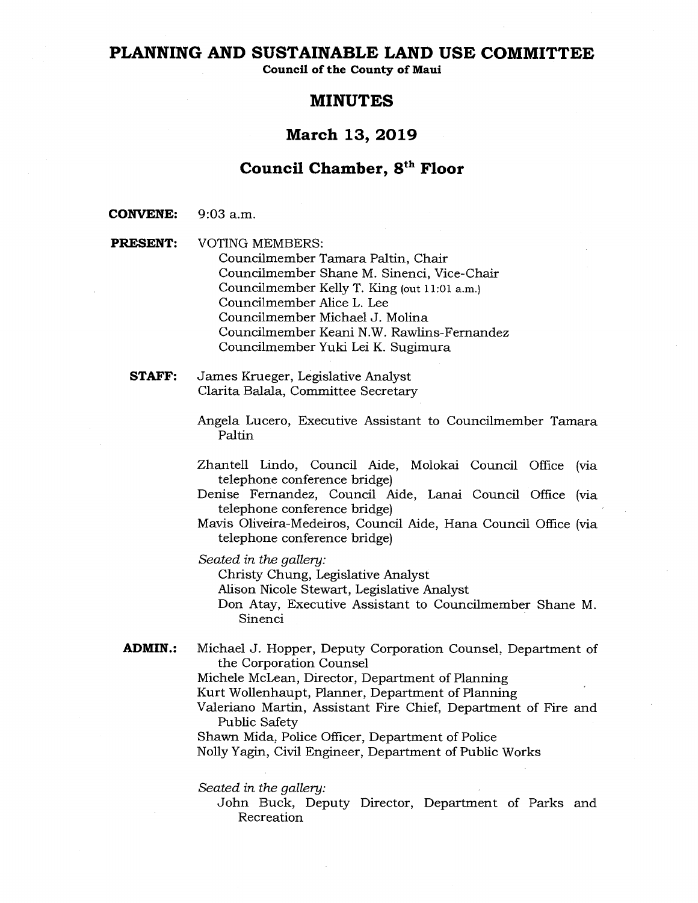# PLANNING AND SUSTAINABLE LAND USE COMMITTEE

**Council of the County of Maui**

## MINUTES

## March 13, 2019

## Council Chamber, 8th Floor

**CONVENE:** 9:03 a.m.

**PRESENT:** VOTING MEMBERS:

Councilmember Tamara Paltin, Chair
Councilmember Shane M. Sinenci, Vice-Chair
Councilmember Kelly T. King (out 11:01 a.m.)
Councilmember Alice L. Lee
Councilmember Michael J. Molina
Councilmember Keani N.W. Rawlins-Fernandez
Councilmember Yuki Lei K. Sugimura

**STAFF:** James Krueger, Legislative Analyst
Clarita Balala, Committee Secretary

Angela Lucero, Executive Assistant to Councilmember Tamara Paltin

Zhantell Lindo, Council Aide, Molokai Council Office (via telephone conference bridge)
Denise Fernandez, Council Aide, Lanai Council Office (via telephone conference bridge)
Mavis Oliveira-Medeiros, Council Aide, Hana Council Office (via telephone conference bridge)

*Seated in the gallery:*
Christy Chung, Legislative Analyst
Alison Nicole Stewart, Legislative Analyst
Don Atay, Executive Assistant to Councilmember Shane M. Sinenci

**ADMIN.:** Michael J. Hopper, Deputy Corporation Counsel, Department of the Corporation Counsel
Michele McLean, Director, Department of Planning
Kurt Wollenhaupt, Planner, Department of Planning
Valeriano Martin, Assistant Fire Chief, Department of Fire and Public Safety
Shawn Mida, Police Officer, Department of Police
Nolly Yagin, Civil Engineer, Department of Public Works

*Seated in the gallery:*
John Buck, Deputy Director, Department of Parks and Recreation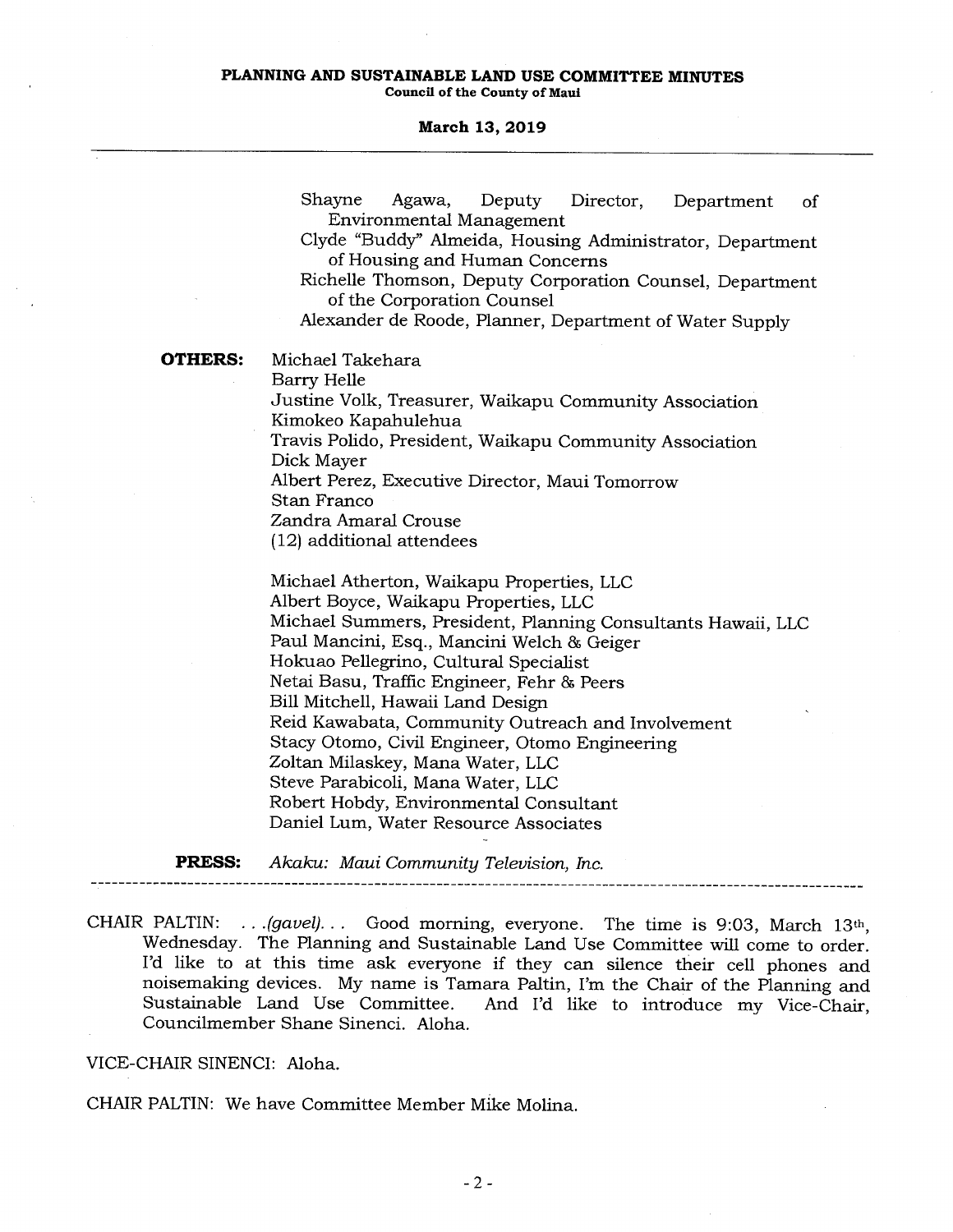Shayne Agawa, Deputy Director, Department of Environmental Management
Clyde "Buddy" Almeida, Housing Administrator, Department of Housing and Human Concerns
Richelle Thomson, Deputy Corporation Counsel, Department of the Corporation Counsel
Alexander de Roode, Planner, Department of Water Supply

**OTHERS:** Michael Takehara
Barry Helle
Justine Volk, Treasurer, Waikapu Community Association
Kimokeo Kapahulehua
Travis Polido, President, Waikapu Community Association
Dick Mayer
Albert Perez, Executive Director, Maui Tomorrow
Stan Franco
Zandra Amaral Crouse
(12) additional attendees

Michael Atherton, Waikapu Properties, LLC
Albert Boyce, Waikapu Properties, LLC
Michael Summers, President, Planning Consultants Hawaii, LLC
Paul Mancini, Esq., Mancini Welch & Geiger
Hokuao Pellegrino, Cultural Specialist
Netai Basu, Traffic Engineer, Fehr & Peers
Bill Mitchell, Hawaii Land Design
Reid Kawabata, Community Outreach and Involvement
Stacy Otomo, Civil Engineer, Otomo Engineering
Zoltan Milaskey, Mana Water, LLC
Steve Parabicoli, Mana Water, LLC
Robert Hobdy, Environmental Consultant
Daniel Lum, Water Resource Associates

**PRESS:** *Akaku: Maui Community Television, Inc.*

---

CHAIR PALTIN: . . .*(gavel)*. . . Good morning, everyone. The time is 9:03, March 13th, Wednesday. The Planning and Sustainable Land Use Committee will come to order. I'd like to at this time ask everyone if they can silence their cell phones and noisemaking devices. My name is Tamara Paltin, I'm the Chair of the Planning and Sustainable Land Use Committee. And I'd like to introduce my Vice-Chair, Councilmember Shane Sinenci. Aloha.

VICE-CHAIR SINENCI: Aloha.

CHAIR PALTIN: We have Committee Member Mike Molina.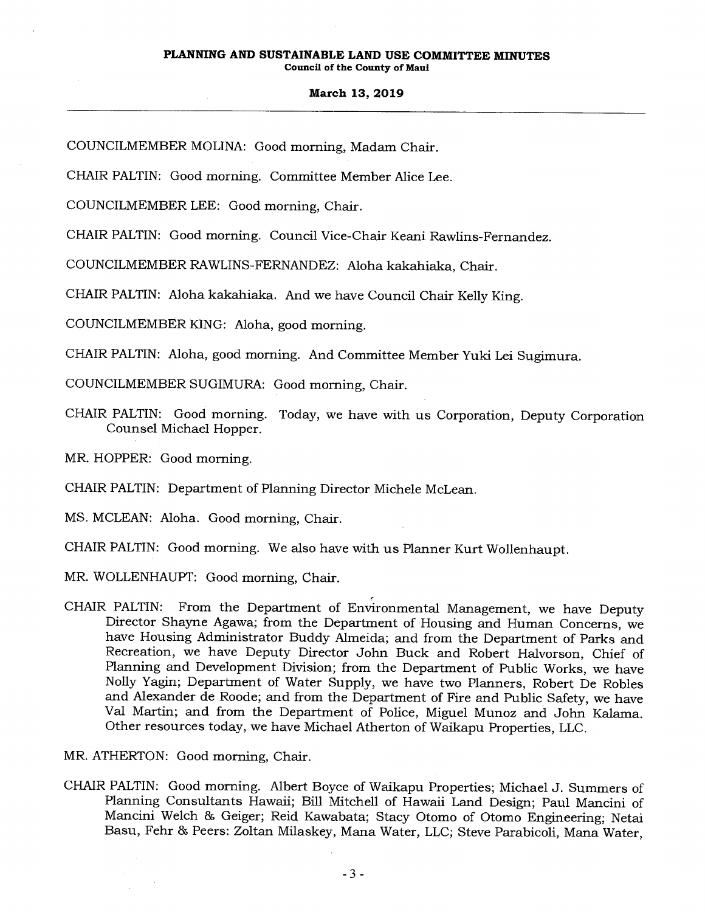COUNCILMEMBER MOLINA: Good morning, Madam Chair.

CHAIR PALTIN: Good morning. Committee Member Alice Lee.

COUNCILMEMBER LEE: Good morning, Chair.

CHAIR PALTIN: Good morning. Council Vice-Chair Keani Rawlins-Fernandez.

COUNCILMEMBER RAWLINS-FERNANDEZ: Aloha kakahiaka, Chair.

CHAIR PALTIN: Aloha kakahiaka. And we have Council Chair Kelly King.

COUNCILMEMBER KING: Aloha, good morning.

CHAIR PALTIN: Aloha, good morning. And Committee Member Yuki Lei Sugimura.

COUNCILMEMBER SUGIMURA: Good morning, Chair.

CHAIR PALTIN: Good morning. Today, we have with us Corporation, Deputy Corporation Counsel Michael Hopper.

MR. HOPPER: Good morning.

CHAIR PALTIN: Department of Planning Director Michele McLean.

MS. MCLEAN: Aloha. Good morning, Chair.

CHAIR PALTIN: Good morning. We also have with us Planner Kurt Wollenhaupt.

MR. WOLLENHAUPT: Good morning, Chair.

CHAIR PALTIN: From the Department of Environmental Management, we have Deputy Director Shayne Agawa; from the Department of Housing and Human Concerns, we have Housing Administrator Buddy Almeida; and from the Department of Parks and Recreation, we have Deputy Director John Buck and Robert Halvorson, Chief of Planning and Development Division; from the Department of Public Works, we have Nolly Yagin; Department of Water Supply, we have two Planners, Robert De Robles and Alexander de Roode; and from the Department of Fire and Public Safety, we have Val Martin; and from the Department of Police, Miguel Munoz and John Kalama. Other resources today, we have Michael Atherton of Waikapu Properties, LLC.

MR. ATHERTON: Good morning, Chair.

CHAIR PALTIN: Good morning. Albert Boyce of Waikapu Properties; Michael J. Summers of Planning Consultants Hawaii; Bill Mitchell of Hawaii Land Design; Paul Mancini of Mancini Welch & Geiger; Reid Kawabata; Stacy Otomo of Otomo Engineering; Netai Basu, Fehr & Peers: Zoltan Milaskey, Mana Water, LLC; Steve Parabicoli, Mana Water,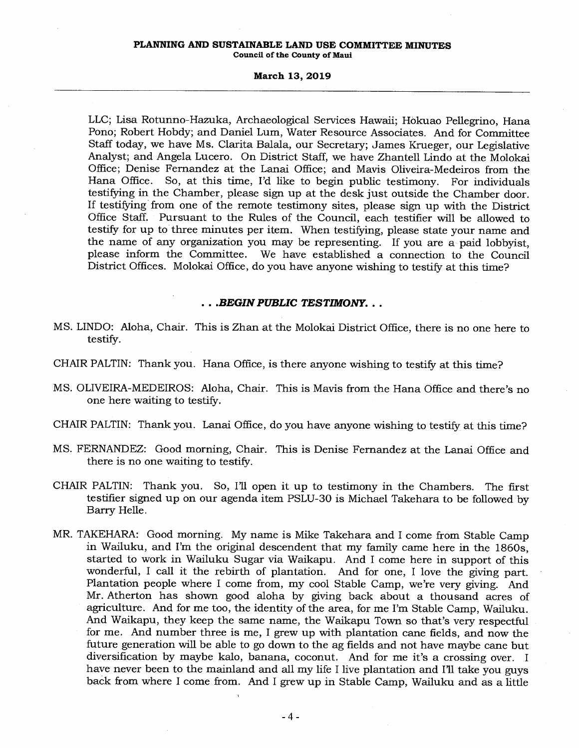LLC; Lisa Rotunno-Hazuka, Archaeological Services Hawaii; Hokuao Pellegrino, Hana Pono; Robert Hobdy; and Daniel Lum, Water Resource Associates. And for Committee Staff today, we have Ms. Clarita Balala, our Secretary; James Krueger, our Legislative Analyst; and Angela Lucero. On District Staff, we have Zhantell Lindo at the Molokai Office; Denise Fernandez at the Lanai Office; and Mavis Oliveira-Medeiros from the Hana Office. So, at this time, I'd like to begin public testimony. For individuals testifying in the Chamber, please sign up at the desk just outside the Chamber door. If testifying from one of the remote testimony sites, please sign up with the District Office Staff. Pursuant to the Rules of the Council, each testifier will be allowed to testify for up to three minutes per item. When testifying, please state your name and the name of any organization you may be representing. If you are a paid lobbyist, please inform the Committee. We have established a connection to the Council District Offices. Molokai Office, do you have anyone wishing to testify at this time?

***. . .BEGIN PUBLIC TESTIMONY. . .***

MS. LINDO: Aloha, Chair. This is Zhan at the Molokai District Office, there is no one here to testify.

CHAIR PALTIN: Thank you. Hana Office, is there anyone wishing to testify at this time?

MS. OLIVEIRA-MEDEIROS: Aloha, Chair. This is Mavis from the Hana Office and there's no one here waiting to testify.

CHAIR PALTIN: Thank you. Lanai Office, do you have anyone wishing to testify at this time?

MS. FERNANDEZ: Good morning, Chair. This is Denise Fernandez at the Lanai Office and there is no one waiting to testify.

CHAIR PALTIN: Thank you. So, I'll open it up to testimony in the Chambers. The first testifier signed up on our agenda item PSLU-30 is Michael Takehara to be followed by Barry Helle.

MR. TAKEHARA: Good morning. My name is Mike Takehara and I come from Stable Camp in Wailuku, and I'm the original descendent that my family came here in the 1860s, started to work in Wailuku Sugar via Waikapu. And I come here in support of this wonderful, I call it the rebirth of plantation. And for one, I love the giving part. Plantation people where I come from, my cool Stable Camp, we're very giving. And Mr. Atherton has shown good aloha by giving back about a thousand acres of agriculture. And for me too, the identity of the area, for me I'm Stable Camp, Wailuku. And Waikapu, they keep the same name, the Waikapu Town so that's very respectful for me. And number three is me, I grew up with plantation cane fields, and now the future generation will be able to go down to the ag fields and not have maybe cane but diversification by maybe kalo, banana, coconut. And for me it's a crossing over. I have never been to the mainland and all my life I live plantation and I'll take you guys back from where I come from. And I grew up in Stable Camp, Wailuku and as a little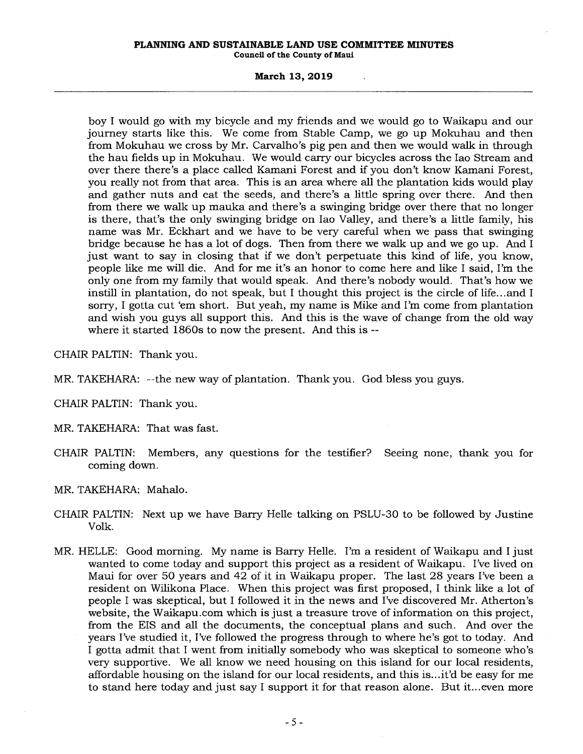boy I would go with my bicycle and my friends and we would go to Waikapu and our journey starts like this. We come from Stable Camp, we go up Mokuhau and then from Mokuhau we cross by Mr. Carvalho's pig pen and then we would walk in through the hau fields up in Mokuhau. We would carry our bicycles across the Iao Stream and over there there's a place called Kamani Forest and if you don't know Kamani Forest, you really not from that area. This is an area where all the plantation kids would play and gather nuts and eat the seeds, and there's a little spring over there. And then from there we walk up mauka and there's a swinging bridge over there that no longer is there, that's the only swinging bridge on Iao Valley, and there's a little family, his name was Mr. Eckhart and we have to be very careful when we pass that swinging bridge because he has a lot of dogs. Then from there we walk up and we go up. And I just want to say in closing that if we don't perpetuate this kind of life, you know, people like me will die. And for me it's an honor to come here and like I said, I'm the only one from my family that would speak. And there's nobody would. That's how we instill in plantation, do not speak, but I thought this project is the circle of life...and I sorry, I gotta cut 'em short. But yeah, my name is Mike and I'm come from plantation and wish you guys all support this. And this is the wave of change from the old way where it started 1860s to now the present. And this is --

CHAIR PALTIN: Thank you.

MR. TAKEHARA: --the new way of plantation. Thank you. God bless you guys.

CHAIR PALTIN: Thank you.

MR. TAKEHARA: That was fast.

CHAIR PALTIN: Members, any questions for the testifier? Seeing none, thank you for coming down.

MR. TAKEHARA: Mahalo.

CHAIR PALTIN: Next up we have Barry Helle talking on PSLU-30 to be followed by Justine Volk.

MR. HELLE: Good morning. My name is Barry Helle. I'm a resident of Waikapu and I just wanted to come today and support this project as a resident of Waikapu. I've lived on Maui for over 50 years and 42 of it in Waikapu proper. The last 28 years I've been a resident on Wilikona Place. When this project was first proposed, I think like a lot of people I was skeptical, but I followed it in the news and I've discovered Mr. Atherton's website, the Waikapu.com which is just a treasure trove of information on this project, from the EIS and all the documents, the conceptual plans and such. And over the years I've studied it, I've followed the progress through to where he's got to today. And I gotta admit that I went from initially somebody who was skeptical to someone who's very supportive. We all know we need housing on this island for our local residents, affordable housing on the island for our local residents, and this is...it'd be easy for me to stand here today and just say I support it for that reason alone. But it...even more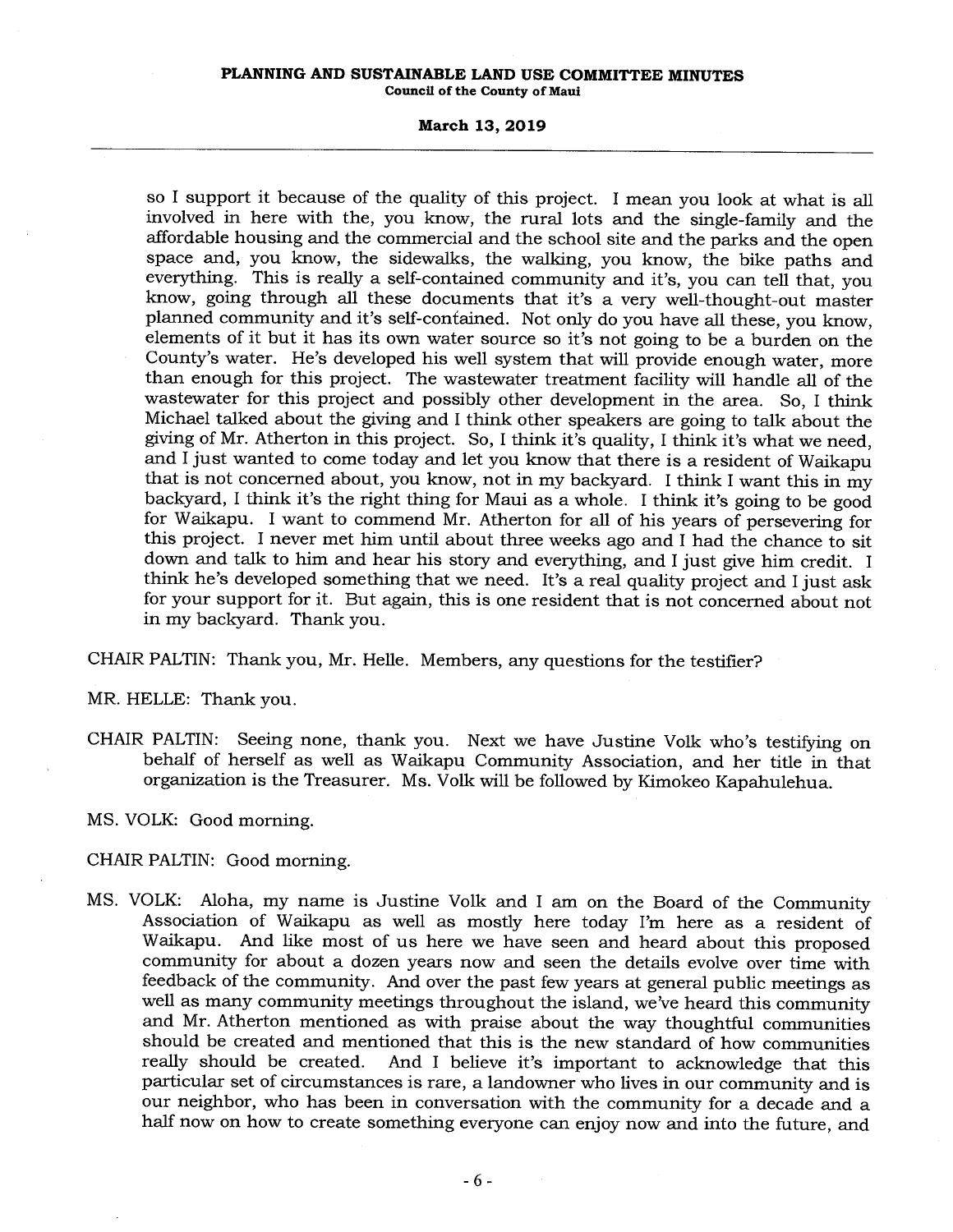so I support it because of the quality of this project. I mean you look at what is all involved in here with the, you know, the rural lots and the single-family and the affordable housing and the commercial and the school site and the parks and the open space and, you know, the sidewalks, the walking, you know, the bike paths and everything. This is really a self-contained community and it's, you can tell that, you know, going through all these documents that it's a very well-thought-out master planned community and it's self-contained. Not only do you have all these, you know, elements of it but it has its own water source so it's not going to be a burden on the County's water. He's developed his well system that will provide enough water, more than enough for this project. The wastewater treatment facility will handle all of the wastewater for this project and possibly other development in the area. So, I think Michael talked about the giving and I think other speakers are going to talk about the giving of Mr. Atherton in this project. So, I think it's quality, I think it's what we need, and I just wanted to come today and let you know that there is a resident of Waikapu that is not concerned about, you know, not in my backyard. I think I want this in my backyard, I think it's the right thing for Maui as a whole. I think it's going to be good for Waikapu. I want to commend Mr. Atherton for all of his years of persevering for this project. I never met him until about three weeks ago and I had the chance to sit down and talk to him and hear his story and everything, and I just give him credit. I think he's developed something that we need. It's a real quality project and I just ask for your support for it. But again, this is one resident that is not concerned about not in my backyard. Thank you.

CHAIR PALTIN: Thank you, Mr. Helle. Members, any questions for the testifier?

MR. HELLE: Thank you.

CHAIR PALTIN: Seeing none, thank you. Next we have Justine Volk who's testifying on behalf of herself as well as Waikapu Community Association, and her title in that organization is the Treasurer. Ms. Volk will be followed by Kimokeo Kapahulehua.

MS. VOLK: Good morning.

CHAIR PALTIN: Good morning.

MS. VOLK: Aloha, my name is Justine Volk and I am on the Board of the Community Association of Waikapu as well as mostly here today I'm here as a resident of Waikapu. And like most of us here we have seen and heard about this proposed community for about a dozen years now and seen the details evolve over time with feedback of the community. And over the past few years at general public meetings as well as many community meetings throughout the island, we've heard this community and Mr. Atherton mentioned as with praise about the way thoughtful communities should be created and mentioned that this is the new standard of how communities really should be created. And I believe it's important to acknowledge that this particular set of circumstances is rare, a landowner who lives in our community and is our neighbor, who has been in conversation with the community for a decade and a half now on how to create something everyone can enjoy now and into the future, and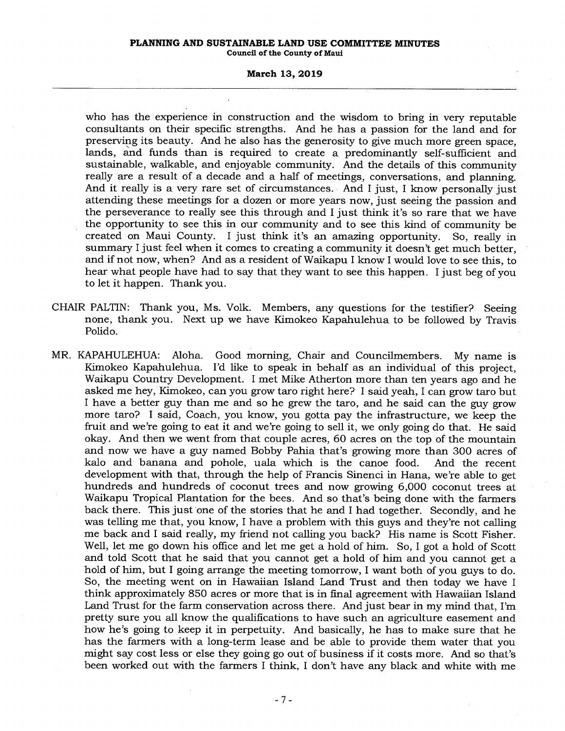who has the experience in construction and the wisdom to bring in very reputable consultants on their specific strengths. And he has a passion for the land and for preserving its beauty. And he also has the generosity to give much more green space, lands, and funds than is required to create a predominantly self-sufficient and sustainable, walkable, and enjoyable community. And the details of this community really are a result of a decade and a half of meetings, conversations, and planning. And it really is a very rare set of circumstances. And I just, I know personally just attending these meetings for a dozen or more years now, just seeing the passion and the perseverance to really see this through and I just think it's so rare that we have the opportunity to see this in our community and to see this kind of community be created on Maui County. I just think it's an amazing opportunity. So, really in summary I just feel when it comes to creating a community it doesn't get much better, and if not now, when? And as a resident of Waikapu I know I would love to see this, to hear what people have had to say that they want to see this happen. I just beg of you to let it happen. Thank you.

CHAIR PALTIN: Thank you, Ms. Volk. Members, any questions for the testifier? Seeing none, thank you. Next up we have Kimokeo Kapahulehua to be followed by Travis Polido.

MR. KAPAHULEHUA: Aloha. Good morning, Chair and Councilmembers. My name is Kimokeo Kapahulehua. I'd like to speak in behalf as an individual of this project, Waikapu Country Development. I met Mike Atherton more than ten years ago and he asked me hey, Kimokeo, can you grow taro right here? I said yeah, I can grow taro but I have a better guy than me and so he grew the taro, and he said can the guy grow more taro? I said, Coach, you know, you gotta pay the infrastructure, we keep the fruit and we're going to eat it and we're going to sell it, we only going do that. He said okay. And then we went from that couple acres, 60 acres on the top of the mountain and now we have a guy named Bobby Pahia that's growing more than 300 acres of kalo and banana and pohole, uala which is the canoe food. And the recent development with that, through the help of Francis Sinenci in Hana, we're able to get hundreds and hundreds of coconut trees and now growing 6,000 coconut trees at Waikapu Tropical Plantation for the bees. And so that's being done with the farmers back there. This just one of the stories that he and I had together. Secondly, and he was telling me that, you know, I have a problem with this guys and they're not calling me back and I said really, my friend not calling you back? His name is Scott Fisher. Well, let me go down his office and let me get a hold of him. So, I got a hold of Scott and told Scott that he said that you cannot get a hold of him and you cannot get a hold of him, but I going arrange the meeting tomorrow, I want both of you guys to do. So, the meeting went on in Hawaiian Island Land Trust and then today we have I think approximately 850 acres or more that is in final agreement with Hawaiian Island Land Trust for the farm conservation across there. And just bear in my mind that, I'm pretty sure you all know the qualifications to have such an agriculture easement and how he's going to keep it in perpetuity. And basically, he has to make sure that he has the farmers with a long-term lease and be able to provide them water that you might say cost less or else they going go out of business if it costs more. And so that's been worked out with the farmers I think, I don't have any black and white with me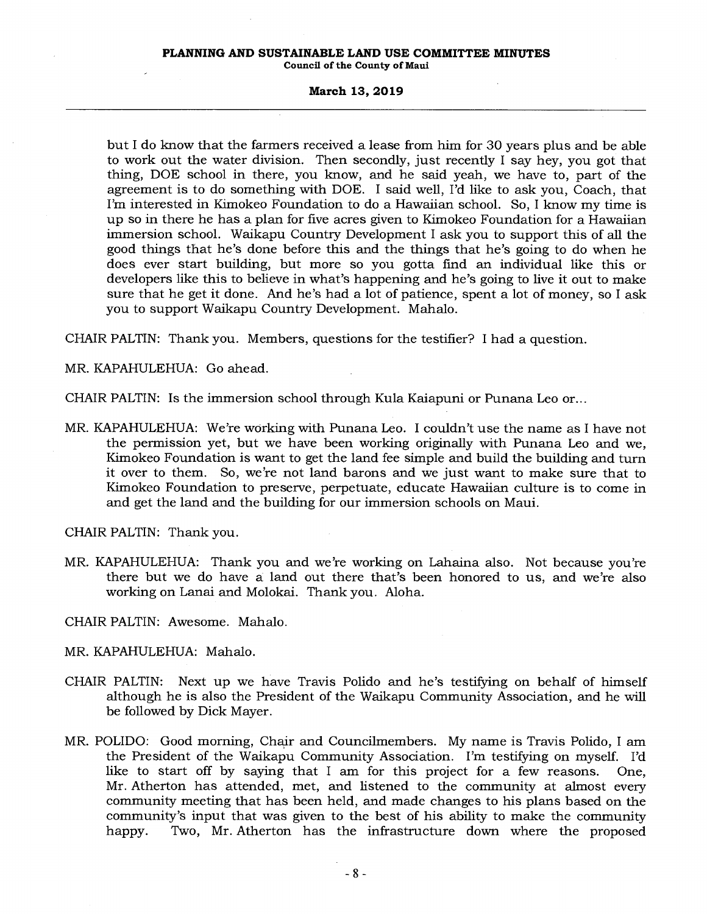but I do know that the farmers received a lease from him for 30 years plus and be able to work out the water division. Then secondly, just recently I say hey, you got that thing, DOE school in there, you know, and he said yeah, we have to, part of the agreement is to do something with DOE. I said well, I'd like to ask you, Coach, that I'm interested in Kimokeo Foundation to do a Hawaiian school. So, I know my time is up so in there he has a plan for five acres given to Kimokeo Foundation for a Hawaiian immersion school. Waikapu Country Development I ask you to support this of all the good things that he's done before this and the things that he's going to do when he does ever start building, but more so you gotta find an individual like this or developers like this to believe in what's happening and he's going to live it out to make sure that he get it done. And he's had a lot of patience, spent a lot of money, so I ask you to support Waikapu Country Development. Mahalo.

CHAIR PALTIN: Thank you. Members, questions for the testifier? I had a question.

MR. KAPAHULEHUA: Go ahead.

CHAIR PALTIN: Is the immersion school through Kula Kaiapuni or Punana Leo or...

MR. KAPAHULEHUA: We're working with Punana Leo. I couldn't use the name as I have not the permission yet, but we have been working originally with Punana Leo and we, Kimokeo Foundation is want to get the land fee simple and build the building and turn it over to them. So, we're not land barons and we just want to make sure that to Kimokeo Foundation to preserve, perpetuate, educate Hawaiian culture is to come in and get the land and the building for our immersion schools on Maui.

CHAIR PALTIN: Thank you.

MR. KAPAHULEHUA: Thank you and we're working on Lahaina also. Not because you're there but we do have a land out there that's been honored to us, and we're also working on Lanai and Molokai. Thank you. Aloha.

CHAIR PALTIN: Awesome. Mahalo.

MR. KAPAHULEHUA: Mahalo.

CHAIR PALTIN: Next up we have Travis Polido and he's testifying on behalf of himself although he is also the President of the Waikapu Community Association, and he will be followed by Dick Mayer.

MR. POLIDO: Good morning, Chair and Councilmembers. My name is Travis Polido, I am the President of the Waikapu Community Association. I'm testifying on myself. I'd like to start off by saying that I am for this project for a few reasons. One, Mr. Atherton has attended, met, and listened to the community at almost every community meeting that has been held, and made changes to his plans based on the community's input that was given to the best of his ability to make the community happy. Two, Mr. Atherton has the infrastructure down where the proposed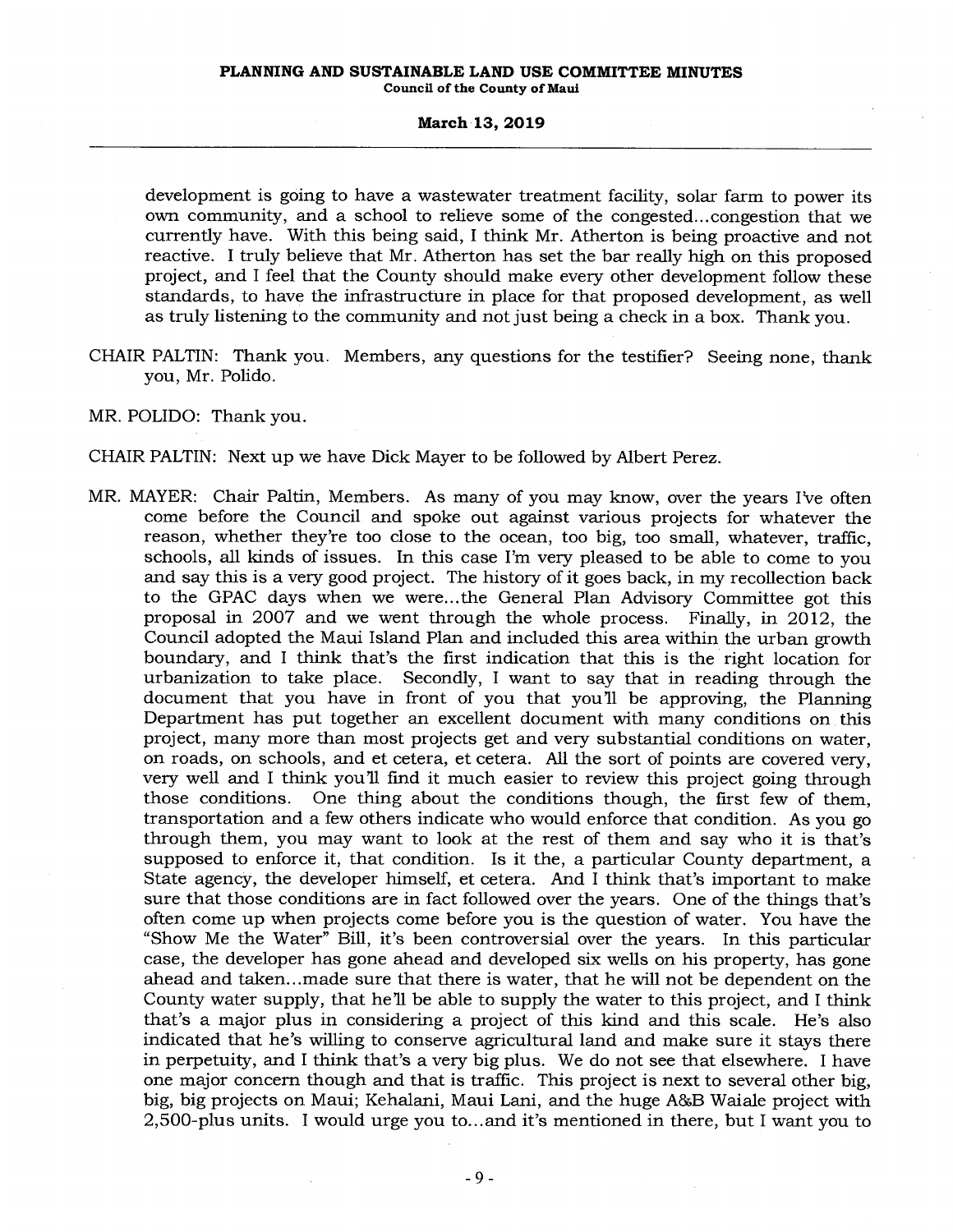development is going to have a wastewater treatment facility, solar farm to power its own community, and a school to relieve some of the congested...congestion that we currently have. With this being said, I think Mr. Atherton is being proactive and not reactive. I truly believe that Mr. Atherton has set the bar really high on this proposed project, and I feel that the County should make every other development follow these standards, to have the infrastructure in place for that proposed development, as well as truly listening to the community and not just being a check in a box. Thank you.

CHAIR PALTIN: Thank you. Members, any questions for the testifier? Seeing none, thank you, Mr. Polido.

MR. POLIDO: Thank you.

CHAIR PALTIN: Next up we have Dick Mayer to be followed by Albert Perez.

MR. MAYER: Chair Paltin, Members. As many of you may know, over the years I've often come before the Council and spoke out against various projects for whatever the reason, whether they're too close to the ocean, too big, too small, whatever, traffic, schools, all kinds of issues. In this case I'm very pleased to be able to come to you and say this is a very good project. The history of it goes back, in my recollection back to the GPAC days when we were...the General Plan Advisory Committee got this proposal in 2007 and we went through the whole process. Finally, in 2012, the Council adopted the Maui Island Plan and included this area within the urban growth boundary, and I think that's the first indication that this is the right location for urbanization to take place. Secondly, I want to say that in reading through the document that you have in front of you that you'll be approving, the Planning Department has put together an excellent document with many conditions on this project, many more than most projects get and very substantial conditions on water, on roads, on schools, and et cetera, et cetera. All the sort of points are covered very, very well and I think you'll find it much easier to review this project going through those conditions. One thing about the conditions though, the first few of them, transportation and a few others indicate who would enforce that condition. As you go through them, you may want to look at the rest of them and say who it is that's supposed to enforce it, that condition. Is it the, a particular County department, a State agency, the developer himself, et cetera. And I think that's important to make sure that those conditions are in fact followed over the years. One of the things that's often come up when projects come before you is the question of water. You have the "Show Me the Water" Bill, it's been controversial over the years. In this particular case, the developer has gone ahead and developed six wells on his property, has gone ahead and taken...made sure that there is water, that he will not be dependent on the County water supply, that he'll be able to supply the water to this project, and I think that's a major plus in considering a project of this kind and this scale. He's also indicated that he's willing to conserve agricultural land and make sure it stays there in perpetuity, and I think that's a very big plus. We do not see that elsewhere. I have one major concern though and that is traffic. This project is next to several other big, big, big projects on Maui; Kehalani, Maui Lani, and the huge A&B Waiale project with 2,500-plus units. I would urge you to...and it's mentioned in there, but I want you to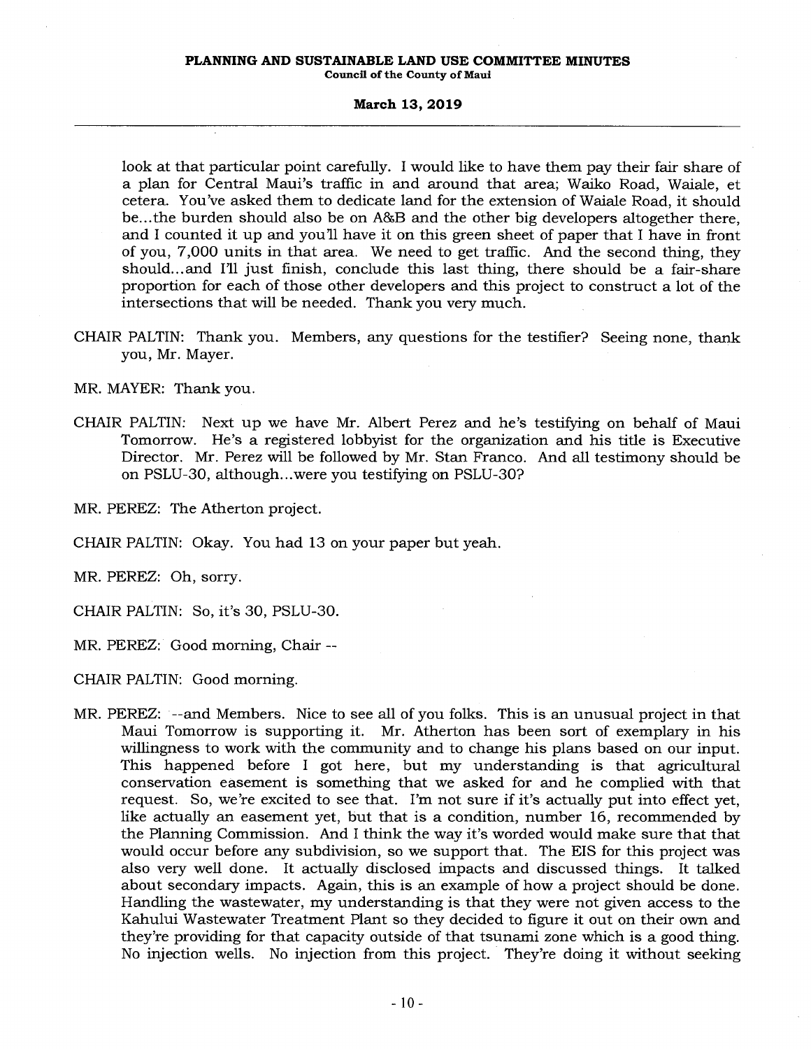look at that particular point carefully. I would like to have them pay their fair share of a plan for Central Maui's traffic in and around that area; Waiko Road, Waiale, et cetera. You've asked them to dedicate land for the extension of Waiale Road, it should be...the burden should also be on A&B and the other big developers altogether there, and I counted it up and you'll have it on this green sheet of paper that I have in front of you, 7,000 units in that area. We need to get traffic. And the second thing, they should...and I'll just finish, conclude this last thing, there should be a fair-share proportion for each of those other developers and this project to construct a lot of the intersections that will be needed. Thank you very much.

CHAIR PALTIN: Thank you. Members, any questions for the testifier? Seeing none, thank you, Mr. Mayer.

MR. MAYER: Thank you.

CHAIR PALTIN: Next up we have Mr. Albert Perez and he's testifying on behalf of Maui Tomorrow. He's a registered lobbyist for the organization and his title is Executive Director. Mr. Perez will be followed by Mr. Stan Franco. And all testimony should be on PSLU-30, although...were you testifying on PSLU-30?

MR. PEREZ: The Atherton project.

CHAIR PALTIN: Okay. You had 13 on your paper but yeah.

MR. PEREZ: Oh, sorry.

CHAIR PALTIN: So, it's 30, PSLU-30.

MR. PEREZ: Good morning, Chair --

CHAIR PALTIN: Good morning.

MR. PEREZ: --and Members. Nice to see all of you folks. This is an unusual project in that Maui Tomorrow is supporting it. Mr. Atherton has been sort of exemplary in his willingness to work with the community and to change his plans based on our input. This happened before I got here, but my understanding is that agricultural conservation easement is something that we asked for and he complied with that request. So, we're excited to see that. I'm not sure if it's actually put into effect yet, like actually an easement yet, but that is a condition, number 16, recommended by the Planning Commission. And I think the way it's worded would make sure that that would occur before any subdivision, so we support that. The EIS for this project was also very well done. It actually disclosed impacts and discussed things. It talked about secondary impacts. Again, this is an example of how a project should be done. Handling the wastewater, my understanding is that they were not given access to the Kahului Wastewater Treatment Plant so they decided to figure it out on their own and they're providing for that capacity outside of that tsunami zone which is a good thing. No injection wells. No injection from this project. They're doing it without seeking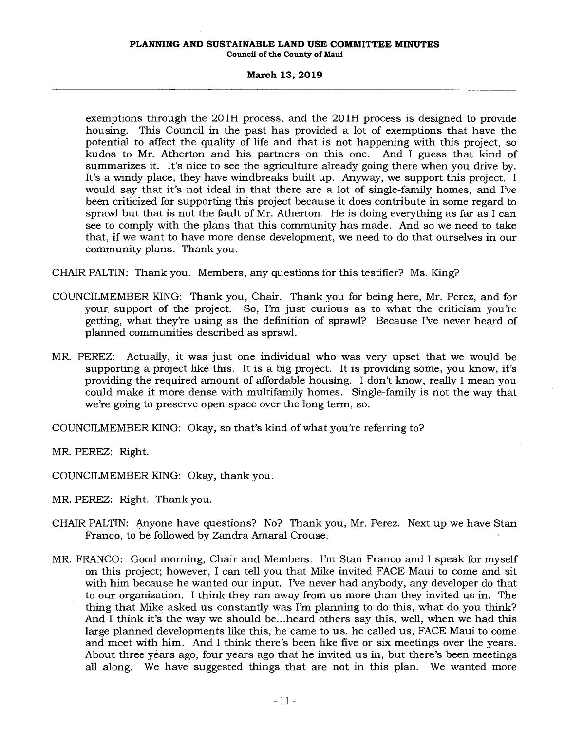exemptions through the 201H process, and the 201H process is designed to provide housing. This Council in the past has provided a lot of exemptions that have the potential to affect the quality of life and that is not happening with this project, so kudos to Mr. Atherton and his partners on this one. And I guess that kind of summarizes it. It's nice to see the agriculture already going there when you drive by. It's a windy place, they have windbreaks built up. Anyway, we support this project. I would say that it's not ideal in that there are a lot of single-family homes, and I've been criticized for supporting this project because it does contribute in some regard to sprawl but that is not the fault of Mr. Atherton. He is doing everything as far as I can see to comply with the plans that this community has made. And so we need to take that, if we want to have more dense development, we need to do that ourselves in our community plans. Thank you.

CHAIR PALTIN: Thank you. Members, any questions for this testifier? Ms. King?

COUNCILMEMBER KING: Thank you, Chair. Thank you for being here, Mr. Perez, and for your support of the project. So, I'm just curious as to what the criticism you're getting, what they're using as the definition of sprawl? Because I've never heard of planned communities described as sprawl.

MR. PEREZ: Actually, it was just one individual who was very upset that we would be supporting a project like this. It is a big project. It is providing some, you know, it's providing the required amount of affordable housing. I don't know, really I mean you could make it more dense with multifamily homes. Single-family is not the way that we're going to preserve open space over the long term, so.

COUNCILMEMBER KING: Okay, so that's kind of what you're referring to?

MR. PEREZ: Right.

COUNCILMEMBER KING: Okay, thank you.

MR. PEREZ: Right. Thank you.

CHAIR PALTIN: Anyone have questions? No? Thank you, Mr. Perez. Next up we have Stan Franco, to be followed by Zandra Amaral Crouse.

MR. FRANCO: Good morning, Chair and Members. I'm Stan Franco and I speak for myself on this project; however, I can tell you that Mike invited FACE Maui to come and sit with him because he wanted our input. I've never had anybody, any developer do that to our organization. I think they ran away from us more than they invited us in. The thing that Mike asked us constantly was I'm planning to do this, what do you think? And I think it's the way we should be...heard others say this, well, when we had this large planned developments like this, he came to us, he called us, FACE Maui to come and meet with him. And I think there's been like five or six meetings over the years. About three years ago, four years ago that he invited us in, but there's been meetings all along. We have suggested things that are not in this plan. We wanted more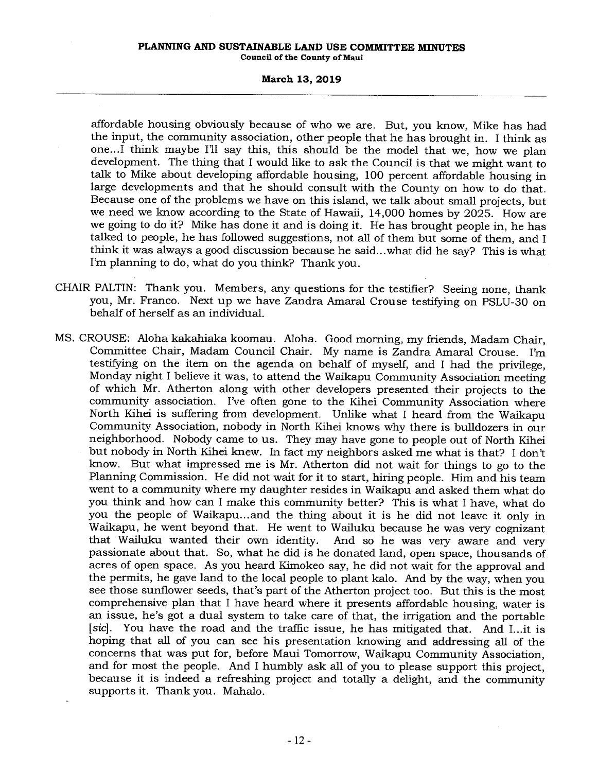affordable housing obviously because of who we are. But, you know, Mike has had the input, the community association, other people that he has brought in. I think as one...I think maybe I'll say this, this should be the model that we, how we plan development. The thing that I would like to ask the Council is that we might want to talk to Mike about developing affordable housing, 100 percent affordable housing in large developments and that he should consult with the County on how to do that. Because one of the problems we have on this island, we talk about small projects, but we need we know according to the State of Hawaii, 14,000 homes by 2025. How are we going to do it? Mike has done it and is doing it. He has brought people in, he has talked to people, he has followed suggestions, not all of them but some of them, and I think it was always a good discussion because he said...what did he say? This is what I'm planning to do, what do you think? Thank you.

CHAIR PALTIN: Thank you. Members, any questions for the testifier? Seeing none, thank you, Mr. Franco. Next up we have Zandra Amaral Crouse testifying on PSLU-30 on behalf of herself as an individual.

MS. CROUSE: Aloha kakahiaka koomau. Aloha. Good morning, my friends, Madam Chair, Committee Chair, Madam Council Chair. My name is Zandra Amaral Crouse. I'm testifying on the item on the agenda on behalf of myself, and I had the privilege, Monday night I believe it was, to attend the Waikapu Community Association meeting of which Mr. Atherton along with other developers presented their projects to the community association. I've often gone to the Kihei Community Association where North Kihei is suffering from development. Unlike what I heard from the Waikapu Community Association, nobody in North Kihei knows why there is bulldozers in our neighborhood. Nobody came to us. They may have gone to people out of North Kihei but nobody in North Kihei knew. In fact my neighbors asked me what is that? I don't know. But what impressed me is Mr. Atherton did not wait for things to go to the Planning Commission. He did not wait for it to start, hiring people. Him and his team went to a community where my daughter resides in Waikapu and asked them what do you think and how can I make this community better? This is what I have, what do you the people of Waikapu...and the thing about it is he did not leave it only in Waikapu, he went beyond that. He went to Wailuku because he was very cognizant that Wailuku wanted their own identity. And so he was very aware and very passionate about that. So, what he did is he donated land, open space, thousands of acres of open space. As you heard Kimokeo say, he did not wait for the approval and the permits, he gave land to the local people to plant kalo. And by the way, when you see those sunflower seeds, that's part of the Atherton project too. But this is the most comprehensive plan that I have heard where it presents affordable housing, water is an issue, he's got a dual system to take care of that, the irrigation and the portable [*sic*]. You have the road and the traffic issue, he has mitigated that. And I...it is hoping that all of you can see his presentation knowing and addressing all of the concerns that was put for, before Maui Tomorrow, Waikapu Community Association, and for most the people. And I humbly ask all of you to please support this project, because it is indeed a refreshing project and totally a delight, and the community supports it. Thank you. Mahalo.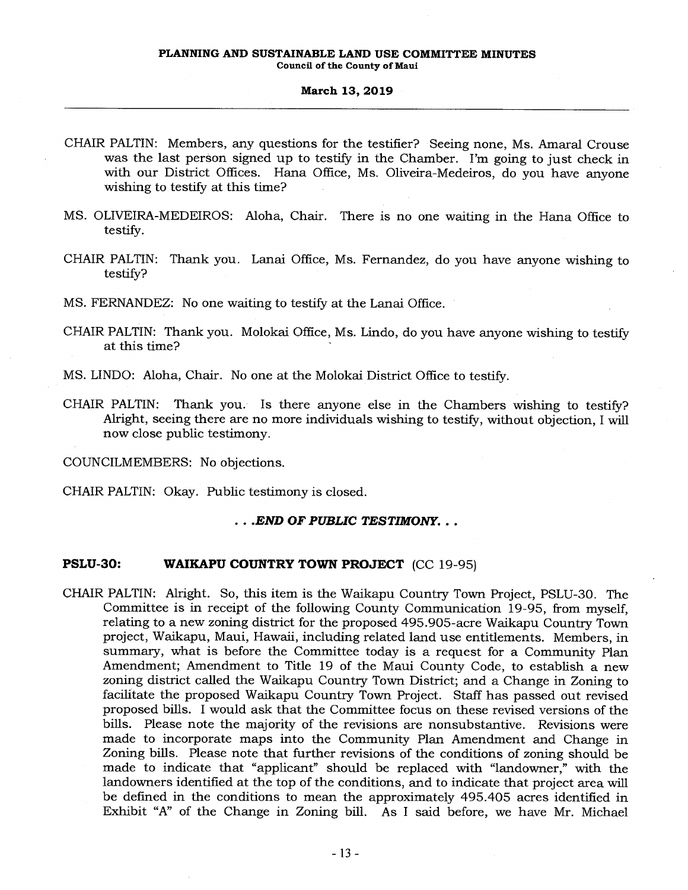CHAIR PALTIN: Members, any questions for the testifier? Seeing none, Ms. Amaral Crouse was the last person signed up to testify in the Chamber. I'm going to just check in with our District Offices. Hana Office, Ms. Oliveira-Medeiros, do you have anyone wishing to testify at this time?

MS. OLIVEIRA-MEDEIROS: Aloha, Chair. There is no one waiting in the Hana Office to testify.

CHAIR PALTIN: Thank you. Lanai Office, Ms. Fernandez, do you have anyone wishing to testify?

MS. FERNANDEZ: No one waiting to testify at the Lanai Office.

CHAIR PALTIN: Thank you. Molokai Office, Ms. Lindo, do you have anyone wishing to testify at this time?

MS. LINDO: Aloha, Chair. No one at the Molokai District Office to testify.

CHAIR PALTIN: Thank you. Is there anyone else in the Chambers wishing to testify? Alright, seeing there are no more individuals wishing to testify, without objection, I will now close public testimony.

COUNCILMEMBERS: No objections.

CHAIR PALTIN: Okay. Public testimony is closed.

***. . .END OF PUBLIC TESTIMONY. . .***

**PSLU-30: WAIKAPU COUNTRY TOWN PROJECT** (CC 19-95)

CHAIR PALTIN: Alright. So, this item is the Waikapu Country Town Project, PSLU-30. The Committee is in receipt of the following County Communication 19-95, from myself, relating to a new zoning district for the proposed 495.905-acre Waikapu Country Town project, Waikapu, Maui, Hawaii, including related land use entitlements. Members, in summary, what is before the Committee today is a request for a Community Plan Amendment; Amendment to Title 19 of the Maui County Code, to establish a new zoning district called the Waikapu Country Town District; and a Change in Zoning to facilitate the proposed Waikapu Country Town Project. Staff has passed out revised proposed bills. I would ask that the Committee focus on these revised versions of the bills. Please note the majority of the revisions are nonsubstantive. Revisions were made to incorporate maps into the Community Plan Amendment and Change in Zoning bills. Please note that further revisions of the conditions of zoning should be made to indicate that "applicant" should be replaced with "landowner," with the landowners identified at the top of the conditions, and to indicate that project area will be defined in the conditions to mean the approximately 495.405 acres identified in Exhibit "A" of the Change in Zoning bill. As I said before, we have Mr. Michael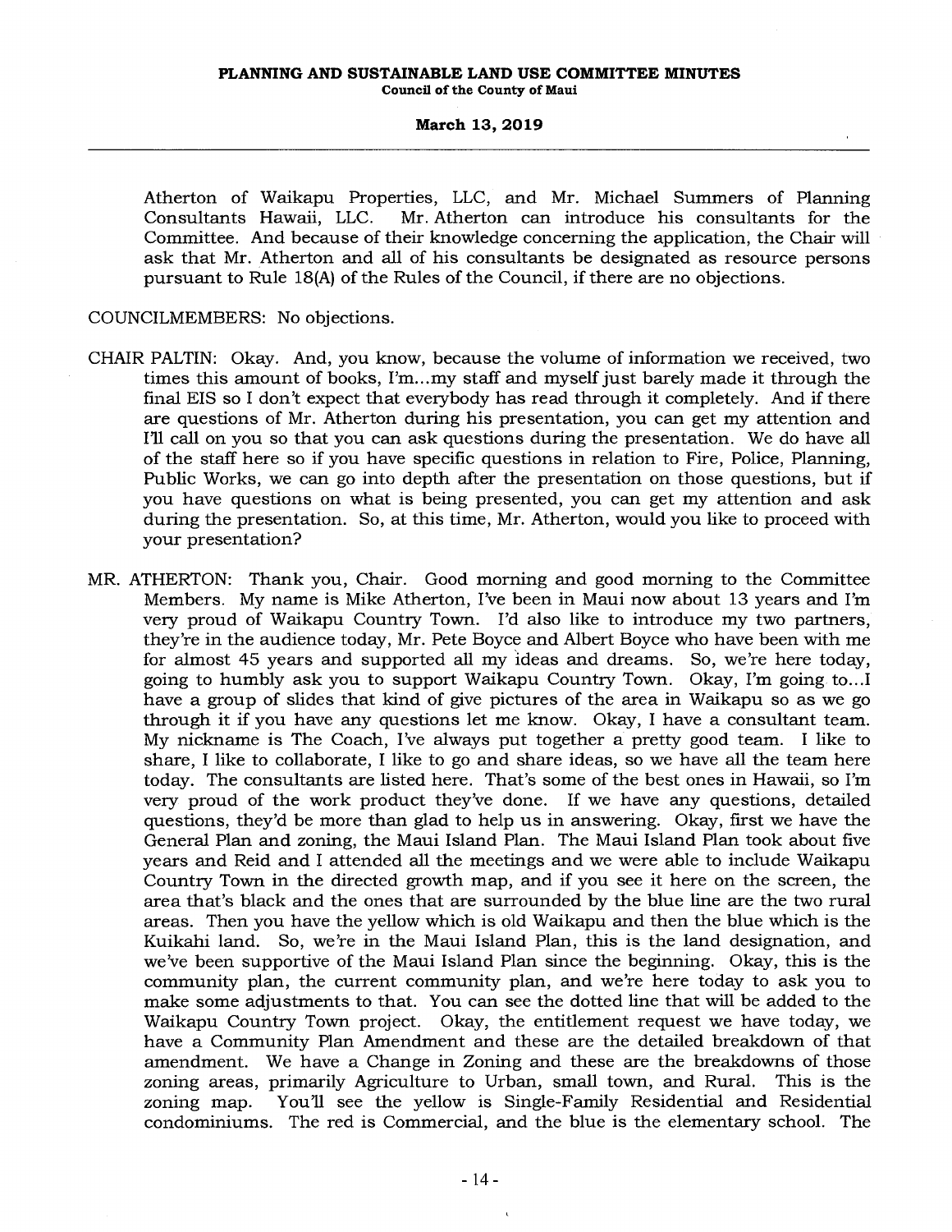Atherton of Waikapu Properties, LLC, and Mr. Michael Summers of Planning Consultants Hawaii, LLC. Mr. Atherton can introduce his consultants for the Committee. And because of their knowledge concerning the application, the Chair will ask that Mr. Atherton and all of his consultants be designated as resource persons pursuant to Rule 18(A) of the Rules of the Council, if there are no objections.

COUNCILMEMBERS: No objections.

CHAIR PALTIN: Okay. And, you know, because the volume of information we received, two times this amount of books, I'm...my staff and myself just barely made it through the final EIS so I don't expect that everybody has read through it completely. And if there are questions of Mr. Atherton during his presentation, you can get my attention and I'll call on you so that you can ask questions during the presentation. We do have all of the staff here so if you have specific questions in relation to Fire, Police, Planning, Public Works, we can go into depth after the presentation on those questions, but if you have questions on what is being presented, you can get my attention and ask during the presentation. So, at this time, Mr. Atherton, would you like to proceed with your presentation?

MR. ATHERTON: Thank you, Chair. Good morning and good morning to the Committee Members. My name is Mike Atherton, I've been in Maui now about 13 years and I'm very proud of Waikapu Country Town. I'd also like to introduce my two partners, they're in the audience today, Mr. Pete Boyce and Albert Boyce who have been with me for almost 45 years and supported all my ideas and dreams. So, we're here today, going to humbly ask you to support Waikapu Country Town. Okay, I'm going to...I have a group of slides that kind of give pictures of the area in Waikapu so as we go through it if you have any questions let me know. Okay, I have a consultant team. My nickname is The Coach, I've always put together a pretty good team. I like to share, I like to collaborate, I like to go and share ideas, so we have all the team here today. The consultants are listed here. That's some of the best ones in Hawaii, so I'm very proud of the work product they've done. If we have any questions, detailed questions, they'd be more than glad to help us in answering. Okay, first we have the General Plan and zoning, the Maui Island Plan. The Maui Island Plan took about five years and Reid and I attended all the meetings and we were able to include Waikapu Country Town in the directed growth map, and if you see it here on the screen, the area that's black and the ones that are surrounded by the blue line are the two rural areas. Then you have the yellow which is old Waikapu and then the blue which is the Kuikahi land. So, we're in the Maui Island Plan, this is the land designation, and we've been supportive of the Maui Island Plan since the beginning. Okay, this is the community plan, the current community plan, and we're here today to ask you to make some adjustments to that. You can see the dotted line that will be added to the Waikapu Country Town project. Okay, the entitlement request we have today, we have a Community Plan Amendment and these are the detailed breakdown of that amendment. We have a Change in Zoning and these are the breakdowns of those zoning areas, primarily Agriculture to Urban, small town, and Rural. This is the zoning map. You'll see the yellow is Single-Family Residential and Residential condominiums. The red is Commercial, and the blue is the elementary school. The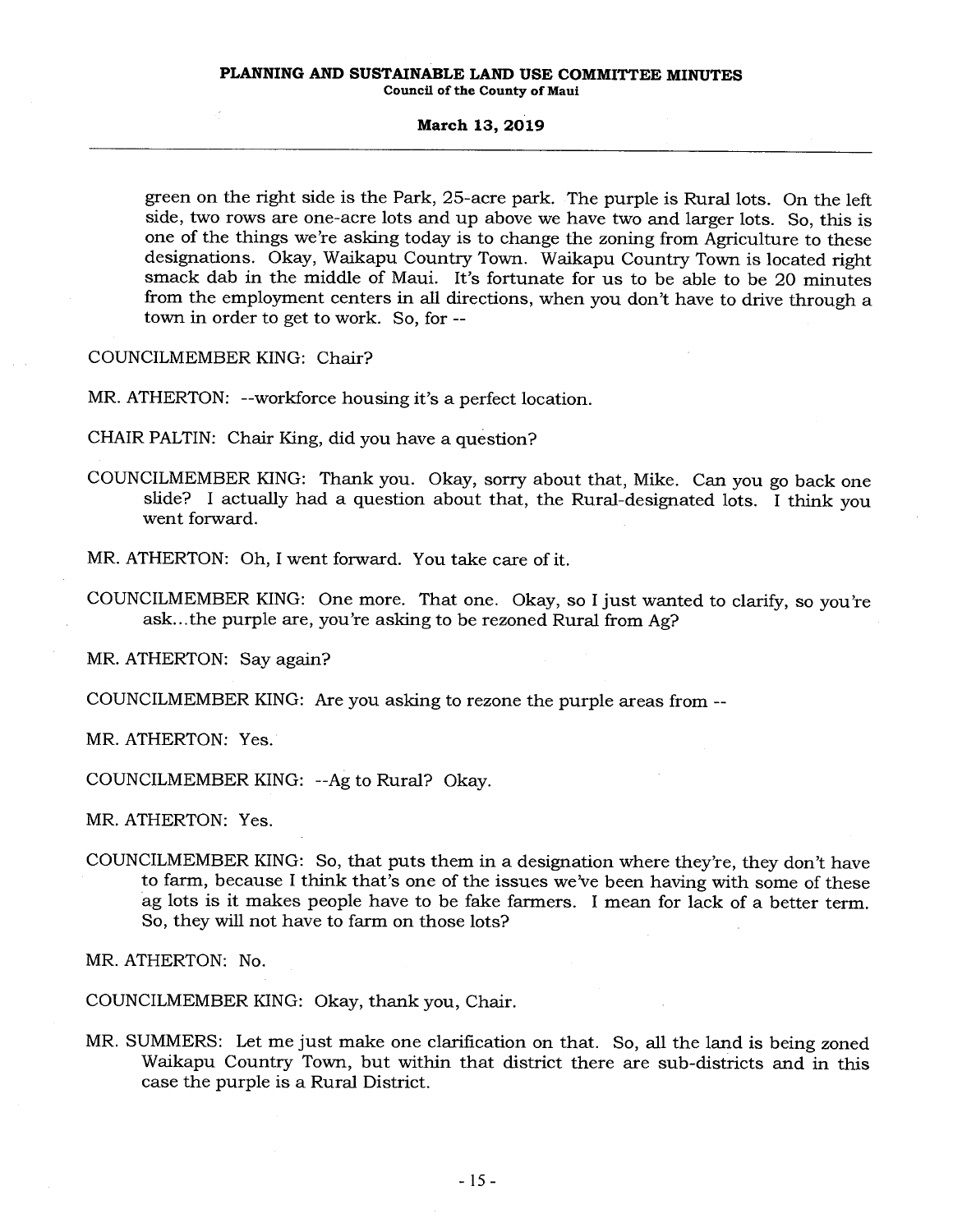green on the right side is the Park, 25-acre park. The purple is Rural lots. On the left side, two rows are one-acre lots and up above we have two and larger lots. So, this is one of the things we're asking today is to change the zoning from Agriculture to these designations. Okay, Waikapu Country Town. Waikapu Country Town is located right smack dab in the middle of Maui. It's fortunate for us to be able to be 20 minutes from the employment centers in all directions, when you don't have to drive through a town in order to get to work. So, for --

COUNCILMEMBER KING: Chair?

MR. ATHERTON: --workforce housing it's a perfect location.

CHAIR PALTIN: Chair King, did you have a question?

COUNCILMEMBER KING: Thank you. Okay, sorry about that, Mike. Can you go back one slide? I actually had a question about that, the Rural-designated lots. I think you went forward.

MR. ATHERTON: Oh, I went forward. You take care of it.

COUNCILMEMBER KING: One more. That one. Okay, so I just wanted to clarify, so you're ask...the purple are, you're asking to be rezoned Rural from Ag?

MR. ATHERTON: Say again?

COUNCILMEMBER KING: Are you asking to rezone the purple areas from --

MR. ATHERTON: Yes.

COUNCILMEMBER KING: --Ag to Rural? Okay.

MR. ATHERTON: Yes.

COUNCILMEMBER KING: So, that puts them in a designation where they're, they don't have to farm, because I think that's one of the issues we've been having with some of these ag lots is it makes people have to be fake farmers. I mean for lack of a better term. So, they will not have to farm on those lots?

MR. ATHERTON: No.

COUNCILMEMBER KING: Okay, thank you, Chair.

MR. SUMMERS: Let me just make one clarification on that. So, all the land is being zoned Waikapu Country Town, but within that district there are sub-districts and in this case the purple is a Rural District.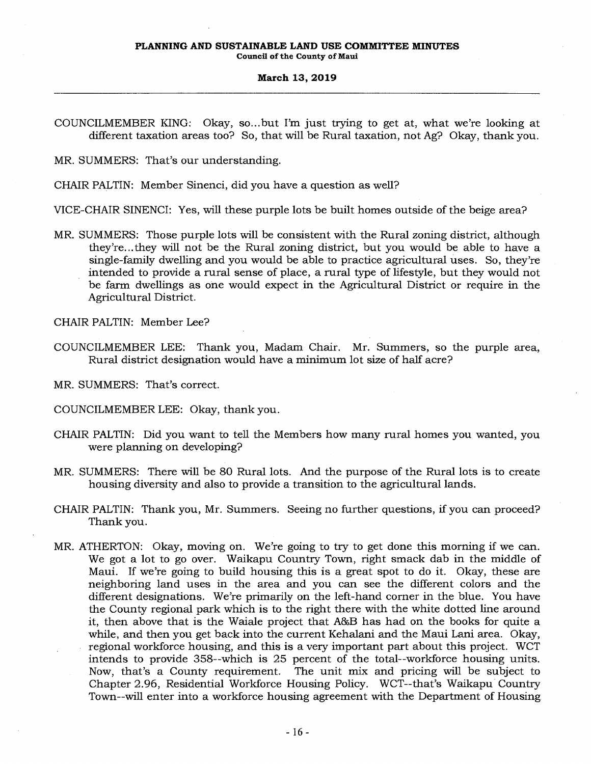COUNCILMEMBER KING: Okay, so...but I'm just trying to get at, what we're looking at different taxation areas too? So, that will be Rural taxation, not Ag? Okay, thank you.

MR. SUMMERS: That's our understanding.

CHAIR PALTIN: Member Sinenci, did you have a question as well?

VICE-CHAIR SINENCI: Yes, will these purple lots be built homes outside of the beige area?

MR. SUMMERS: Those purple lots will be consistent with the Rural zoning district, although they're...they will not be the Rural zoning district, but you would be able to have a single-family dwelling and you would be able to practice agricultural uses. So, they're intended to provide a rural sense of place, a rural type of lifestyle, but they would not be farm dwellings as one would expect in the Agricultural District or require in the Agricultural District.

CHAIR PALTIN: Member Lee?

COUNCILMEMBER LEE: Thank you, Madam Chair. Mr. Summers, so the purple area, Rural district designation would have a minimum lot size of half acre?

MR. SUMMERS: That's correct.

COUNCILMEMBER LEE: Okay, thank you.

CHAIR PALTIN: Did you want to tell the Members how many rural homes you wanted, you were planning on developing?

MR. SUMMERS: There will be 80 Rural lots. And the purpose of the Rural lots is to create housing diversity and also to provide a transition to the agricultural lands.

CHAIR PALTIN: Thank you, Mr. Summers. Seeing no further questions, if you can proceed? Thank you.

MR. ATHERTON: Okay, moving on. We're going to try to get done this morning if we can. We got a lot to go over. Waikapu Country Town, right smack dab in the middle of Maui. If we're going to build housing this is a great spot to do it. Okay, these are neighboring land uses in the area and you can see the different colors and the different designations. We're primarily on the left-hand corner in the blue. You have the County regional park which is to the right there with the white dotted line around it, then above that is the Waiale project that A&B has had on the books for quite a while, and then you get back into the current Kehalani and the Maui Lani area. Okay, regional workforce housing, and this is a very important part about this project. WCT intends to provide 358--which is 25 percent of the total--workforce housing units. Now, that's a County requirement. The unit mix and pricing will be subject to Chapter 2.96, Residential Workforce Housing Policy. WCT--that's Waikapu Country Town--will enter into a workforce housing agreement with the Department of Housing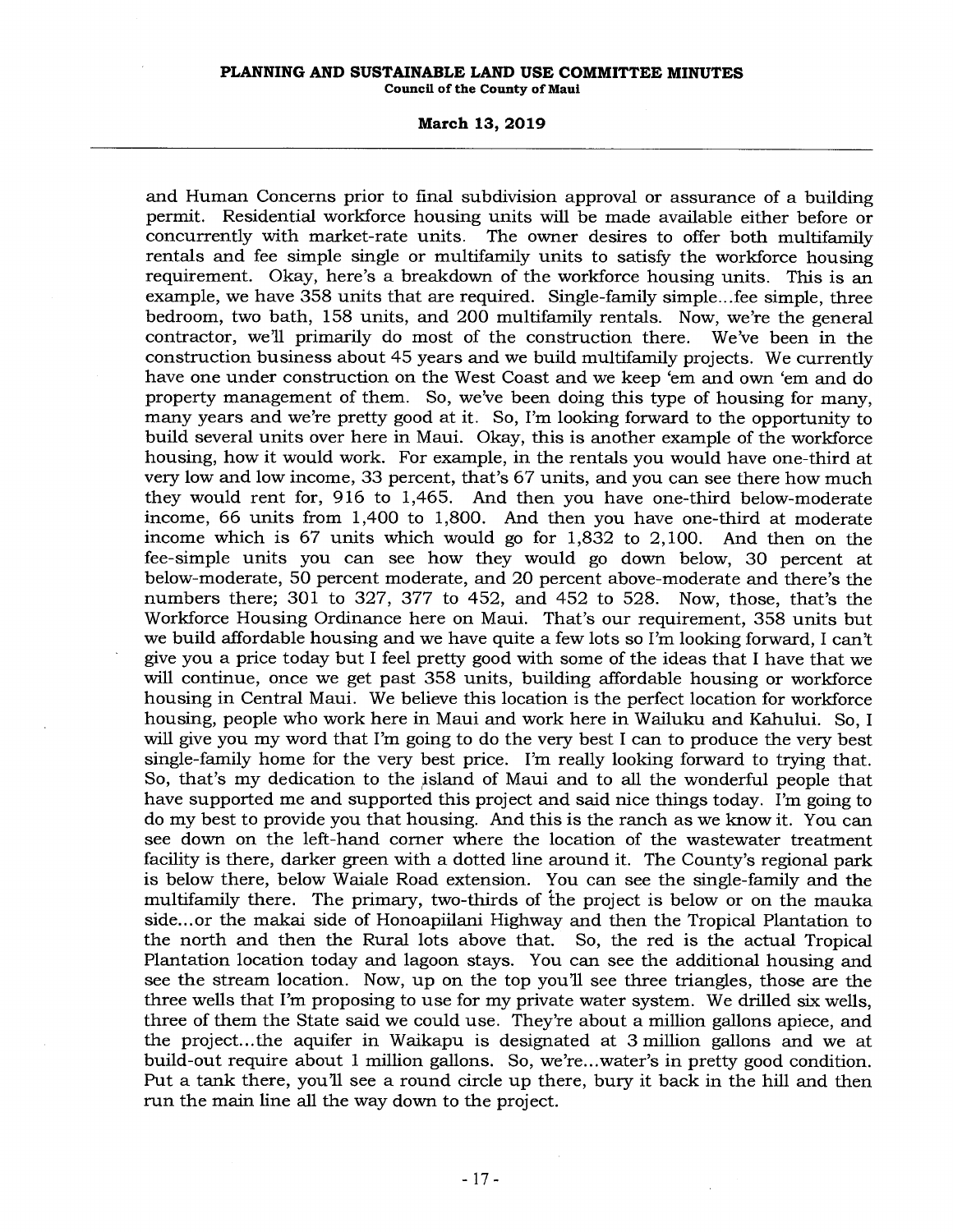and Human Concerns prior to final subdivision approval or assurance of a building permit. Residential workforce housing units will be made available either before or concurrently with market-rate units. The owner desires to offer both multifamily rentals and fee simple single or multifamily units to satisfy the workforce housing requirement. Okay, here's a breakdown of the workforce housing units. This is an example, we have 358 units that are required. Single-family simple...fee simple, three bedroom, two bath, 158 units, and 200 multifamily rentals. Now, we're the general contractor, we'll primarily do most of the construction there. We've been in the construction business about 45 years and we build multifamily projects. We currently have one under construction on the West Coast and we keep 'em and own 'em and do property management of them. So, we've been doing this type of housing for many, many years and we're pretty good at it. So, I'm looking forward to the opportunity to build several units over here in Maui. Okay, this is another example of the workforce housing, how it would work. For example, in the rentals you would have one-third at very low and low income, 33 percent, that's 67 units, and you can see there how much they would rent for, 916 to 1,465. And then you have one-third below-moderate income, 66 units from 1,400 to 1,800. And then you have one-third at moderate income which is 67 units which would go for 1,832 to 2,100. And then on the fee-simple units you can see how they would go down below, 30 percent at below-moderate, 50 percent moderate, and 20 percent above-moderate and there's the numbers there; 301 to 327, 377 to 452, and 452 to 528. Now, those, that's the Workforce Housing Ordinance here on Maui. That's our requirement, 358 units but we build affordable housing and we have quite a few lots so I'm looking forward, I can't give you a price today but I feel pretty good with some of the ideas that I have that we will continue, once we get past 358 units, building affordable housing or workforce housing in Central Maui. We believe this location is the perfect location for workforce housing, people who work here in Maui and work here in Wailuku and Kahului. So, I will give you my word that I'm going to do the very best I can to produce the very best single-family home for the very best price. I'm really looking forward to trying that. So, that's my dedication to the island of Maui and to all the wonderful people that have supported me and supported this project and said nice things today. I'm going to do my best to provide you that housing. And this is the ranch as we know it. You can see down on the left-hand corner where the location of the wastewater treatment facility is there, darker green with a dotted line around it. The County's regional park is below there, below Waiale Road extension. You can see the single-family and the multifamily there. The primary, two-thirds of the project is below or on the mauka side...or the makai side of Honoapiilani Highway and then the Tropical Plantation to the north and then the Rural lots above that. So, the red is the actual Tropical Plantation location today and lagoon stays. You can see the additional housing and see the stream location. Now, up on the top you'll see three triangles, those are the three wells that I'm proposing to use for my private water system. We drilled six wells, three of them the State said we could use. They're about a million gallons apiece, and the project...the aquifer in Waikapu is designated at 3 million gallons and we at build-out require about 1 million gallons. So, we're...water's in pretty good condition. Put a tank there, you'll see a round circle up there, bury it back in the hill and then run the main line all the way down to the project.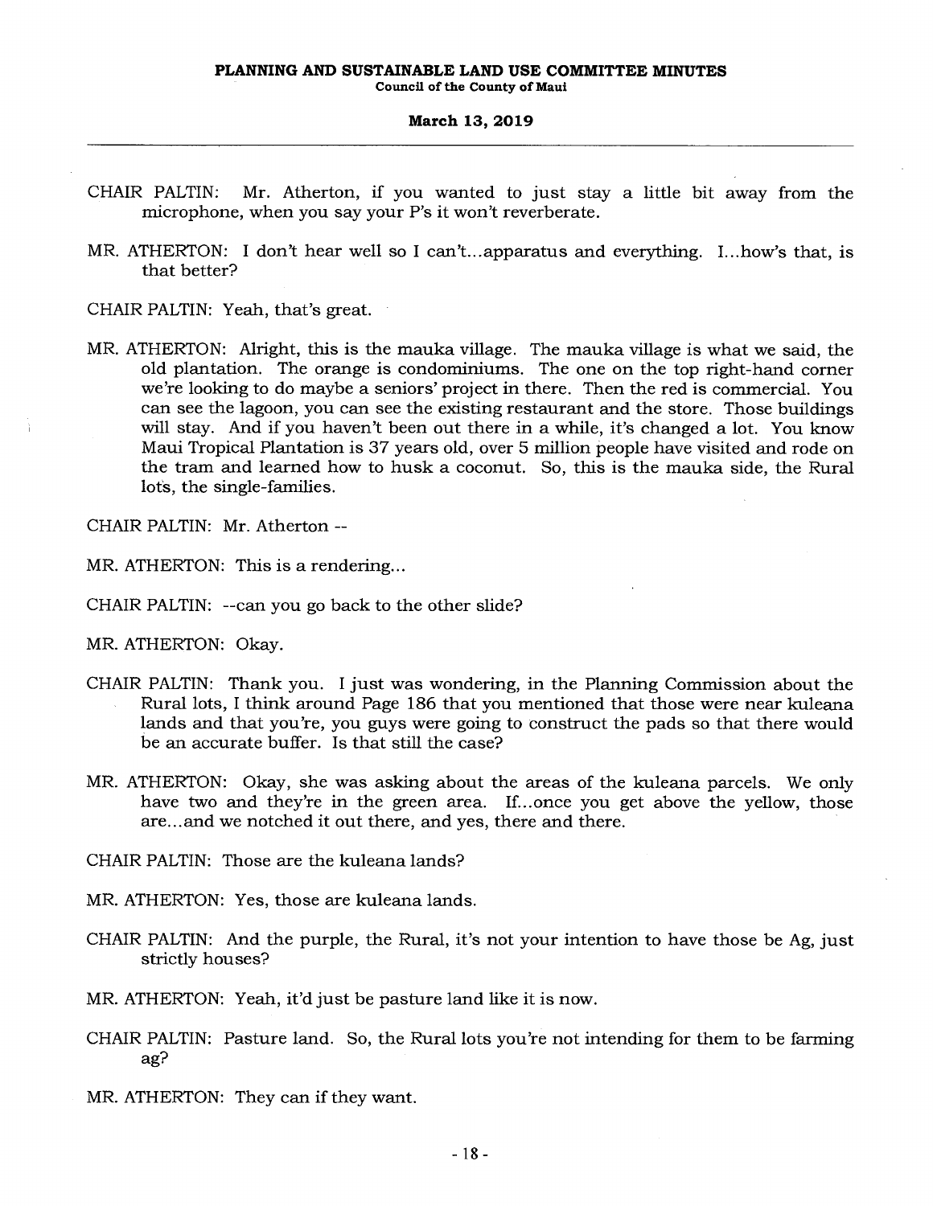CHAIR PALTIN: Mr. Atherton, if you wanted to just stay a little bit away from the microphone, when you say your P's it won't reverberate.

MR. ATHERTON: I don't hear well so I can't...apparatus and everything. I...how's that, is that better?

CHAIR PALTIN: Yeah, that's great.

MR. ATHERTON: Alright, this is the mauka village. The mauka village is what we said, the old plantation. The orange is condominiums. The one on the top right-hand corner we're looking to do maybe a seniors' project in there. Then the red is commercial. You can see the lagoon, you can see the existing restaurant and the store. Those buildings will stay. And if you haven't been out there in a while, it's changed a lot. You know Maui Tropical Plantation is 37 years old, over 5 million people have visited and rode on the tram and learned how to husk a coconut. So, this is the mauka side, the Rural lots, the single-families.

CHAIR PALTIN: Mr. Atherton --

MR. ATHERTON: This is a rendering...

CHAIR PALTIN: --can you go back to the other slide?

MR. ATHERTON: Okay.

CHAIR PALTIN: Thank you. I just was wondering, in the Planning Commission about the Rural lots, I think around Page 186 that you mentioned that those were near kuleana lands and that you're, you guys were going to construct the pads so that there would be an accurate buffer. Is that still the case?

MR. ATHERTON: Okay, she was asking about the areas of the kuleana parcels. We only have two and they're in the green area. If...once you get above the yellow, those are...and we notched it out there, and yes, there and there.

CHAIR PALTIN: Those are the kuleana lands?

MR. ATHERTON: Yes, those are kuleana lands.

CHAIR PALTIN: And the purple, the Rural, it's not your intention to have those be Ag, just strictly houses?

MR. ATHERTON: Yeah, it'd just be pasture land like it is now.

CHAIR PALTIN: Pasture land. So, the Rural lots you're not intending for them to be farming ag?

MR. ATHERTON: They can if they want.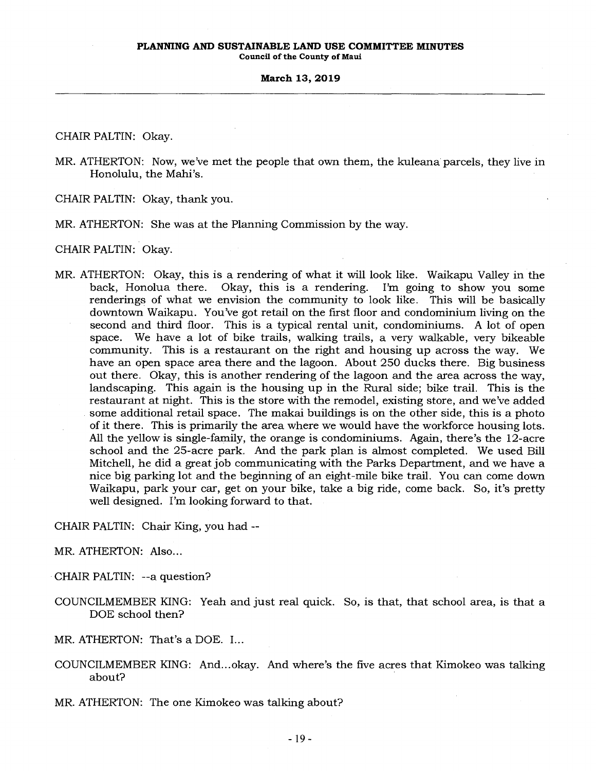CHAIR PALTIN: Okay.

MR. ATHERTON: Now, we've met the people that own them, the kuleana parcels, they live in Honolulu, the Mahi's.

CHAIR PALTIN: Okay, thank you.

MR. ATHERTON: She was at the Planning Commission by the way.

CHAIR PALTIN: Okay.

MR. ATHERTON: Okay, this is a rendering of what it will look like. Waikapu Valley in the back, Honolua there. Okay, this is a rendering. I'm going to show you some renderings of what we envision the community to look like. This will be basically downtown Waikapu. You've got retail on the first floor and condominium living on the second and third floor. This is a typical rental unit, condominiums. A lot of open space. We have a lot of bike trails, walking trails, a very walkable, very bikeable community. This is a restaurant on the right and housing up across the way. We have an open space area there and the lagoon. About 250 ducks there. Big business out there. Okay, this is another rendering of the lagoon and the area across the way, landscaping. This again is the housing up in the Rural side; bike trail. This is the restaurant at night. This is the store with the remodel, existing store, and we've added some additional retail space. The makai buildings is on the other side, this is a photo of it there. This is primarily the area where we would have the workforce housing lots. All the yellow is single-family, the orange is condominiums. Again, there's the 12-acre school and the 25-acre park. And the park plan is almost completed. We used Bill Mitchell, he did a great job communicating with the Parks Department, and we have a nice big parking lot and the beginning of an eight-mile bike trail. You can come down Waikapu, park your car, get on your bike, take a big ride, come back. So, it's pretty well designed. I'm looking forward to that.

CHAIR PALTIN: Chair King, you had --

MR. ATHERTON: Also...

CHAIR PALTIN: --a question?

COUNCILMEMBER KING: Yeah and just real quick. So, is that, that school area, is that a DOE school then?

MR. ATHERTON: That's a DOE. I...

COUNCILMEMBER KING: And...okay. And where's the five acres that Kimokeo was talking about?

MR. ATHERTON: The one Kimokeo was talking about?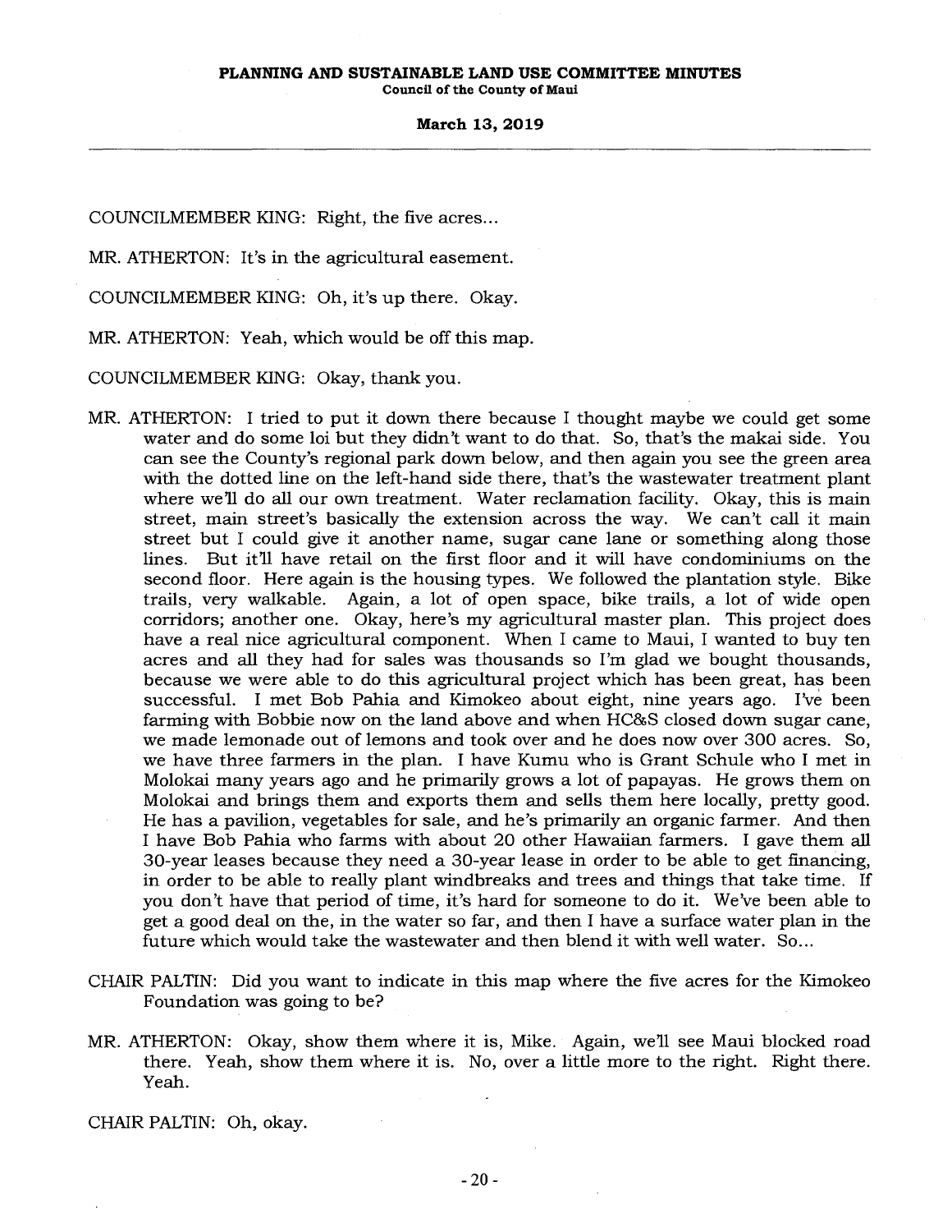COUNCILMEMBER KING: Right, the five acres...

MR. ATHERTON: It's in the agricultural easement.

COUNCILMEMBER KING: Oh, it's up there. Okay.

MR. ATHERTON: Yeah, which would be off this map.

COUNCILMEMBER KING: Okay, thank you.

MR. ATHERTON: I tried to put it down there because I thought maybe we could get some water and do some loi but they didn't want to do that. So, that's the makai side. You can see the County's regional park down below, and then again you see the green area with the dotted line on the left-hand side there, that's the wastewater treatment plant where we'll do all our own treatment. Water reclamation facility. Okay, this is main street, main street's basically the extension across the way. We can't call it main street but I could give it another name, sugar cane lane or something along those lines. But it'll have retail on the first floor and it will have condominiums on the second floor. Here again is the housing types. We followed the plantation style. Bike trails, very walkable. Again, a lot of open space, bike trails, a lot of wide open corridors; another one. Okay, here's my agricultural master plan. This project does have a real nice agricultural component. When I came to Maui, I wanted to buy ten acres and all they had for sales was thousands so I'm glad we bought thousands, because we were able to do this agricultural project which has been great, has been successful. I met Bob Pahia and Kimokeo about eight, nine years ago. I've been farming with Bobbie now on the land above and when HC&S closed down sugar cane, we made lemonade out of lemons and took over and he does now over 300 acres. So, we have three farmers in the plan. I have Kumu who is Grant Schule who I met in Molokai many years ago and he primarily grows a lot of papayas. He grows them on Molokai and brings them and exports them and sells them here locally, pretty good. He has a pavilion, vegetables for sale, and he's primarily an organic farmer. And then I have Bob Pahia who farms with about 20 other Hawaiian farmers. I gave them all 30-year leases because they need a 30-year lease in order to be able to get financing, in order to be able to really plant windbreaks and trees and things that take time. If you don't have that period of time, it's hard for someone to do it. We've been able to get a good deal on the, in the water so far, and then I have a surface water plan in the future which would take the wastewater and then blend it with well water. So...

CHAIR PALTIN: Did you want to indicate in this map where the five acres for the Kimokeo Foundation was going to be?

MR. ATHERTON: Okay, show them where it is, Mike. Again, we'll see Maui blocked road there. Yeah, show them where it is. No, over a little more to the right. Right there. Yeah.

CHAIR PALTIN: Oh, okay.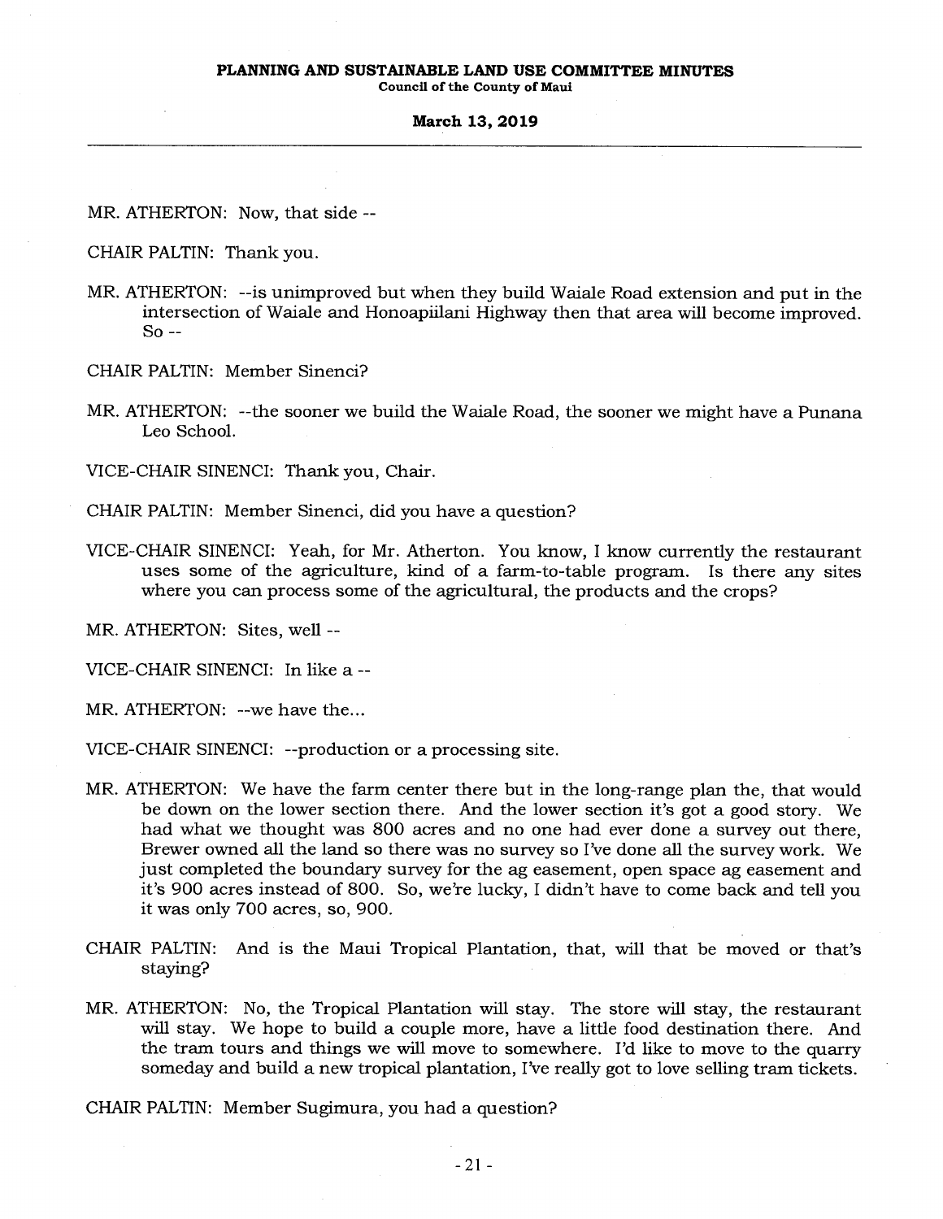MR. ATHERTON: Now, that side --

CHAIR PALTIN: Thank you.

MR. ATHERTON: --is unimproved but when they build Waiale Road extension and put in the intersection of Waiale and Honoapiilani Highway then that area will become improved. So --

CHAIR PALTIN: Member Sinenci?

MR. ATHERTON: --the sooner we build the Waiale Road, the sooner we might have a Punana Leo School.

VICE-CHAIR SINENCI: Thank you, Chair.

CHAIR PALTIN: Member Sinenci, did you have a question?

VICE-CHAIR SINENCI: Yeah, for Mr. Atherton. You know, I know currently the restaurant uses some of the agriculture, kind of a farm-to-table program. Is there any sites where you can process some of the agricultural, the products and the crops?

MR. ATHERTON: Sites, well --

VICE-CHAIR SINENCI: In like a --

MR. ATHERTON: --we have the...

VICE-CHAIR SINENCI: --production or a processing site.

MR. ATHERTON: We have the farm center there but in the long-range plan the, that would be down on the lower section there. And the lower section it's got a good story. We had what we thought was 800 acres and no one had ever done a survey out there, Brewer owned all the land so there was no survey so I've done all the survey work. We just completed the boundary survey for the ag easement, open space ag easement and it's 900 acres instead of 800. So, we're lucky, I didn't have to come back and tell you it was only 700 acres, so, 900.

CHAIR PALTIN: And is the Maui Tropical Plantation, that, will that be moved or that's staying?

MR. ATHERTON: No, the Tropical Plantation will stay. The store will stay, the restaurant will stay. We hope to build a couple more, have a little food destination there. And the tram tours and things we will move to somewhere. I'd like to move to the quarry someday and build a new tropical plantation, I've really got to love selling tram tickets.

CHAIR PALTIN: Member Sugimura, you had a question?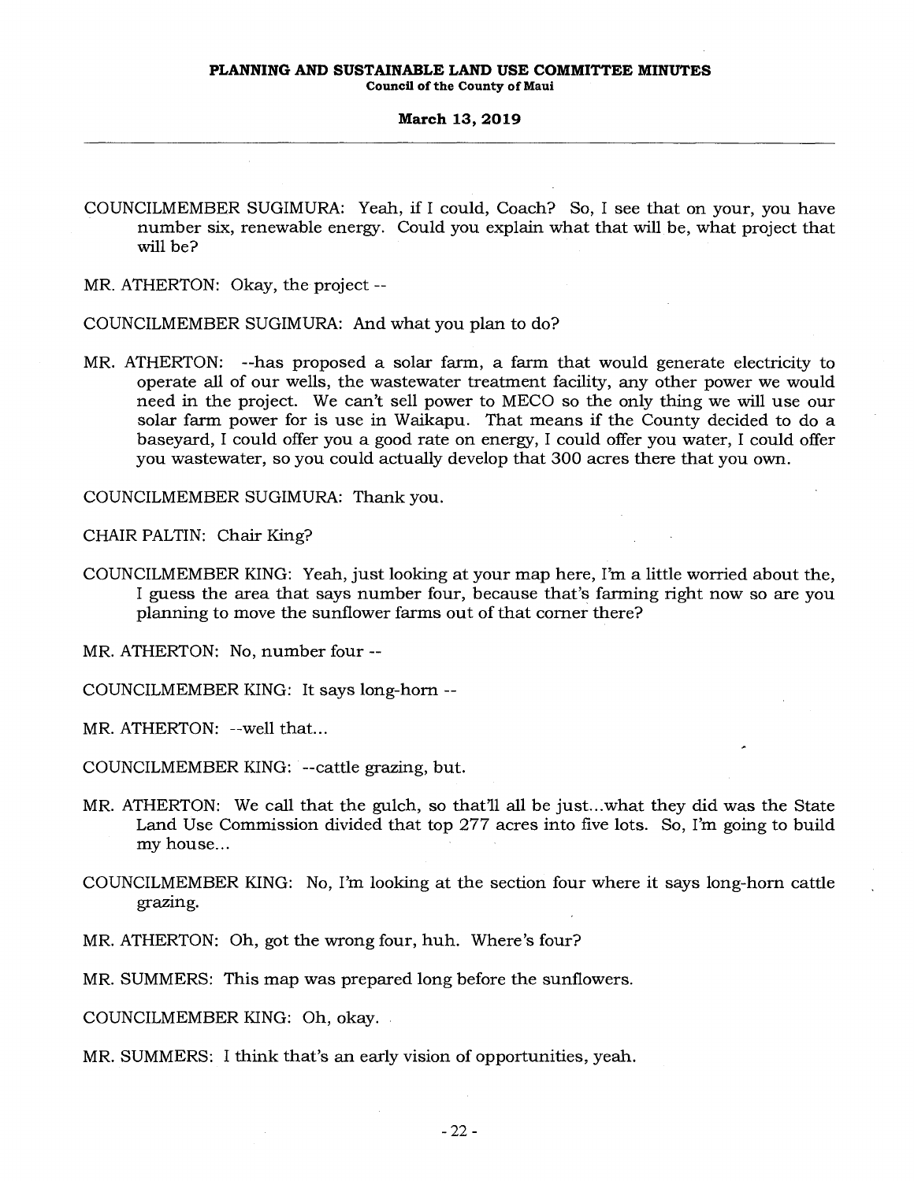COUNCILMEMBER SUGIMURA: Yeah, if I could, Coach? So, I see that on your, you have number six, renewable energy. Could you explain what that will be, what project that will be?

MR. ATHERTON: Okay, the project --

COUNCILMEMBER SUGIMURA: And what you plan to do?

MR. ATHERTON: --has proposed a solar farm, a farm that would generate electricity to operate all of our wells, the wastewater treatment facility, any other power we would need in the project. We can't sell power to MECO so the only thing we will use our solar farm power for is use in Waikapu. That means if the County decided to do a baseyard, I could offer you a good rate on energy, I could offer you water, I could offer you wastewater, so you could actually develop that 300 acres there that you own.

COUNCILMEMBER SUGIMURA: Thank you.

CHAIR PALTIN: Chair King?

COUNCILMEMBER KING: Yeah, just looking at your map here, I'm a little worried about the, I guess the area that says number four, because that's farming right now so are you planning to move the sunflower farms out of that corner there?

MR. ATHERTON: No, number four --

COUNCILMEMBER KING: It says long-horn --

MR. ATHERTON: --well that...

COUNCILMEMBER KING: --cattle grazing, but.

MR. ATHERTON: We call that the gulch, so that'll all be just...what they did was the State Land Use Commission divided that top 277 acres into five lots. So, I'm going to build my house...

COUNCILMEMBER KING: No, I'm looking at the section four where it says long-horn cattle grazing.

MR. ATHERTON: Oh, got the wrong four, huh. Where's four?

MR. SUMMERS: This map was prepared long before the sunflowers.

COUNCILMEMBER KING: Oh, okay.

MR. SUMMERS: I think that's an early vision of opportunities, yeah.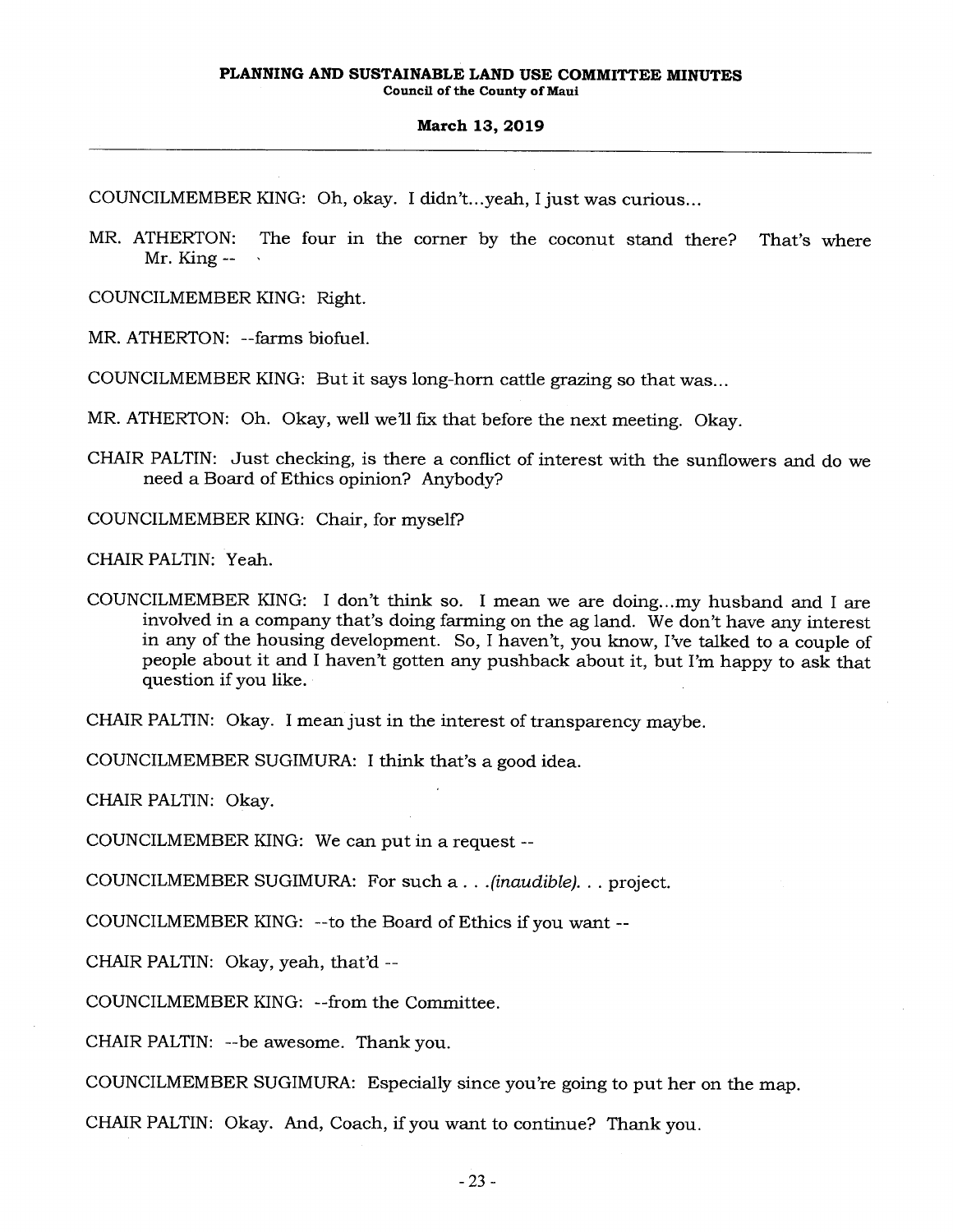COUNCILMEMBER KING: Oh, okay. I didn't...yeah, I just was curious...

MR. ATHERTON: The four in the corner by the coconut stand there? That's where Mr. King --

COUNCILMEMBER KING: Right.

MR. ATHERTON: --farms biofuel.

COUNCILMEMBER KING: But it says long-horn cattle grazing so that was...

MR. ATHERTON: Oh. Okay, well we'll fix that before the next meeting. Okay.

CHAIR PALTIN: Just checking, is there a conflict of interest with the sunflowers and do we need a Board of Ethics opinion? Anybody?

COUNCILMEMBER KING: Chair, for myself?

CHAIR PALTIN: Yeah.

COUNCILMEMBER KING: I don't think so. I mean we are doing...my husband and I are involved in a company that's doing farming on the ag land. We don't have any interest in any of the housing development. So, I haven't, you know, I've talked to a couple of people about it and I haven't gotten any pushback about it, but I'm happy to ask that question if you like.

CHAIR PALTIN: Okay. I mean just in the interest of transparency maybe.

COUNCILMEMBER SUGIMURA: I think that's a good idea.

CHAIR PALTIN: Okay.

COUNCILMEMBER KING: We can put in a request --

COUNCILMEMBER SUGIMURA: For such a . . .*(inaudible)*. . . project.

COUNCILMEMBER KING: --to the Board of Ethics if you want --

CHAIR PALTIN: Okay, yeah, that'd --

COUNCILMEMBER KING: --from the Committee.

CHAIR PALTIN: --be awesome. Thank you.

COUNCILMEMBER SUGIMURA: Especially since you're going to put her on the map.

CHAIR PALTIN: Okay. And, Coach, if you want to continue? Thank you.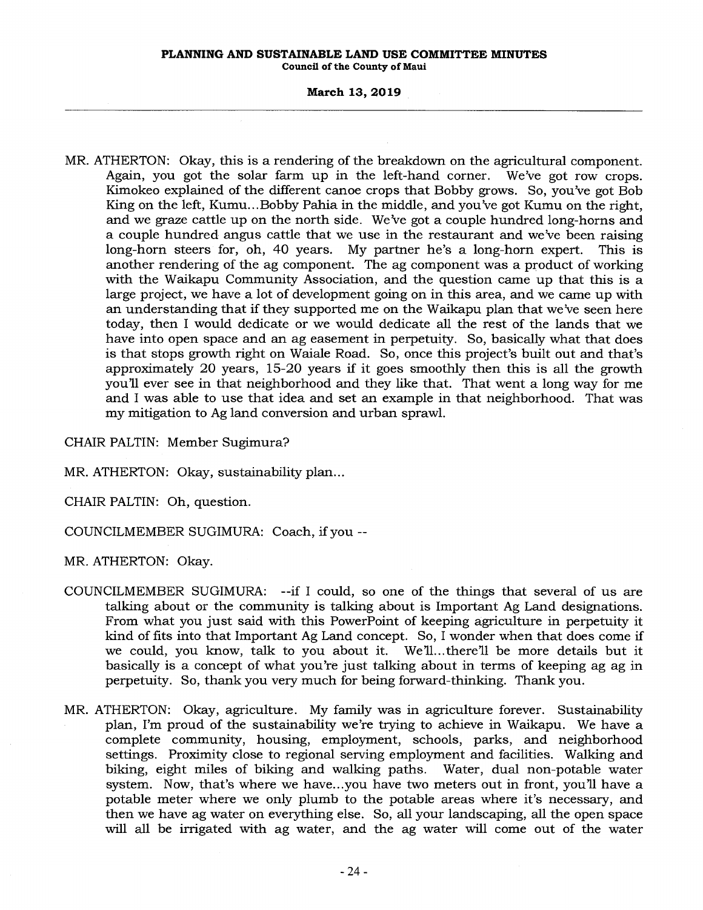MR. ATHERTON: Okay, this is a rendering of the breakdown on the agricultural component. Again, you got the solar farm up in the left-hand corner. We've got row crops. Kimokeo explained of the different canoe crops that Bobby grows. So, you've got Bob King on the left, Kumu...Bobby Pahia in the middle, and you've got Kumu on the right, and we graze cattle up on the north side. We've got a couple hundred long-horns and a couple hundred angus cattle that we use in the restaurant and we've been raising long-horn steers for, oh, 40 years. My partner he's a long-horn expert. This is another rendering of the ag component. The ag component was a product of working with the Waikapu Community Association, and the question came up that this is a large project, we have a lot of development going on in this area, and we came up with an understanding that if they supported me on the Waikapu plan that we've seen here today, then I would dedicate or we would dedicate all the rest of the lands that we have into open space and an ag easement in perpetuity. So, basically what that does is that stops growth right on Waiale Road. So, once this project's built out and that's approximately 20 years, 15-20 years if it goes smoothly then this is all the growth you'll ever see in that neighborhood and they like that. That went a long way for me and I was able to use that idea and set an example in that neighborhood. That was my mitigation to Ag land conversion and urban sprawl.

CHAIR PALTIN: Member Sugimura?

MR. ATHERTON: Okay, sustainability plan...

CHAIR PALTIN: Oh, question.

COUNCILMEMBER SUGIMURA: Coach, if you --

MR. ATHERTON: Okay.

COUNCILMEMBER SUGIMURA: --if I could, so one of the things that several of us are talking about or the community is talking about is Important Ag Land designations. From what you just said with this PowerPoint of keeping agriculture in perpetuity it kind of fits into that Important Ag Land concept. So, I wonder when that does come if we could, you know, talk to you about it. We'll...there'll be more details but it basically is a concept of what you're just talking about in terms of keeping ag ag in perpetuity. So, thank you very much for being forward-thinking. Thank you.

MR. ATHERTON: Okay, agriculture. My family was in agriculture forever. Sustainability plan, I'm proud of the sustainability we're trying to achieve in Waikapu. We have a complete community, housing, employment, schools, parks, and neighborhood settings. Proximity close to regional serving employment and facilities. Walking and biking, eight miles of biking and walking paths. Water, dual non-potable water system. Now, that's where we have...you have two meters out in front, you'll have a potable meter where we only plumb to the potable areas where it's necessary, and then we have ag water on everything else. So, all your landscaping, all the open space will all be irrigated with ag water, and the ag water will come out of the water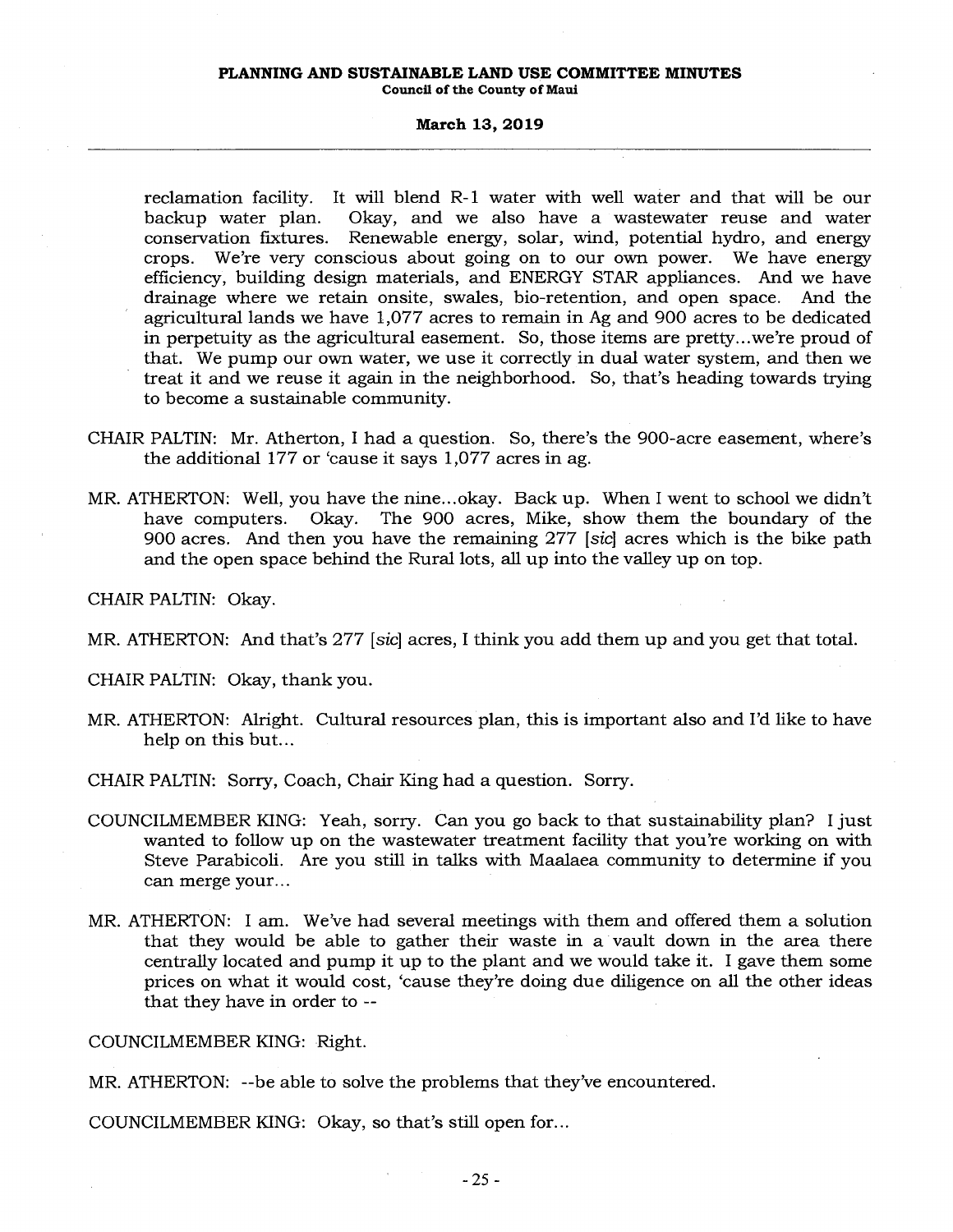reclamation facility. It will blend R-1 water with well water and that will be our backup water plan. Okay, and we also have a wastewater reuse and water conservation fixtures. Renewable energy, solar, wind, potential hydro, and energy crops. We're very conscious about going on to our own power. We have energy efficiency, building design materials, and ENERGY STAR appliances. And we have drainage where we retain onsite, swales, bio-retention, and open space. And the agricultural lands we have 1,077 acres to remain in Ag and 900 acres to be dedicated in perpetuity as the agricultural easement. So, those items are pretty...we're proud of that. We pump our own water, we use it correctly in dual water system, and then we treat it and we reuse it again in the neighborhood. So, that's heading towards trying to become a sustainable community.

CHAIR PALTIN: Mr. Atherton, I had a question. So, there's the 900-acre easement, where's the additional 177 or 'cause it says 1,077 acres in ag.

MR. ATHERTON: Well, you have the nine...okay. Back up. When I went to school we didn't have computers. Okay. The 900 acres, Mike, show them the boundary of the 900 acres. And then you have the remaining 277 [*sic*] acres which is the bike path and the open space behind the Rural lots, all up into the valley up on top.

CHAIR PALTIN: Okay.

MR. ATHERTON: And that's 277 [*sic*] acres, I think you add them up and you get that total.

CHAIR PALTIN: Okay, thank you.

MR. ATHERTON: Alright. Cultural resources plan, this is important also and I'd like to have help on this but...

CHAIR PALTIN: Sorry, Coach, Chair King had a question. Sorry.

COUNCILMEMBER KING: Yeah, sorry. Can you go back to that sustainability plan? I just wanted to follow up on the wastewater treatment facility that you're working on with Steve Parabicoli. Are you still in talks with Maalaea community to determine if you can merge your...

MR. ATHERTON: I am. We've had several meetings with them and offered them a solution that they would be able to gather their waste in a vault down in the area there centrally located and pump it up to the plant and we would take it. I gave them some prices on what it would cost, 'cause they're doing due diligence on all the other ideas that they have in order to --

COUNCILMEMBER KING: Right.

MR. ATHERTON: --be able to solve the problems that they've encountered.

COUNCILMEMBER KING: Okay, so that's still open for...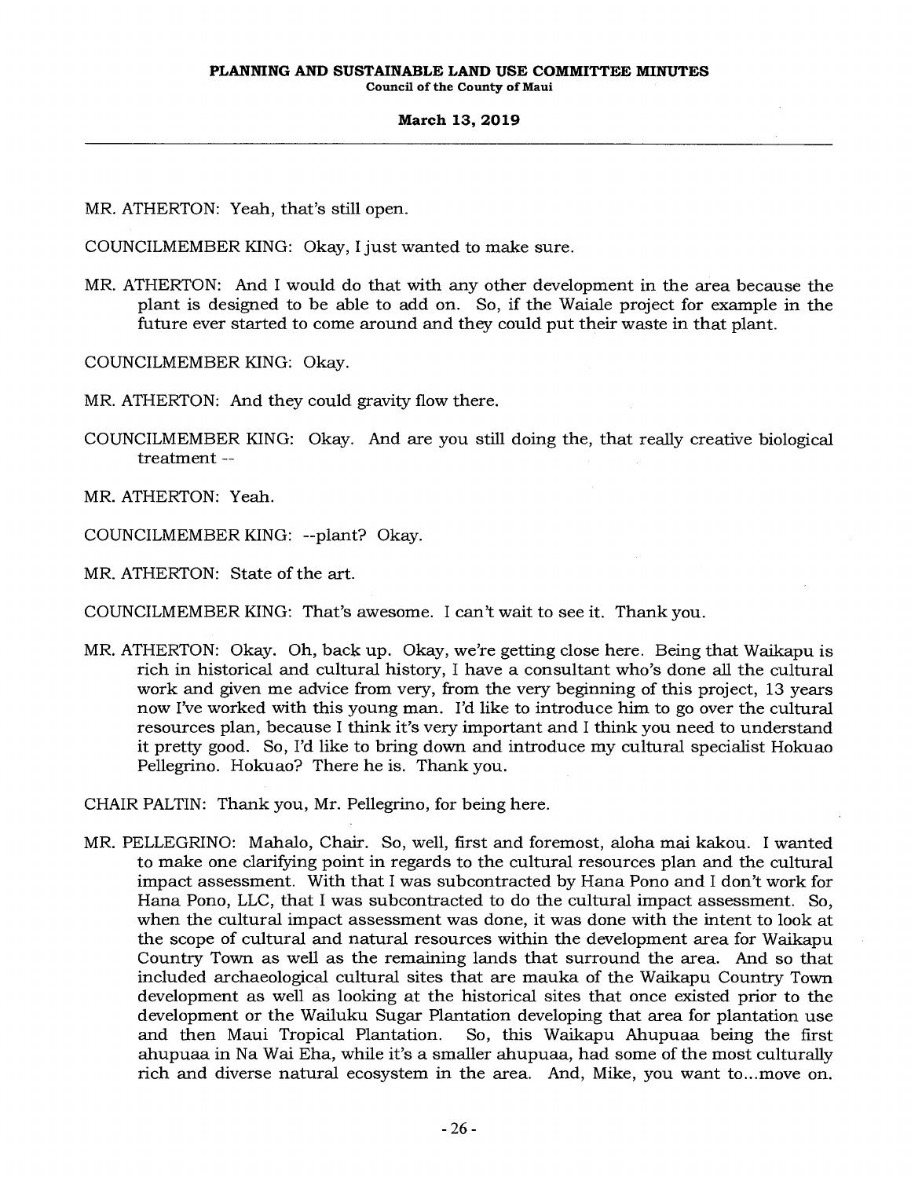MR. ATHERTON: Yeah, that's still open.

COUNCILMEMBER KING: Okay, I just wanted to make sure.

MR. ATHERTON: And I would do that with any other development in the area because the plant is designed to be able to add on. So, if the Waiale project for example in the future ever started to come around and they could put their waste in that plant.

COUNCILMEMBER KING: Okay.

MR. ATHERTON: And they could gravity flow there.

COUNCILMEMBER KING: Okay. And are you still doing the, that really creative biological treatment --

MR. ATHERTON: Yeah.

COUNCILMEMBER KING: --plant? Okay.

MR. ATHERTON: State of the art.

COUNCILMEMBER KING: That's awesome. I can't wait to see it. Thank you.

MR. ATHERTON: Okay. Oh, back up. Okay, we're getting close here. Being that Waikapu is rich in historical and cultural history, I have a consultant who's done all the cultural work and given me advice from very, from the very beginning of this project, 13 years now I've worked with this young man. I'd like to introduce him to go over the cultural resources plan, because I think it's very important and I think you need to understand it pretty good. So, I'd like to bring down and introduce my cultural specialist Hokuao Pellegrino. Hokuao? There he is. Thank you.

CHAIR PALTIN: Thank you, Mr. Pellegrino, for being here.

MR. PELLEGRINO: Mahalo, Chair. So, well, first and foremost, aloha mai kakou. I wanted to make one clarifying point in regards to the cultural resources plan and the cultural impact assessment. With that I was subcontracted by Hana Pono and I don't work for Hana Pono, LLC, that I was subcontracted to do the cultural impact assessment. So, when the cultural impact assessment was done, it was done with the intent to look at the scope of cultural and natural resources within the development area for Waikapu Country Town as well as the remaining lands that surround the area. And so that included archaeological cultural sites that are mauka of the Waikapu Country Town development as well as looking at the historical sites that once existed prior to the development or the Wailuku Sugar Plantation developing that area for plantation use and then Maui Tropical Plantation. So, this Waikapu Ahupuaa being the first ahupuaa in Na Wai Eha, while it's a smaller ahupuaa, had some of the most culturally rich and diverse natural ecosystem in the area. And, Mike, you want to...move on.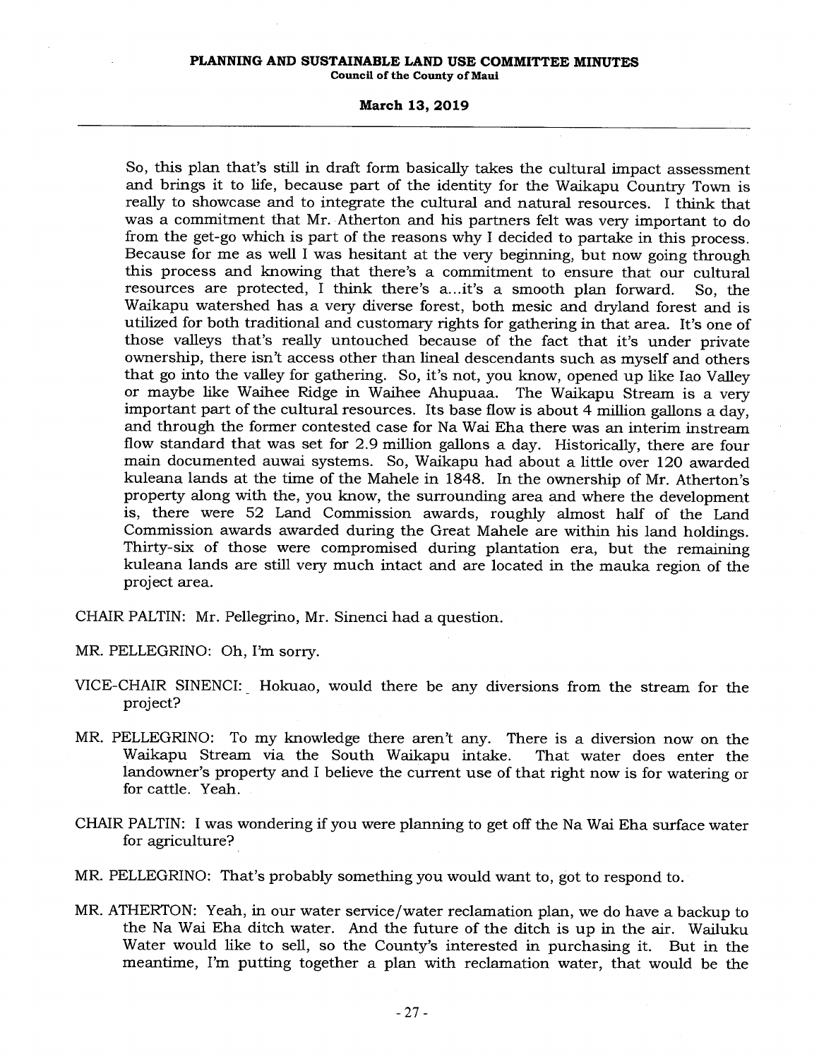So, this plan that's still in draft form basically takes the cultural impact assessment and brings it to life, because part of the identity for the Waikapu Country Town is really to showcase and to integrate the cultural and natural resources. I think that was a commitment that Mr. Atherton and his partners felt was very important to do from the get-go which is part of the reasons why I decided to partake in this process. Because for me as well I was hesitant at the very beginning, but now going through this process and knowing that there's a commitment to ensure that our cultural resources are protected, I think there's a...it's a smooth plan forward. So, the Waikapu watershed has a very diverse forest, both mesic and dryland forest and is utilized for both traditional and customary rights for gathering in that area. It's one of those valleys that's really untouched because of the fact that it's under private ownership, there isn't access other than lineal descendants such as myself and others that go into the valley for gathering. So, it's not, you know, opened up like Iao Valley or maybe like Waihee Ridge in Waihee Ahupuaa. The Waikapu Stream is a very important part of the cultural resources. Its base flow is about 4 million gallons a day, and through the former contested case for Na Wai Eha there was an interim instream flow standard that was set for 2.9 million gallons a day. Historically, there are four main documented auwai systems. So, Waikapu had about a little over 120 awarded kuleana lands at the time of the Mahele in 1848. In the ownership of Mr. Atherton's property along with the, you know, the surrounding area and where the development is, there were 52 Land Commission awards, roughly almost half of the Land Commission awards awarded during the Great Mahele are within his land holdings. Thirty-six of those were compromised during plantation era, but the remaining kuleana lands are still very much intact and are located in the mauka region of the project area.

CHAIR PALTIN: Mr. Pellegrino, Mr. Sinenci had a question.

MR. PELLEGRINO: Oh, I'm sorry.

VICE-CHAIR SINENCI: Hokuao, would there be any diversions from the stream for the project?

MR. PELLEGRINO: To my knowledge there aren't any. There is a diversion now on the Waikapu Stream via the South Waikapu intake. That water does enter the landowner's property and I believe the current use of that right now is for watering or for cattle. Yeah.

CHAIR PALTIN: I was wondering if you were planning to get off the Na Wai Eha surface water for agriculture?

MR. PELLEGRINO: That's probably something you would want to, got to respond to.

MR. ATHERTON: Yeah, in our water service/water reclamation plan, we do have a backup to the Na Wai Eha ditch water. And the future of the ditch is up in the air. Wailuku Water would like to sell, so the County's interested in purchasing it. But in the meantime, I'm putting together a plan with reclamation water, that would be the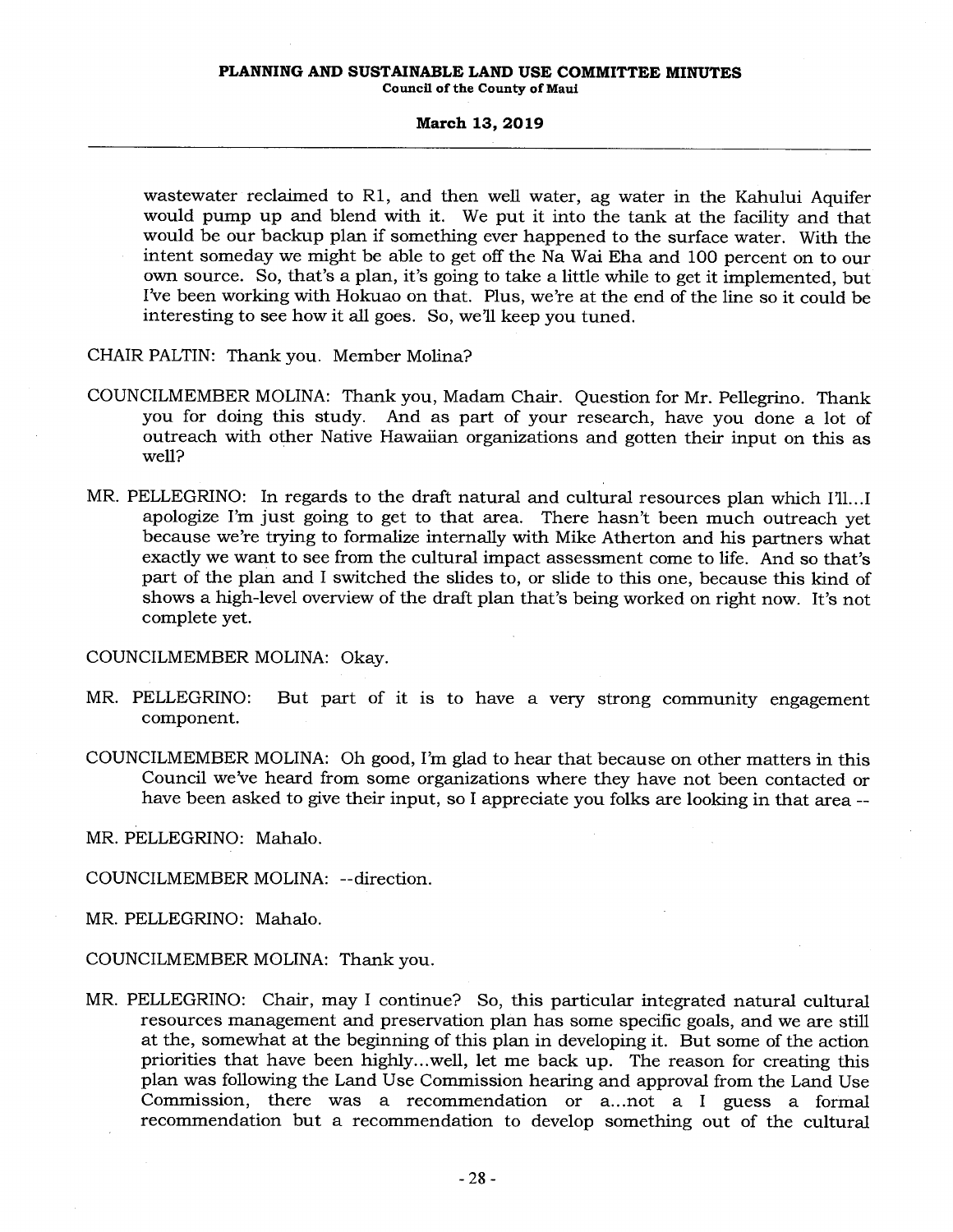wastewater reclaimed to R1, and then well water, ag water in the Kahului Aquifer would pump up and blend with it. We put it into the tank at the facility and that would be our backup plan if something ever happened to the surface water. With the intent someday we might be able to get off the Na Wai Eha and 100 percent on to our own source. So, that's a plan, it's going to take a little while to get it implemented, but I've been working with Hokuao on that. Plus, we're at the end of the line so it could be interesting to see how it all goes. So, we'll keep you tuned.

CHAIR PALTIN: Thank you. Member Molina?

COUNCILMEMBER MOLINA: Thank you, Madam Chair. Question for Mr. Pellegrino. Thank you for doing this study. And as part of your research, have you done a lot of outreach with other Native Hawaiian organizations and gotten their input on this as well?

MR. PELLEGRINO: In regards to the draft natural and cultural resources plan which I'll...I apologize I'm just going to get to that area. There hasn't been much outreach yet because we're trying to formalize internally with Mike Atherton and his partners what exactly we want to see from the cultural impact assessment come to life. And so that's part of the plan and I switched the slides to, or slide to this one, because this kind of shows a high-level overview of the draft plan that's being worked on right now. It's not complete yet.

COUNCILMEMBER MOLINA: Okay.

MR. PELLEGRINO: But part of it is to have a very strong community engagement component.

COUNCILMEMBER MOLINA: Oh good, I'm glad to hear that because on other matters in this Council we've heard from some organizations where they have not been contacted or have been asked to give their input, so I appreciate you folks are looking in that area --

MR. PELLEGRINO: Mahalo.

COUNCILMEMBER MOLINA: --direction.

MR. PELLEGRINO: Mahalo.

COUNCILMEMBER MOLINA: Thank you.

MR. PELLEGRINO: Chair, may I continue? So, this particular integrated natural cultural resources management and preservation plan has some specific goals, and we are still at the, somewhat at the beginning of this plan in developing it. But some of the action priorities that have been highly...well, let me back up. The reason for creating this plan was following the Land Use Commission hearing and approval from the Land Use Commission, there was a recommendation or a...not a I guess a formal recommendation but a recommendation to develop something out of the cultural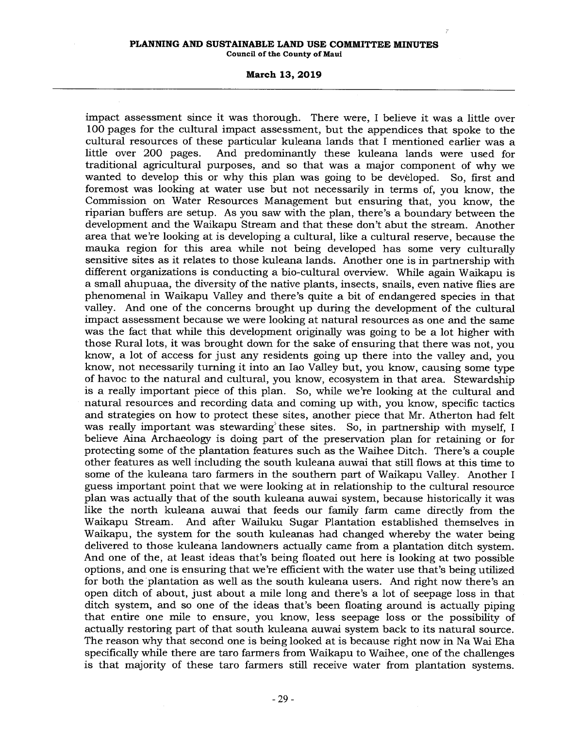impact assessment since it was thorough. There were, I believe it was a little over 100 pages for the cultural impact assessment, but the appendices that spoke to the cultural resources of these particular kuleana lands that I mentioned earlier was a little over 200 pages. And predominantly these kuleana lands were used for traditional agricultural purposes, and so that was a major component of why we wanted to develop this or why this plan was going to be developed. So, first and foremost was looking at water use but not necessarily in terms of, you know, the Commission on Water Resources Management but ensuring that, you know, the riparian buffers are setup. As you saw with the plan, there's a boundary between the development and the Waikapu Stream and that these don't abut the stream. Another area that we're looking at is developing a cultural, like a cultural reserve, because the mauka region for this area while not being developed has some very culturally sensitive sites as it relates to those kuleana lands. Another one is in partnership with different organizations is conducting a bio-cultural overview. While again Waikapu is a small ahupuaa, the diversity of the native plants, insects, snails, even native flies are phenomenal in Waikapu Valley and there's quite a bit of endangered species in that valley. And one of the concerns brought up during the development of the cultural impact assessment because we were looking at natural resources as one and the same was the fact that while this development originally was going to be a lot higher with those Rural lots, it was brought down for the sake of ensuring that there was not, you know, a lot of access for just any residents going up there into the valley and, you know, not necessarily turning it into an Iao Valley but, you know, causing some type of havoc to the natural and cultural, you know, ecosystem in that area. Stewardship is a really important piece of this plan. So, while we're looking at the cultural and natural resources and recording data and coming up with, you know, specific tactics and strategies on how to protect these sites, another piece that Mr. Atherton had felt was really important was stewarding these sites. So, in partnership with myself, I believe Aina Archaeology is doing part of the preservation plan for retaining or for protecting some of the plantation features such as the Waihee Ditch. There's a couple other features as well including the south kuleana auwai that still flows at this time to some of the kuleana taro farmers in the southern part of Waikapu Valley. Another I guess important point that we were looking at in relationship to the cultural resource plan was actually that of the south kuleana auwai system, because historically it was like the north kuleana auwai that feeds our family farm came directly from the Waikapu Stream. And after Wailuku Sugar Plantation established themselves in Waikapu, the system for the south kuleanas had changed whereby the water being delivered to those kuleana landowners actually came from a plantation ditch system. And one of the, at least ideas that's being floated out here is looking at two possible options, and one is ensuring that we're efficient with the water use that's being utilized for both the plantation as well as the south kuleana users. And right now there's an open ditch of about, just about a mile long and there's a lot of seepage loss in that ditch system, and so one of the ideas that's been floating around is actually piping that entire one mile to ensure, you know, less seepage loss or the possibility of actually restoring part of that south kuleana auwai system back to its natural source. The reason why that second one is being looked at is because right now in Na Wai Eha specifically while there are taro farmers from Waikapu to Waihee, one of the challenges is that majority of these taro farmers still receive water from plantation systems.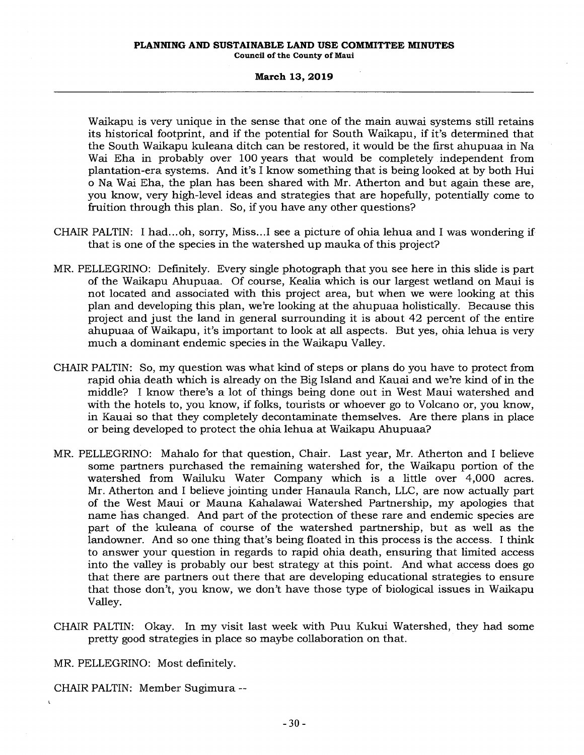Waikapu is very unique in the sense that one of the main auwai systems still retains its historical footprint, and if the potential for South Waikapu, if it's determined that the South Waikapu kuleana ditch can be restored, it would be the first ahupuaa in Na Wai Eha in probably over 100 years that would be completely independent from plantation-era systems. And it's I know something that is being looked at by both Hui o Na Wai Eha, the plan has been shared with Mr. Atherton and but again these are, you know, very high-level ideas and strategies that are hopefully, potentially come to fruition through this plan. So, if you have any other questions?

CHAIR PALTIN: I had...oh, sorry, Miss...I see a picture of ohia lehua and I was wondering if that is one of the species in the watershed up mauka of this project?

MR. PELLEGRINO: Definitely. Every single photograph that you see here in this slide is part of the Waikapu Ahupuaa. Of course, Kealia which is our largest wetland on Maui is not located and associated with this project area, but when we were looking at this plan and developing this plan, we're looking at the ahupuaa holistically. Because this project and just the land in general surrounding it is about 42 percent of the entire ahupuaa of Waikapu, it's important to look at all aspects. But yes, ohia lehua is very much a dominant endemic species in the Waikapu Valley.

CHAIR PALTIN: So, my question was what kind of steps or plans do you have to protect from rapid ohia death which is already on the Big Island and Kauai and we're kind of in the middle? I know there's a lot of things being done out in West Maui watershed and with the hotels to, you know, if folks, tourists or whoever go to Volcano or, you know, in Kauai so that they completely decontaminate themselves. Are there plans in place or being developed to protect the ohia lehua at Waikapu Ahupuaa?

MR. PELLEGRINO: Mahalo for that question, Chair. Last year, Mr. Atherton and I believe some partners purchased the remaining watershed for, the Waikapu portion of the watershed from Wailuku Water Company which is a little over 4,000 acres. Mr. Atherton and I believe jointing under Hanaula Ranch, LLC, are now actually part of the West Maui or Mauna Kahalawai Watershed Partnership, my apologies that name has changed. And part of the protection of these rare and endemic species are part of the kuleana of course of the watershed partnership, but as well as the landowner. And so one thing that's being floated in this process is the access. I think to answer your question in regards to rapid ohia death, ensuring that limited access into the valley is probably our best strategy at this point. And what access does go that there are partners out there that are developing educational strategies to ensure that those don't, you know, we don't have those type of biological issues in Waikapu Valley.

CHAIR PALTIN: Okay. In my visit last week with Puu Kukui Watershed, they had some pretty good strategies in place so maybe collaboration on that.

MR. PELLEGRINO: Most definitely.

CHAIR PALTIN: Member Sugimura --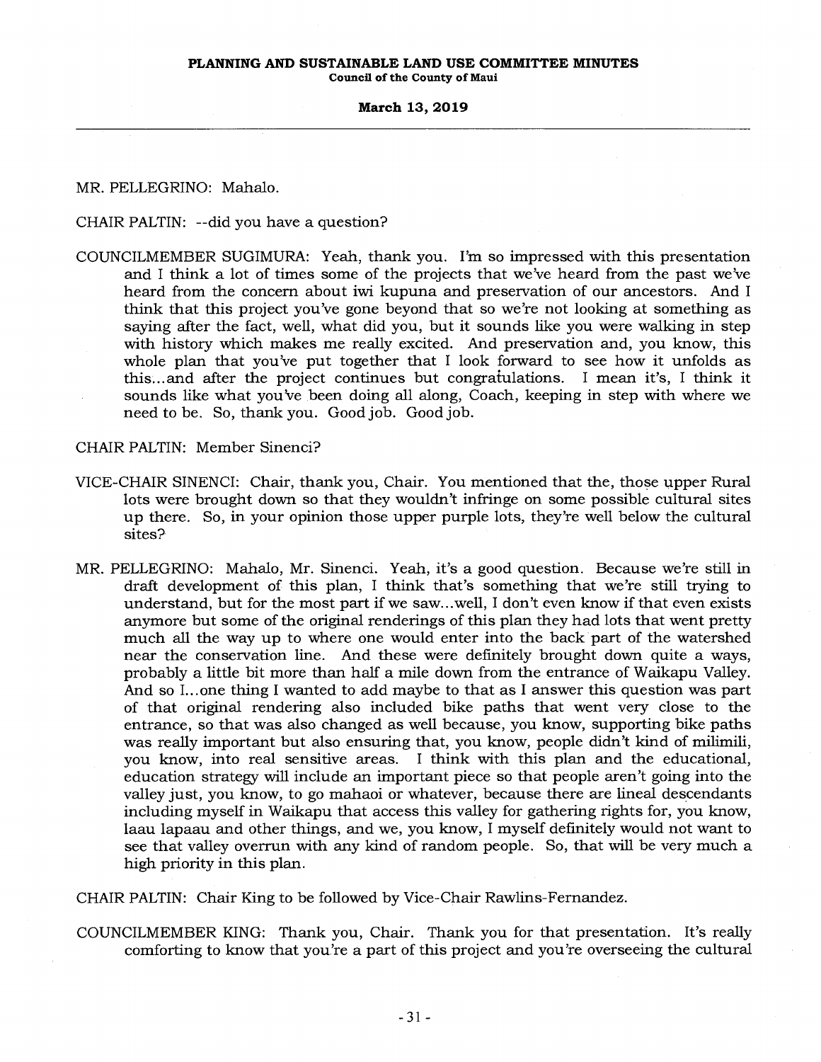MR. PELLEGRINO: Mahalo.

CHAIR PALTIN: --did you have a question?

COUNCILMEMBER SUGIMURA: Yeah, thank you. I'm so impressed with this presentation and I think a lot of times some of the projects that we've heard from the past we've heard from the concern about iwi kupuna and preservation of our ancestors. And I think that this project you've gone beyond that so we're not looking at something as saying after the fact, well, what did you, but it sounds like you were walking in step with history which makes me really excited. And preservation and, you know, this whole plan that you've put together that I look forward to see how it unfolds as this...and after the project continues but congratulations. I mean it's, I think it sounds like what you've been doing all along, Coach, keeping in step with where we need to be. So, thank you. Good job. Good job.

CHAIR PALTIN: Member Sinenci?

VICE-CHAIR SINENCI: Chair, thank you, Chair. You mentioned that the, those upper Rural lots were brought down so that they wouldn't infringe on some possible cultural sites up there. So, in your opinion those upper purple lots, they're well below the cultural sites?

MR. PELLEGRINO: Mahalo, Mr. Sinenci. Yeah, it's a good question. Because we're still in draft development of this plan, I think that's something that we're still trying to understand, but for the most part if we saw...well, I don't even know if that even exists anymore but some of the original renderings of this plan they had lots that went pretty much all the way up to where one would enter into the back part of the watershed near the conservation line. And these were definitely brought down quite a ways, probably a little bit more than half a mile down from the entrance of Waikapu Valley. And so I...one thing I wanted to add maybe to that as I answer this question was part of that original rendering also included bike paths that went very close to the entrance, so that was also changed as well because, you know, supporting bike paths was really important but also ensuring that, you know, people didn't kind of milimili, you know, into real sensitive areas. I think with this plan and the educational, education strategy will include an important piece so that people aren't going into the valley just, you know, to go mahaoi or whatever, because there are lineal descendants including myself in Waikapu that access this valley for gathering rights for, you know, laau lapaau and other things, and we, you know, I myself definitely would not want to see that valley overrun with any kind of random people. So, that will be very much a high priority in this plan.

CHAIR PALTIN: Chair King to be followed by Vice-Chair Rawlins-Fernandez.

COUNCILMEMBER KING: Thank you, Chair. Thank you for that presentation. It's really comforting to know that you're a part of this project and you're overseeing the cultural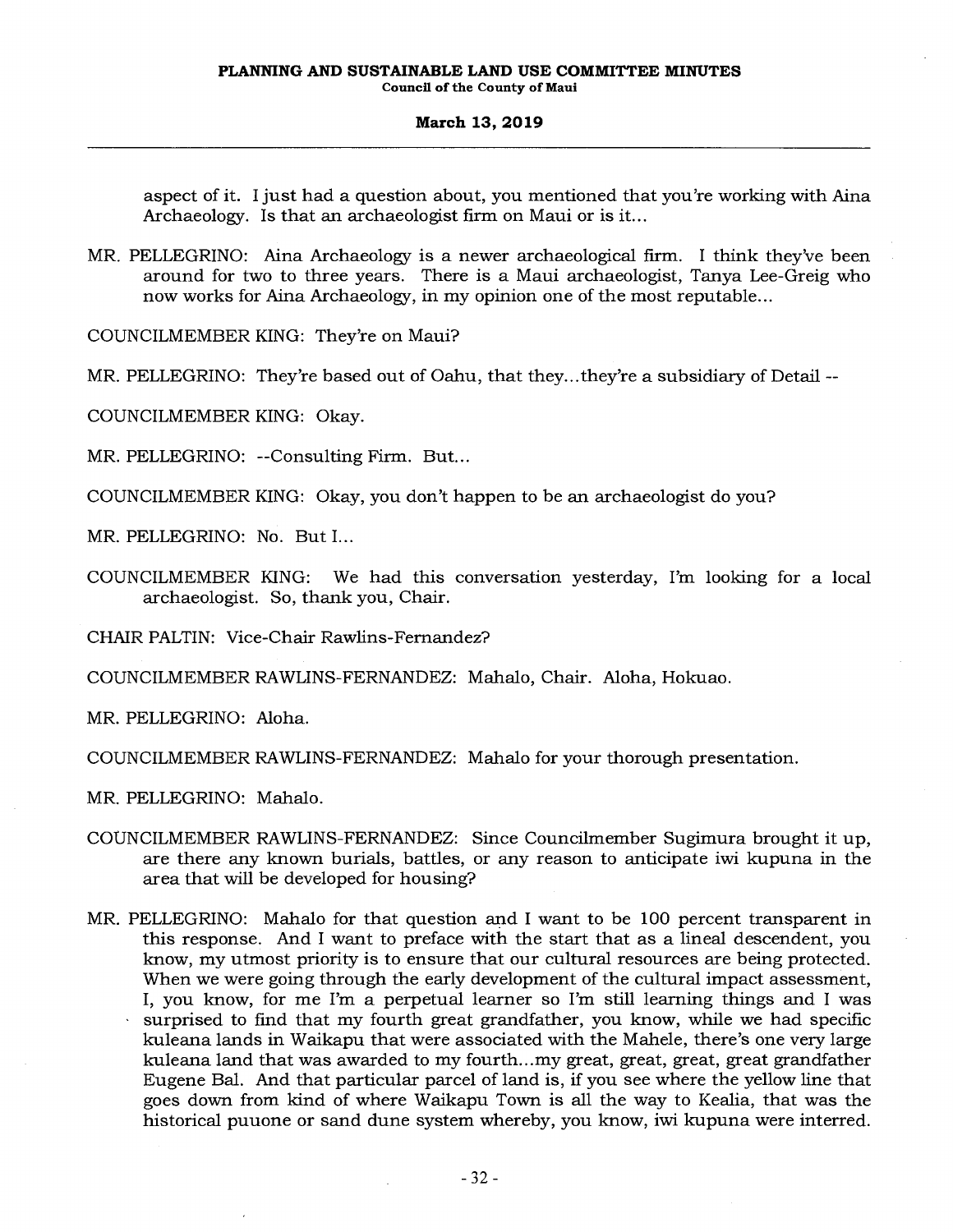aspect of it. I just had a question about, you mentioned that you're working with Aina Archaeology. Is that an archaeologist firm on Maui or is it...

MR. PELLEGRINO: Aina Archaeology is a newer archaeological firm. I think they've been around for two to three years. There is a Maui archaeologist, Tanya Lee-Greig who now works for Aina Archaeology, in my opinion one of the most reputable...

COUNCILMEMBER KING: They're on Maui?

MR. PELLEGRINO: They're based out of Oahu, that they...they're a subsidiary of Detail --

COUNCILMEMBER KING: Okay.

MR. PELLEGRINO: --Consulting Firm. But...

COUNCILMEMBER KING: Okay, you don't happen to be an archaeologist do you?

MR. PELLEGRINO: No. But I...

COUNCILMEMBER KING: We had this conversation yesterday, I'm looking for a local archaeologist. So, thank you, Chair.

CHAIR PALTIN: Vice-Chair Rawlins-Fernandez?

COUNCILMEMBER RAWLINS-FERNANDEZ: Mahalo, Chair. Aloha, Hokuao.

MR. PELLEGRINO: Aloha.

COUNCILMEMBER RAWLINS-FERNANDEZ: Mahalo for your thorough presentation.

MR. PELLEGRINO: Mahalo.

COUNCILMEMBER RAWLINS-FERNANDEZ: Since Councilmember Sugimura brought it up, are there any known burials, battles, or any reason to anticipate iwi kupuna in the area that will be developed for housing?

MR. PELLEGRINO: Mahalo for that question and I want to be 100 percent transparent in this response. And I want to preface with the start that as a lineal descendent, you know, my utmost priority is to ensure that our cultural resources are being protected. When we were going through the early development of the cultural impact assessment, I, you know, for me I'm a perpetual learner so I'm still learning things and I was surprised to find that my fourth great grandfather, you know, while we had specific kuleana lands in Waikapu that were associated with the Mahele, there's one very large kuleana land that was awarded to my fourth...my great, great, great, great grandfather Eugene Bal. And that particular parcel of land is, if you see where the yellow line that goes down from kind of where Waikapu Town is all the way to Kealia, that was the historical puuone or sand dune system whereby, you know, iwi kupuna were interred.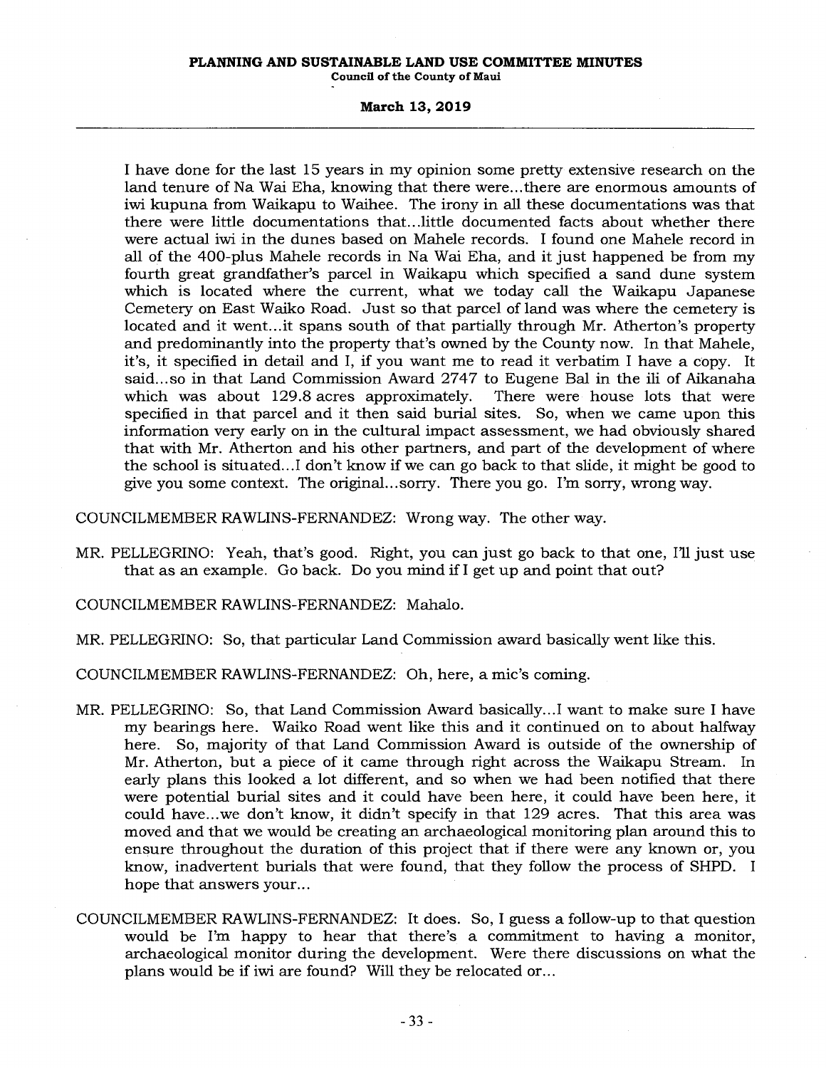I have done for the last 15 years in my opinion some pretty extensive research on the land tenure of Na Wai Eha, knowing that there were...there are enormous amounts of iwi kupuna from Waikapu to Waihee. The irony in all these documentations was that there were little documentations that...little documented facts about whether there were actual iwi in the dunes based on Mahele records. I found one Mahele record in all of the 400-plus Mahele records in Na Wai Eha, and it just happened be from my fourth great grandfather's parcel in Waikapu which specified a sand dune system which is located where the current, what we today call the Waikapu Japanese Cemetery on East Waiko Road. Just so that parcel of land was where the cemetery is located and it went...it spans south of that partially through Mr. Atherton's property and predominantly into the property that's owned by the County now. In that Mahele, it's, it specified in detail and I, if you want me to read it verbatim I have a copy. It said...so in that Land Commission Award 2747 to Eugene Bal in the ili of Aikanaha which was about 129.8 acres approximately. There were house lots that were specified in that parcel and it then said burial sites. So, when we came upon this information very early on in the cultural impact assessment, we had obviously shared that with Mr. Atherton and his other partners, and part of the development of where the school is situated...I don't know if we can go back to that slide, it might be good to give you some context. The original...sorry. There you go. I'm sorry, wrong way.

COUNCILMEMBER RAWLINS-FERNANDEZ: Wrong way. The other way.

MR. PELLEGRINO: Yeah, that's good. Right, you can just go back to that one, I'll just use that as an example. Go back. Do you mind if I get up and point that out?

COUNCILMEMBER RAWLINS-FERNANDEZ: Mahalo.

MR. PELLEGRINO: So, that particular Land Commission award basically went like this.

COUNCILMEMBER RAWLINS-FERNANDEZ: Oh, here, a mic's coming.

MR. PELLEGRINO: So, that Land Commission Award basically...I want to make sure I have my bearings here. Waiko Road went like this and it continued on to about halfway here. So, majority of that Land Commission Award is outside of the ownership of Mr. Atherton, but a piece of it came through right across the Waikapu Stream. In early plans this looked a lot different, and so when we had been notified that there were potential burial sites and it could have been here, it could have been here, it could have...we don't know, it didn't specify in that 129 acres. That this area was moved and that we would be creating an archaeological monitoring plan around this to ensure throughout the duration of this project that if there were any known or, you know, inadvertent burials that were found, that they follow the process of SHPD. I hope that answers your...

COUNCILMEMBER RAWLINS-FERNANDEZ: It does. So, I guess a follow-up to that question would be I'm happy to hear that there's a commitment to having a monitor, archaeological monitor during the development. Were there discussions on what the plans would be if iwi are found? Will they be relocated or...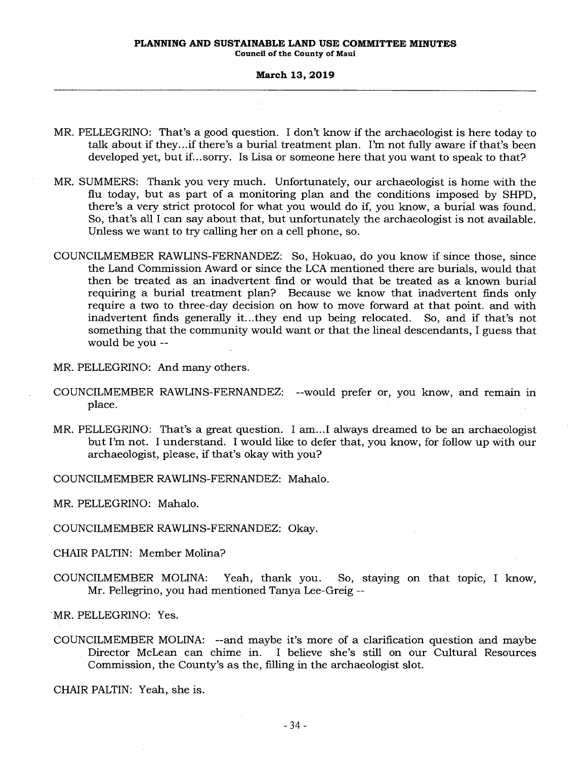MR. PELLEGRINO: That's a good question. I don't know if the archaeologist is here today to talk about if they...if there's a burial treatment plan. I'm not fully aware if that's been developed yet, but if...sorry. Is Lisa or someone here that you want to speak to that?

MR. SUMMERS: Thank you very much. Unfortunately, our archaeologist is home with the flu today, but as part of a monitoring plan and the conditions imposed by SHPD, there's a very strict protocol for what you would do if, you know, a burial was found. So, that's all I can say about that, but unfortunately the archaeologist is not available. Unless we want to try calling her on a cell phone, so.

COUNCILMEMBER RAWLINS-FERNANDEZ: So, Hokuao, do you know if since those, since the Land Commission Award or since the LCA mentioned there are burials, would that then be treated as an inadvertent find or would that be treated as a known burial requiring a burial treatment plan? Because we know that inadvertent finds only require a two to three-day decision on how to move forward at that point. and with inadvertent finds generally it...they end up being relocated. So, and if that's not something that the community would want or that the lineal descendants, I guess that would be you --

MR. PELLEGRINO: And many others.

COUNCILMEMBER RAWLINS-FERNANDEZ: --would prefer or, you know, and remain in place.

MR. PELLEGRINO: That's a great question. I am...I always dreamed to be an archaeologist but I'm not. I understand. I would like to defer that, you know, for follow up with our archaeologist, please, if that's okay with you?

COUNCILMEMBER RAWLINS-FERNANDEZ: Mahalo.

MR. PELLEGRINO: Mahalo.

COUNCILMEMBER RAWLINS-FERNANDEZ: Okay.

CHAIR PALTIN: Member Molina?

COUNCILMEMBER MOLINA: Yeah, thank you. So, staying on that topic, I know, Mr. Pellegrino, you had mentioned Tanya Lee-Greig --

MR. PELLEGRINO: Yes.

COUNCILMEMBER MOLINA: --and maybe it's more of a clarification question and maybe Director McLean can chime in. I believe she's still on our Cultural Resources Commission, the County's as the, filling in the archaeologist slot.

CHAIR PALTIN: Yeah, she is.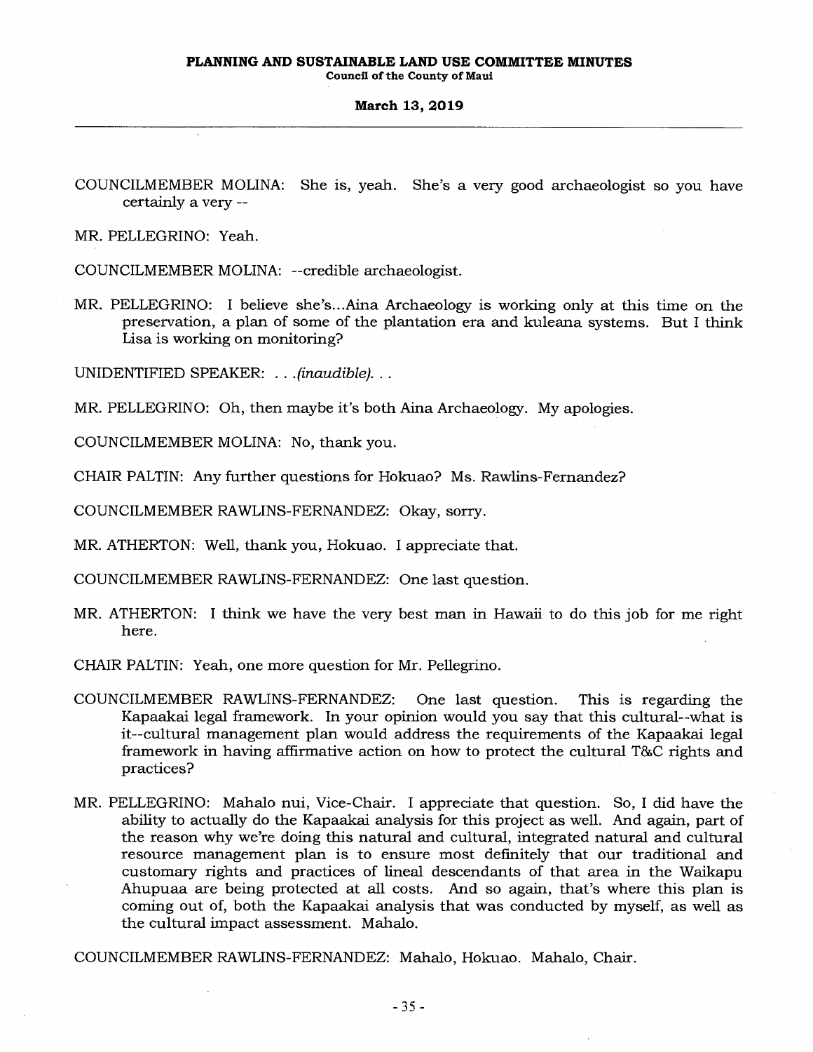COUNCILMEMBER MOLINA: She is, yeah. She's a very good archaeologist so you have certainly a very --

MR. PELLEGRINO: Yeah.

COUNCILMEMBER MOLINA: --credible archaeologist.

MR. PELLEGRINO: I believe she's...Aina Archaeology is working only at this time on the preservation, a plan of some of the plantation era and kuleana systems. But I think Lisa is working on monitoring?

UNIDENTIFIED SPEAKER: *. . .(inaudible). . .*

MR. PELLEGRINO: Oh, then maybe it's both Aina Archaeology. My apologies.

COUNCILMEMBER MOLINA: No, thank you.

CHAIR PALTIN: Any further questions for Hokuao? Ms. Rawlins-Fernandez?

COUNCILMEMBER RAWLINS-FERNANDEZ: Okay, sorry.

MR. ATHERTON: Well, thank you, Hokuao. I appreciate that.

COUNCILMEMBER RAWLINS-FERNANDEZ: One last question.

MR. ATHERTON: I think we have the very best man in Hawaii to do this job for me right here.

CHAIR PALTIN: Yeah, one more question for Mr. Pellegrino.

COUNCILMEMBER RAWLINS-FERNANDEZ: One last question. This is regarding the Kapaakai legal framework. In your opinion would you say that this cultural--what is it--cultural management plan would address the requirements of the Kapaakai legal framework in having affirmative action on how to protect the cultural T&C rights and practices?

MR. PELLEGRINO: Mahalo nui, Vice-Chair. I appreciate that question. So, I did have the ability to actually do the Kapaakai analysis for this project as well. And again, part of the reason why we're doing this natural and cultural, integrated natural and cultural resource management plan is to ensure most definitely that our traditional and customary rights and practices of lineal descendants of that area in the Waikapu Ahupuaa are being protected at all costs. And so again, that's where this plan is coming out of, both the Kapaakai analysis that was conducted by myself, as well as the cultural impact assessment. Mahalo.

COUNCILMEMBER RAWLINS-FERNANDEZ: Mahalo, Hokuao. Mahalo, Chair.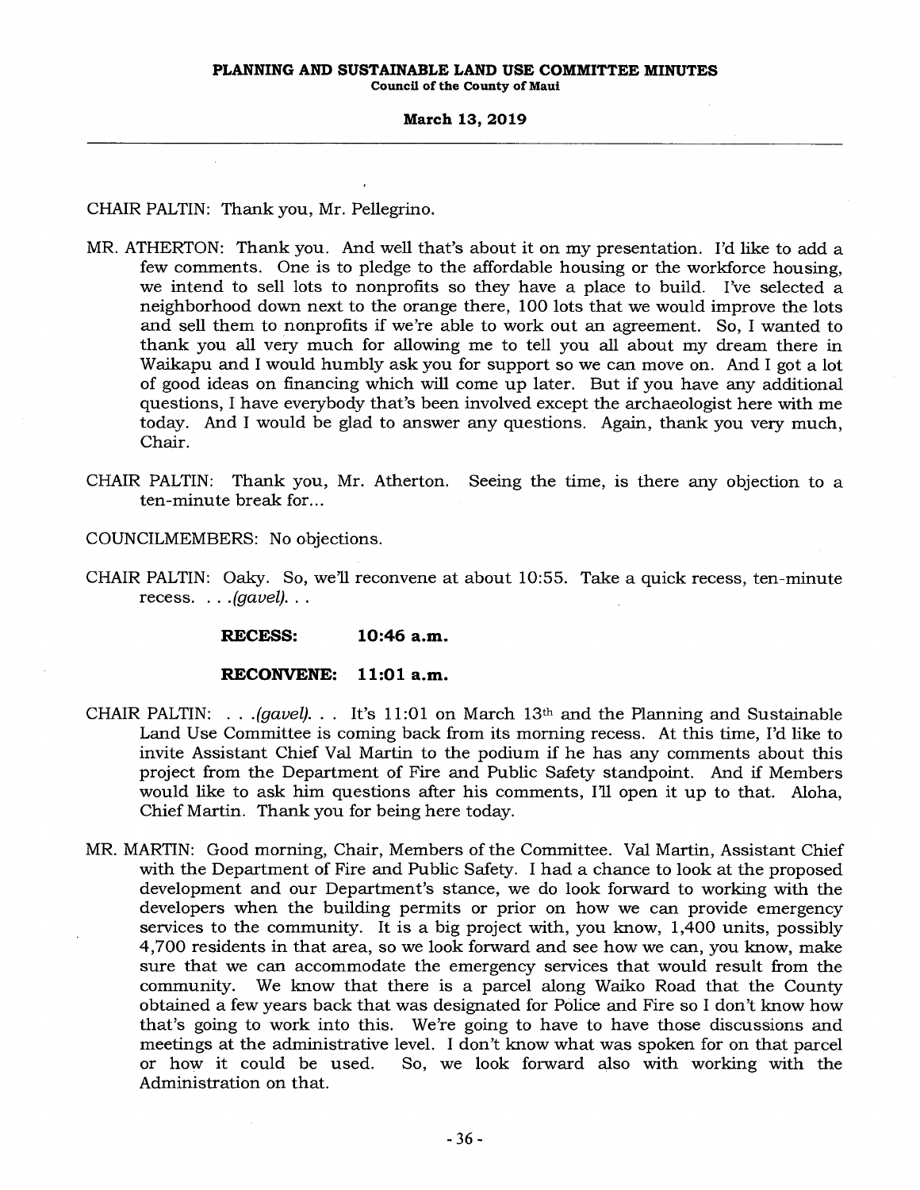CHAIR PALTIN: Thank you, Mr. Pellegrino.

MR. ATHERTON: Thank you. And well that's about it on my presentation. I'd like to add a few comments. One is to pledge to the affordable housing or the workforce housing, we intend to sell lots to nonprofits so they have a place to build. I've selected a neighborhood down next to the orange there, 100 lots that we would improve the lots and sell them to nonprofits if we're able to work out an agreement. So, I wanted to thank you all very much for allowing me to tell you all about my dream there in Waikapu and I would humbly ask you for support so we can move on. And I got a lot of good ideas on financing which will come up later. But if you have any additional questions, I have everybody that's been involved except the archaeologist here with me today. And I would be glad to answer any questions. Again, thank you very much, Chair.

CHAIR PALTIN: Thank you, Mr. Atherton. Seeing the time, is there any objection to a ten-minute break for...

COUNCILMEMBERS: No objections.

CHAIR PALTIN: Oaky. So, we'll reconvene at about 10:55. Take a quick recess, ten-minute recess. . . .*(gavel)*. . .

**RECESS: 10:46 a.m.**

**RECONVENE: 11:01 a.m.**

CHAIR PALTIN: . . .*(gavel)*. . . It's 11:01 on March 13th and the Planning and Sustainable Land Use Committee is coming back from its morning recess. At this time, I'd like to invite Assistant Chief Val Martin to the podium if he has any comments about this project from the Department of Fire and Public Safety standpoint. And if Members would like to ask him questions after his comments, I'll open it up to that. Aloha, Chief Martin. Thank you for being here today.

MR. MARTIN: Good morning, Chair, Members of the Committee. Val Martin, Assistant Chief with the Department of Fire and Public Safety. I had a chance to look at the proposed development and our Department's stance, we do look forward to working with the developers when the building permits or prior on how we can provide emergency services to the community. It is a big project with, you know, 1,400 units, possibly 4,700 residents in that area, so we look forward and see how we can, you know, make sure that we can accommodate the emergency services that would result from the community. We know that there is a parcel along Waiko Road that the County obtained a few years back that was designated for Police and Fire so I don't know how that's going to work into this. We're going to have to have those discussions and meetings at the administrative level. I don't know what was spoken for on that parcel or how it could be used. So, we look forward also with working with the Administration on that.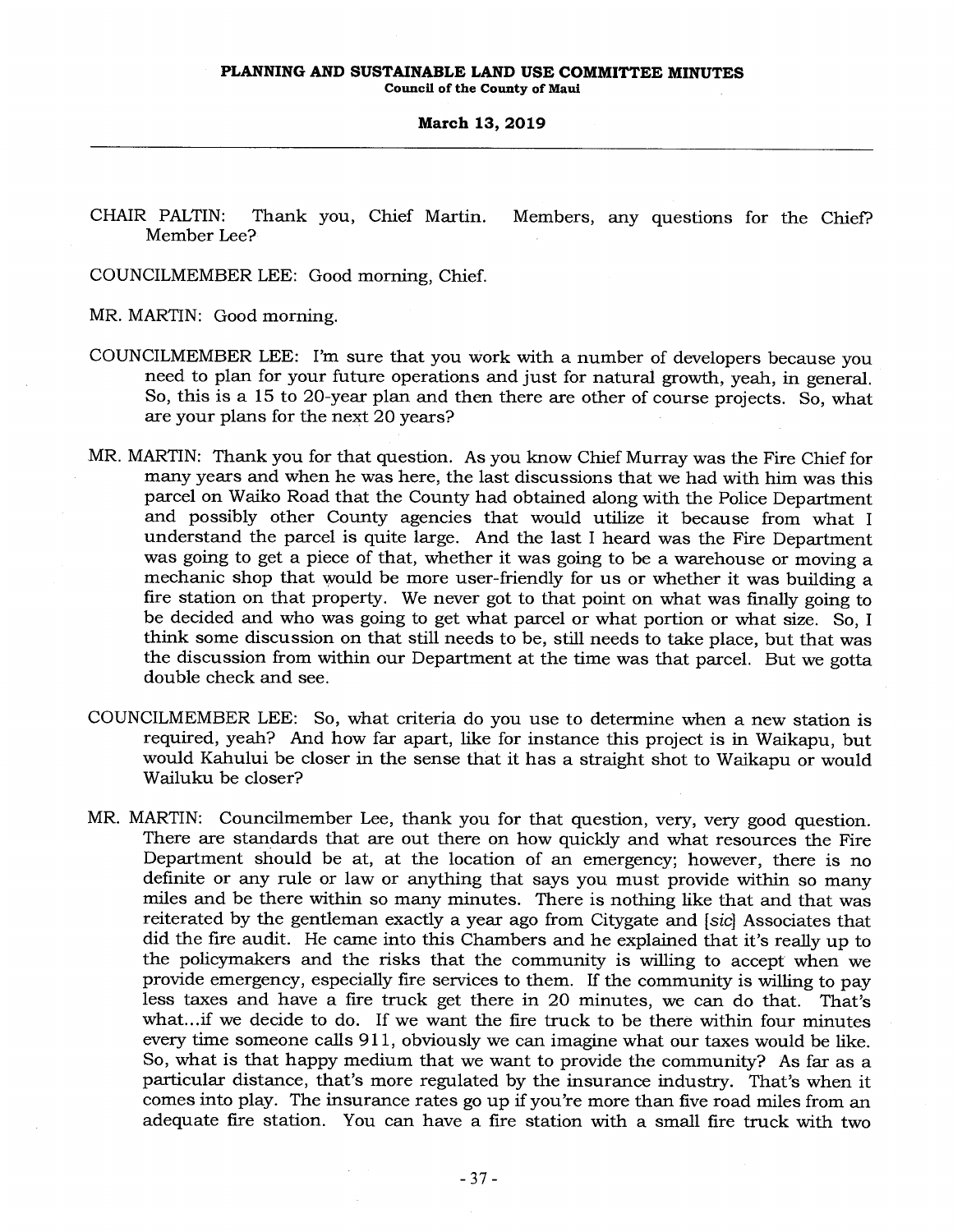CHAIR PALTIN: Thank you, Chief Martin. Members, any questions for the Chief? Member Lee?

COUNCILMEMBER LEE: Good morning, Chief.

MR. MARTIN: Good morning.

COUNCILMEMBER LEE: I'm sure that you work with a number of developers because you need to plan for your future operations and just for natural growth, yeah, in general. So, this is a 15 to 20-year plan and then there are other of course projects. So, what are your plans for the next 20 years?

MR. MARTIN: Thank you for that question. As you know Chief Murray was the Fire Chief for many years and when he was here, the last discussions that we had with him was this parcel on Waiko Road that the County had obtained along with the Police Department and possibly other County agencies that would utilize it because from what I understand the parcel is quite large. And the last I heard was the Fire Department was going to get a piece of that, whether it was going to be a warehouse or moving a mechanic shop that would be more user-friendly for us or whether it was building a fire station on that property. We never got to that point on what was finally going to be decided and who was going to get what parcel or what portion or what size. So, I think some discussion on that still needs to be, still needs to take place, but that was the discussion from within our Department at the time was that parcel. But we gotta double check and see.

COUNCILMEMBER LEE: So, what criteria do you use to determine when a new station is required, yeah? And how far apart, like for instance this project is in Waikapu, but would Kahului be closer in the sense that it has a straight shot to Waikapu or would Wailuku be closer?

MR. MARTIN: Councilmember Lee, thank you for that question, very, very good question. There are standards that are out there on how quickly and what resources the Fire Department should be at, at the location of an emergency; however, there is no definite or any rule or law or anything that says you must provide within so many miles and be there within so many minutes. There is nothing like that and that was reiterated by the gentleman exactly a year ago from Citygate and *[sic]* Associates that did the fire audit. He came into this Chambers and he explained that it's really up to the policymakers and the risks that the community is willing to accept when we provide emergency, especially fire services to them. If the community is willing to pay less taxes and have a fire truck get there in 20 minutes, we can do that. That's what...if we decide to do. If we want the fire truck to be there within four minutes every time someone calls 911, obviously we can imagine what our taxes would be like. So, what is that happy medium that we want to provide the community? As far as a particular distance, that's more regulated by the insurance industry. That's when it comes into play. The insurance rates go up if you're more than five road miles from an adequate fire station. You can have a fire station with a small fire truck with two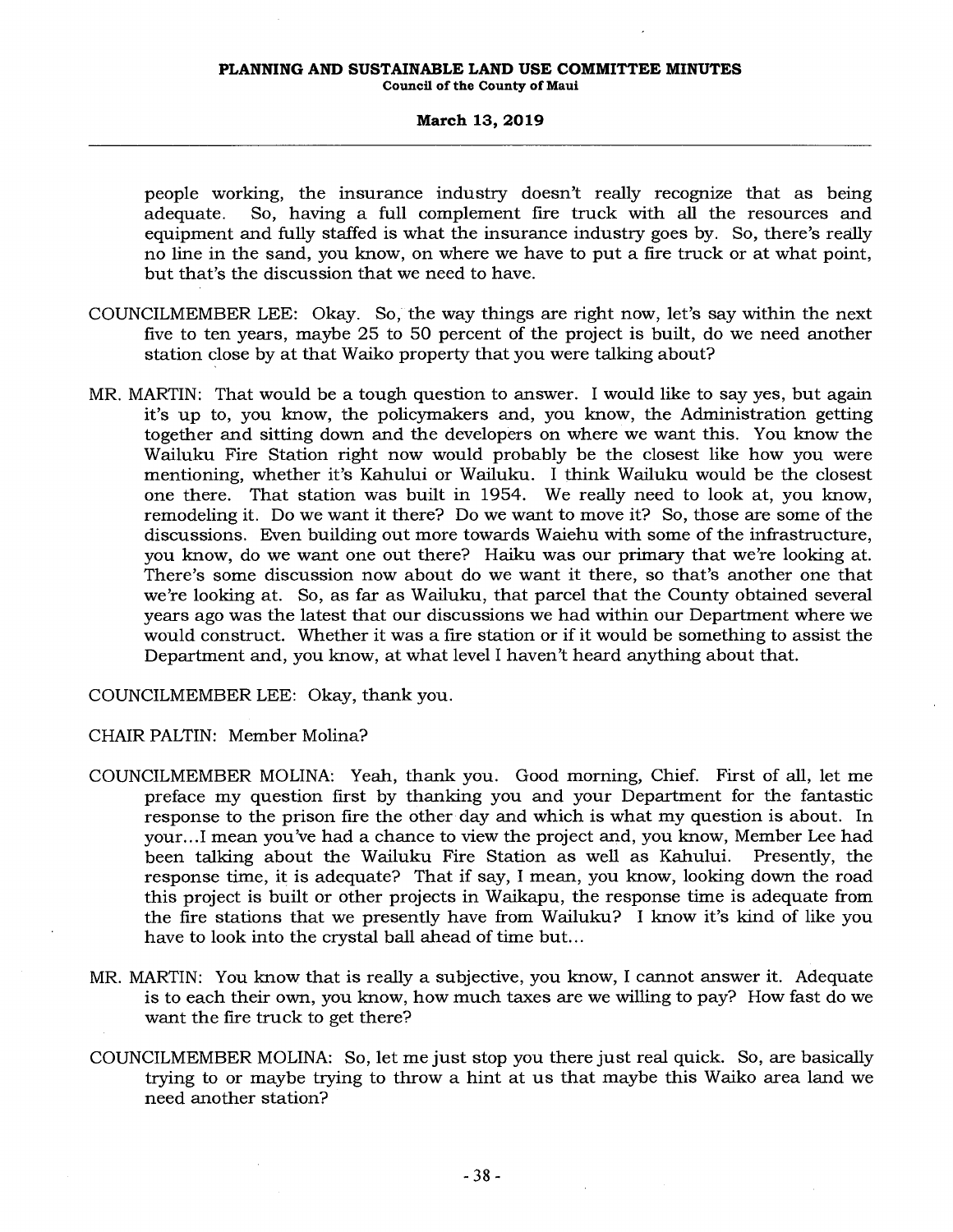people working, the insurance industry doesn't really recognize that as being adequate. So, having a full complement fire truck with all the resources and equipment and fully staffed is what the insurance industry goes by. So, there's really no line in the sand, you know, on where we have to put a fire truck or at what point, but that's the discussion that we need to have.

COUNCILMEMBER LEE: Okay. So, the way things are right now, let's say within the next five to ten years, maybe 25 to 50 percent of the project is built, do we need another station close by at that Waiko property that you were talking about?

MR. MARTIN: That would be a tough question to answer. I would like to say yes, but again it's up to, you know, the policymakers and, you know, the Administration getting together and sitting down and the developers on where we want this. You know the Wailuku Fire Station right now would probably be the closest like how you were mentioning, whether it's Kahului or Wailuku. I think Wailuku would be the closest one there. That station was built in 1954. We really need to look at, you know, remodeling it. Do we want it there? Do we want to move it? So, those are some of the discussions. Even building out more towards Waiehu with some of the infrastructure, you know, do we want one out there? Haiku was our primary that we're looking at. There's some discussion now about do we want it there, so that's another one that we're looking at. So, as far as Wailuku, that parcel that the County obtained several years ago was the latest that our discussions we had within our Department where we would construct. Whether it was a fire station or if it would be something to assist the Department and, you know, at what level I haven't heard anything about that.

COUNCILMEMBER LEE: Okay, thank you.

CHAIR PALTIN: Member Molina?

COUNCILMEMBER MOLINA: Yeah, thank you. Good morning, Chief. First of all, let me preface my question first by thanking you and your Department for the fantastic response to the prison fire the other day and which is what my question is about. In your...I mean you've had a chance to view the project and, you know, Member Lee had been talking about the Wailuku Fire Station as well as Kahului. Presently, the response time, it is adequate? That if say, I mean, you know, looking down the road this project is built or other projects in Waikapu, the response time is adequate from the fire stations that we presently have from Wailuku? I know it's kind of like you have to look into the crystal ball ahead of time but...

MR. MARTIN: You know that is really a subjective, you know, I cannot answer it. Adequate is to each their own, you know, how much taxes are we willing to pay? How fast do we want the fire truck to get there?

COUNCILMEMBER MOLINA: So, let me just stop you there just real quick. So, are basically trying to or maybe trying to throw a hint at us that maybe this Waiko area land we need another station?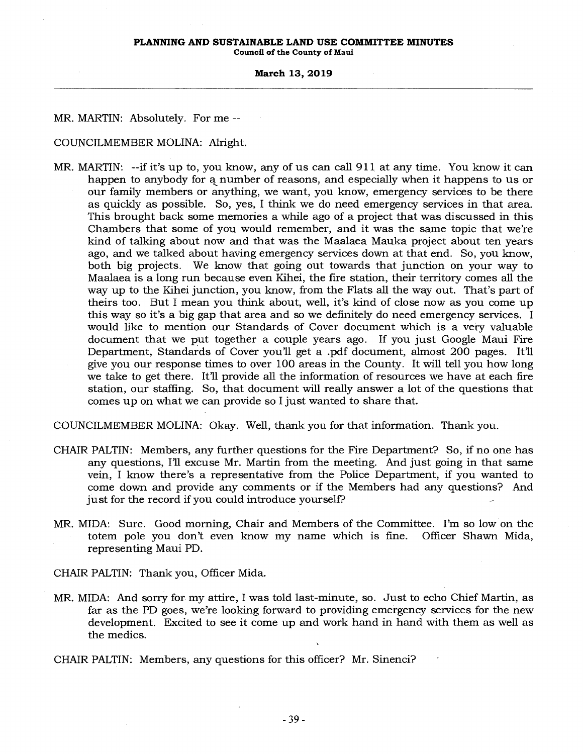MR. MARTIN: Absolutely. For me --

COUNCILMEMBER MOLINA: Alright.

MR. MARTIN: --if it's up to, you know, any of us can call 911 at any time. You know it can happen to anybody for a number of reasons, and especially when it happens to us or our family members or anything, we want, you know, emergency services to be there as quickly as possible. So, yes, I think we do need emergency services in that area. This brought back some memories a while ago of a project that was discussed in this Chambers that some of you would remember, and it was the same topic that we're kind of talking about now and that was the Maalaea Mauka project about ten years ago, and we talked about having emergency services down at that end. So, you know, both big projects. We know that going out towards that junction on your way to Maalaea is a long run because even Kihei, the fire station, their territory comes all the way up to the Kihei junction, you know, from the Flats all the way out. That's part of theirs too. But I mean you think about, well, it's kind of close now as you come up this way so it's a big gap that area and so we definitely do need emergency services. I would like to mention our Standards of Cover document which is a very valuable document that we put together a couple years ago. If you just Google Maui Fire Department, Standards of Cover you'll get a .pdf document, almost 200 pages. It'll give you our response times to over 100 areas in the County. It will tell you how long we take to get there. It'll provide all the information of resources we have at each fire station, our staffing. So, that document will really answer a lot of the questions that comes up on what we can provide so I just wanted to share that.

COUNCILMEMBER MOLINA: Okay. Well, thank you for that information. Thank you.

CHAIR PALTIN: Members, any further questions for the Fire Department? So, if no one has any questions, I'll excuse Mr. Martin from the meeting. And just going in that same vein, I know there's a representative from the Police Department, if you wanted to come down and provide any comments or if the Members had any questions? And just for the record if you could introduce yourself?

MR. MIDA: Sure. Good morning, Chair and Members of the Committee. I'm so low on the totem pole you don't even know my name which is fine. Officer Shawn Mida, representing Maui PD.

CHAIR PALTIN: Thank you, Officer Mida.

MR. MIDA: And sorry for my attire, I was told last-minute, so. Just to echo Chief Martin, as far as the PD goes, we're looking forward to providing emergency services for the new development. Excited to see it come up and work hand in hand with them as well as the medics.

CHAIR PALTIN: Members, any questions for this officer? Mr. Sinenci?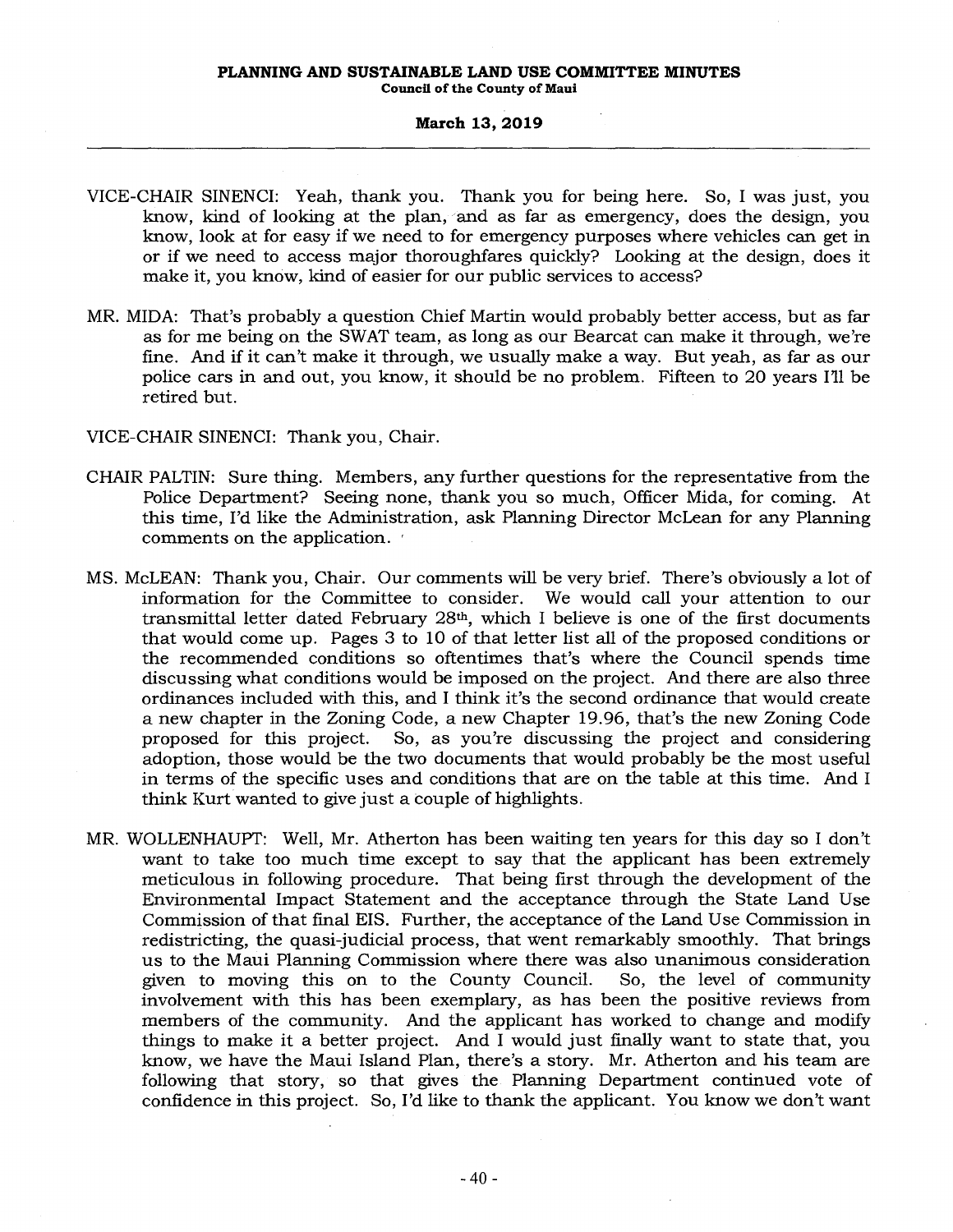VICE-CHAIR SINENCI: Yeah, thank you. Thank you for being here. So, I was just, you know, kind of looking at the plan, and as far as emergency, does the design, you know, look at for easy if we need to for emergency purposes where vehicles can get in or if we need to access major thoroughfares quickly? Looking at the design, does it make it, you know, kind of easier for our public services to access?

MR. MIDA: That's probably a question Chief Martin would probably better access, but as far as for me being on the SWAT team, as long as our Bearcat can make it through, we're fine. And if it can't make it through, we usually make a way. But yeah, as far as our police cars in and out, you know, it should be no problem. Fifteen to 20 years I'll be retired but.

VICE-CHAIR SINENCI: Thank you, Chair.

CHAIR PALTIN: Sure thing. Members, any further questions for the representative from the Police Department? Seeing none, thank you so much, Officer Mida, for coming. At this time, I'd like the Administration, ask Planning Director McLean for any Planning comments on the application.

MS. McLEAN: Thank you, Chair. Our comments will be very brief. There's obviously a lot of information for the Committee to consider. We would call your attention to our transmittal letter dated February 28th, which I believe is one of the first documents that would come up. Pages 3 to 10 of that letter list all of the proposed conditions or the recommended conditions so oftentimes that's where the Council spends time discussing what conditions would be imposed on the project. And there are also three ordinances included with this, and I think it's the second ordinance that would create a new chapter in the Zoning Code, a new Chapter 19.96, that's the new Zoning Code proposed for this project. So, as you're discussing the project and considering adoption, those would be the two documents that would probably be the most useful in terms of the specific uses and conditions that are on the table at this time. And I think Kurt wanted to give just a couple of highlights.

MR. WOLLENHAUPT: Well, Mr. Atherton has been waiting ten years for this day so I don't want to take too much time except to say that the applicant has been extremely meticulous in following procedure. That being first through the development of the Environmental Impact Statement and the acceptance through the State Land Use Commission of that final EIS. Further, the acceptance of the Land Use Commission in redistricting, the quasi-judicial process, that went remarkably smoothly. That brings us to the Maui Planning Commission where there was also unanimous consideration given to moving this on to the County Council. So, the level of community involvement with this has been exemplary, as has been the positive reviews from members of the community. And the applicant has worked to change and modify things to make it a better project. And I would just finally want to state that, you know, we have the Maui Island Plan, there's a story. Mr. Atherton and his team are following that story, so that gives the Planning Department continued vote of confidence in this project. So, I'd like to thank the applicant. You know we don't want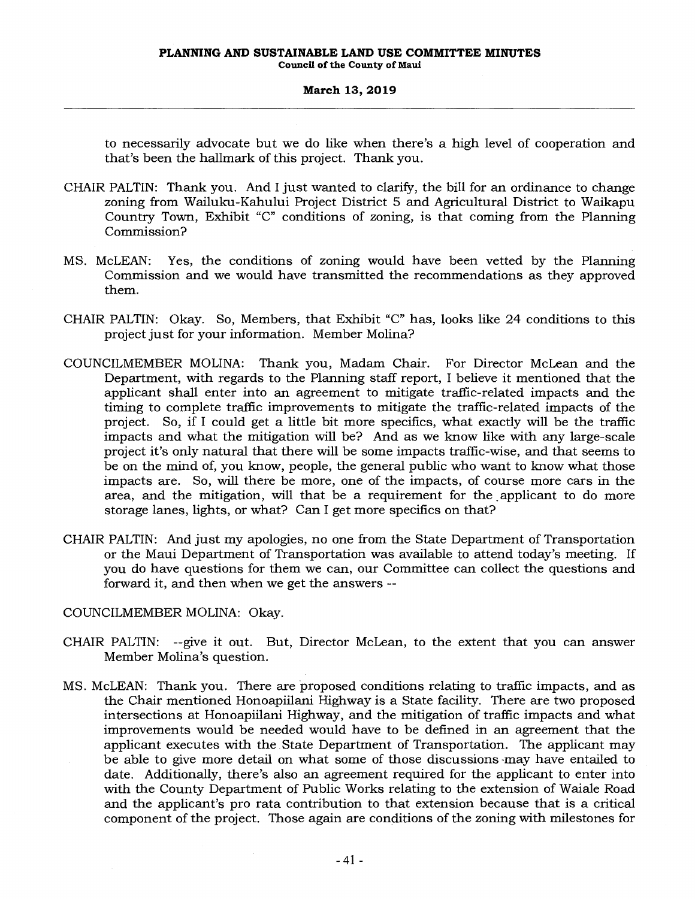to necessarily advocate but we do like when there's a high level of cooperation and that's been the hallmark of this project. Thank you.

CHAIR PALTIN: Thank you. And I just wanted to clarify, the bill for an ordinance to change zoning from Wailuku-Kahului Project District 5 and Agricultural District to Waikapu Country Town, Exhibit "C" conditions of zoning, is that coming from the Planning Commission?

MS. McLEAN: Yes, the conditions of zoning would have been vetted by the Planning Commission and we would have transmitted the recommendations as they approved them.

CHAIR PALTIN: Okay. So, Members, that Exhibit "C" has, looks like 24 conditions to this project just for your information. Member Molina?

COUNCILMEMBER MOLINA: Thank you, Madam Chair. For Director McLean and the Department, with regards to the Planning staff report, I believe it mentioned that the applicant shall enter into an agreement to mitigate traffic-related impacts and the timing to complete traffic improvements to mitigate the traffic-related impacts of the project. So, if I could get a little bit more specifics, what exactly will be the traffic impacts and what the mitigation will be? And as we know like with any large-scale project it's only natural that there will be some impacts traffic-wise, and that seems to be on the mind of, you know, people, the general public who want to know what those impacts are. So, will there be more, one of the impacts, of course more cars in the area, and the mitigation, will that be a requirement for the applicant to do more storage lanes, lights, or what? Can I get more specifics on that?

CHAIR PALTIN: And just my apologies, no one from the State Department of Transportation or the Maui Department of Transportation was available to attend today's meeting. If you do have questions for them we can, our Committee can collect the questions and forward it, and then when we get the answers --

COUNCILMEMBER MOLINA: Okay.

CHAIR PALTIN: --give it out. But, Director McLean, to the extent that you can answer Member Molina's question.

MS. McLEAN: Thank you. There are proposed conditions relating to traffic impacts, and as the Chair mentioned Honoapiilani Highway is a State facility. There are two proposed intersections at Honoapiilani Highway, and the mitigation of traffic impacts and what improvements would be needed would have to be defined in an agreement that the applicant executes with the State Department of Transportation. The applicant may be able to give more detail on what some of those discussions may have entailed to date. Additionally, there's also an agreement required for the applicant to enter into with the County Department of Public Works relating to the extension of Waiale Road and the applicant's pro rata contribution to that extension because that is a critical component of the project. Those again are conditions of the zoning with milestones for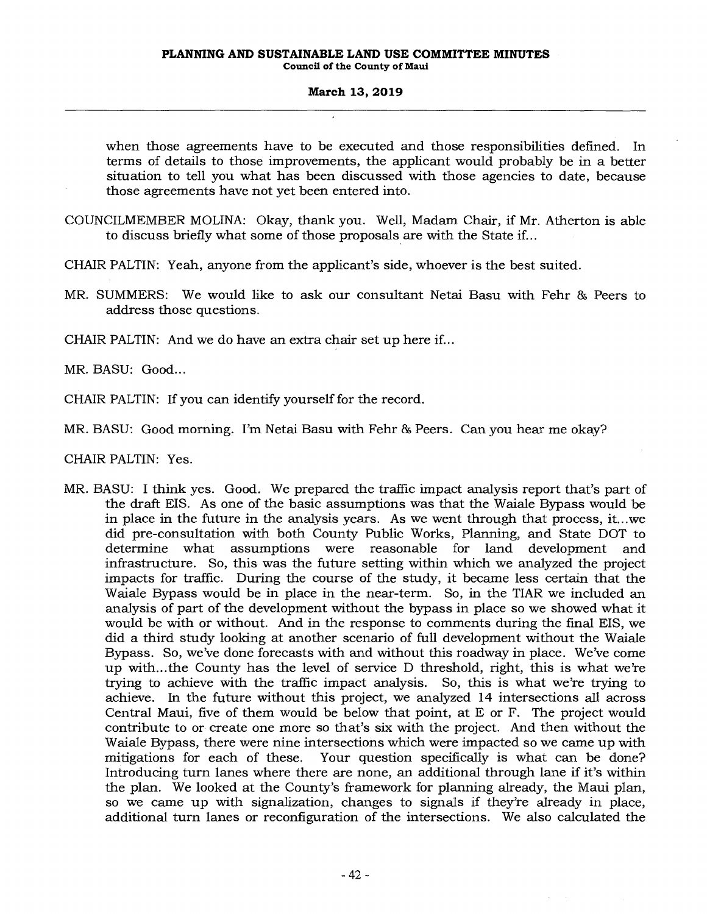when those agreements have to be executed and those responsibilities defined. In terms of details to those improvements, the applicant would probably be in a better situation to tell you what has been discussed with those agencies to date, because those agreements have not yet been entered into.

COUNCILMEMBER MOLINA: Okay, thank you. Well, Madam Chair, if Mr. Atherton is able to discuss briefly what some of those proposals are with the State if...

CHAIR PALTIN: Yeah, anyone from the applicant's side, whoever is the best suited.

MR. SUMMERS: We would like to ask our consultant Netai Basu with Fehr & Peers to address those questions.

CHAIR PALTIN: And we do have an extra chair set up here if...

MR. BASU: Good...

CHAIR PALTIN: If you can identify yourself for the record.

MR. BASU: Good morning. I'm Netai Basu with Fehr & Peers. Can you hear me okay?

CHAIR PALTIN: Yes.

MR. BASU: I think yes. Good. We prepared the traffic impact analysis report that's part of the draft EIS. As one of the basic assumptions was that the Waiale Bypass would be in place in the future in the analysis years. As we went through that process, it...we did pre-consultation with both County Public Works, Planning, and State DOT to determine what assumptions were reasonable for land development and infrastructure. So, this was the future setting within which we analyzed the project impacts for traffic. During the course of the study, it became less certain that the Waiale Bypass would be in place in the near-term. So, in the TIAR we included an analysis of part of the development without the bypass in place so we showed what it would be with or without. And in the response to comments during the final EIS, we did a third study looking at another scenario of full development without the Waiale Bypass. So, we've done forecasts with and without this roadway in place. We've come up with...the County has the level of service D threshold, right, this is what we're trying to achieve with the traffic impact analysis. So, this is what we're trying to achieve. In the future without this project, we analyzed 14 intersections all across Central Maui, five of them would be below that point, at E or F. The project would contribute to or create one more so that's six with the project. And then without the Waiale Bypass, there were nine intersections which were impacted so we came up with mitigations for each of these. Your question specifically is what can be done? Introducing turn lanes where there are none, an additional through lane if it's within the plan. We looked at the County's framework for planning already, the Maui plan, so we came up with signalization, changes to signals if they're already in place, additional turn lanes or reconfiguration of the intersections. We also calculated the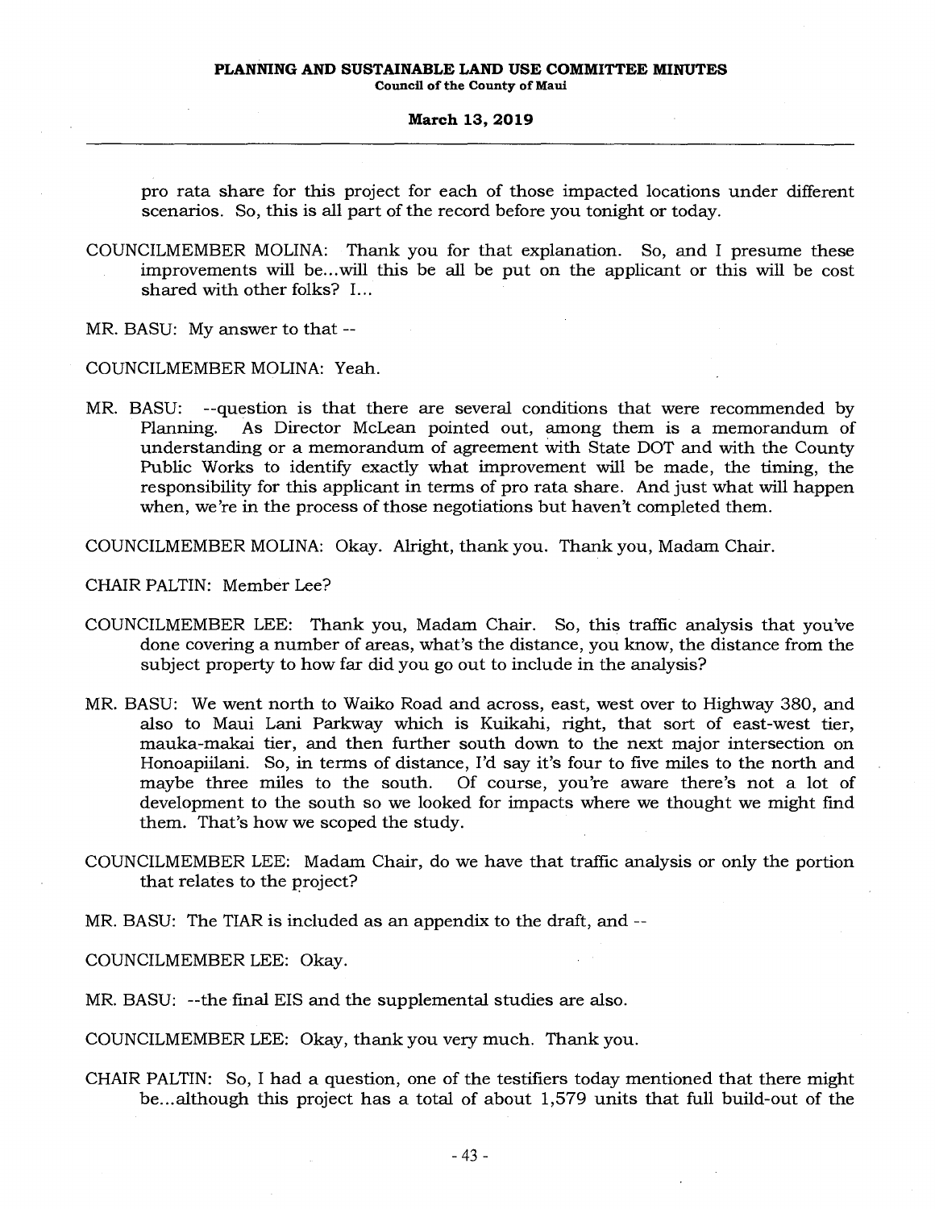pro rata share for this project for each of those impacted locations under different scenarios. So, this is all part of the record before you tonight or today.

COUNCILMEMBER MOLINA: Thank you for that explanation. So, and I presume these improvements will be...will this be all be put on the applicant or this will be cost shared with other folks? I...

MR. BASU: My answer to that --

COUNCILMEMBER MOLINA: Yeah.

MR. BASU: --question is that there are several conditions that were recommended by Planning. As Director McLean pointed out, among them is a memorandum of understanding or a memorandum of agreement with State DOT and with the County Public Works to identify exactly what improvement will be made, the timing, the responsibility for this applicant in terms of pro rata share. And just what will happen when, we're in the process of those negotiations but haven't completed them.

COUNCILMEMBER MOLINA: Okay. Alright, thank you. Thank you, Madam Chair.

CHAIR PALTIN: Member Lee?

COUNCILMEMBER LEE: Thank you, Madam Chair. So, this traffic analysis that you've done covering a number of areas, what's the distance, you know, the distance from the subject property to how far did you go out to include in the analysis?

MR. BASU: We went north to Waiko Road and across, east, west over to Highway 380, and also to Maui Lani Parkway which is Kuikahi, right, that sort of east-west tier, mauka-makai tier, and then further south down to the next major intersection on Honoapiilani. So, in terms of distance, I'd say it's four to five miles to the north and maybe three miles to the south. Of course, you're aware there's not a lot of development to the south so we looked for impacts where we thought we might find them. That's how we scoped the study.

COUNCILMEMBER LEE: Madam Chair, do we have that traffic analysis or only the portion that relates to the project?

MR. BASU: The TIAR is included as an appendix to the draft, and --

COUNCILMEMBER LEE: Okay.

MR. BASU: --the final EIS and the supplemental studies are also.

COUNCILMEMBER LEE: Okay, thank you very much. Thank you.

CHAIR PALTIN: So, I had a question, one of the testifiers today mentioned that there might be...although this project has a total of about 1,579 units that full build-out of the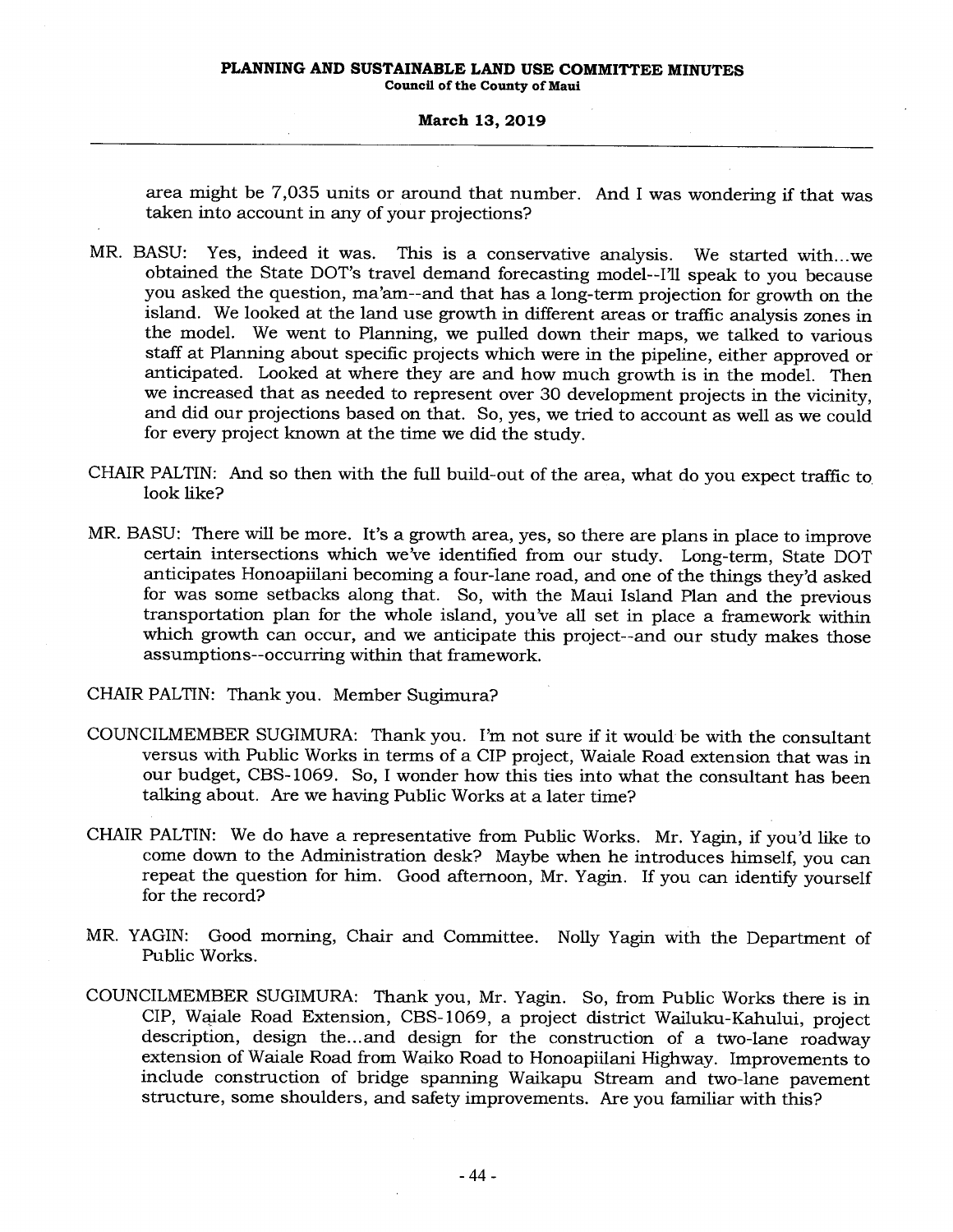area might be 7,035 units or around that number. And I was wondering if that was taken into account in any of your projections?

MR. BASU: Yes, indeed it was. This is a conservative analysis. We started with...we obtained the State DOT's travel demand forecasting model--I'll speak to you because you asked the question, ma'am--and that has a long-term projection for growth on the island. We looked at the land use growth in different areas or traffic analysis zones in the model. We went to Planning, we pulled down their maps, we talked to various staff at Planning about specific projects which were in the pipeline, either approved or anticipated. Looked at where they are and how much growth is in the model. Then we increased that as needed to represent over 30 development projects in the vicinity, and did our projections based on that. So, yes, we tried to account as well as we could for every project known at the time we did the study.

CHAIR PALTIN: And so then with the full build-out of the area, what do you expect traffic to look like?

MR. BASU: There will be more. It's a growth area, yes, so there are plans in place to improve certain intersections which we've identified from our study. Long-term, State DOT anticipates Honoapiilani becoming a four-lane road, and one of the things they'd asked for was some setbacks along that. So, with the Maui Island Plan and the previous transportation plan for the whole island, you've all set in place a framework within which growth can occur, and we anticipate this project--and our study makes those assumptions--occurring within that framework.

CHAIR PALTIN: Thank you. Member Sugimura?

COUNCILMEMBER SUGIMURA: Thank you. I'm not sure if it would be with the consultant versus with Public Works in terms of a CIP project, Waiale Road extension that was in our budget, CBS-1069. So, I wonder how this ties into what the consultant has been talking about. Are we having Public Works at a later time?

CHAIR PALTIN: We do have a representative from Public Works. Mr. Yagin, if you'd like to come down to the Administration desk? Maybe when he introduces himself, you can repeat the question for him. Good afternoon, Mr. Yagin. If you can identify yourself for the record?

MR. YAGIN: Good morning, Chair and Committee. Nolly Yagin with the Department of Public Works.

COUNCILMEMBER SUGIMURA: Thank you, Mr. Yagin. So, from Public Works there is in CIP, Waiale Road Extension, CBS-1069, a project district Wailuku-Kahului, project description, design the...and design for the construction of a two-lane roadway extension of Waiale Road from Waiko Road to Honoapiilani Highway. Improvements to include construction of bridge spanning Waikapu Stream and two-lane pavement structure, some shoulders, and safety improvements. Are you familiar with this?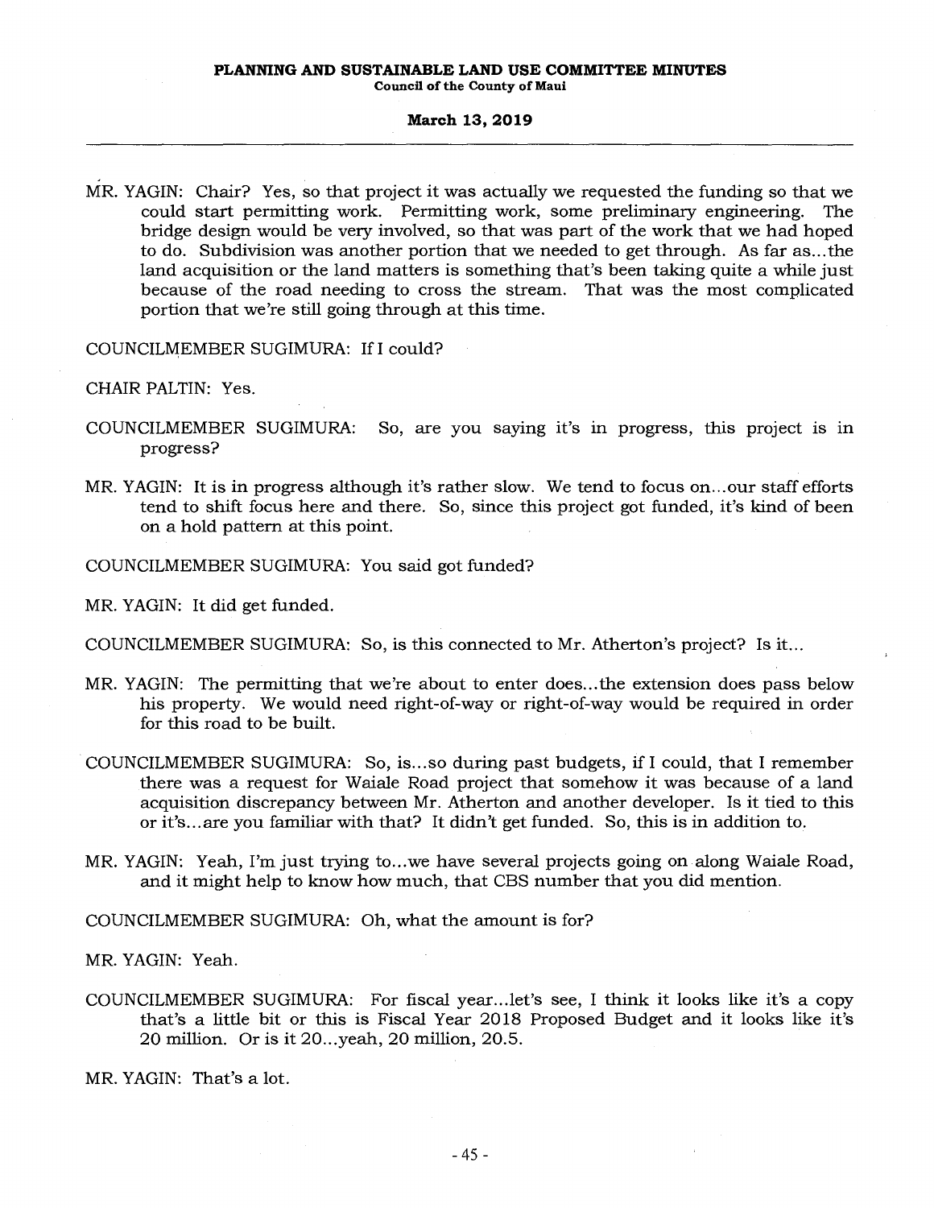MR. YAGIN: Chair? Yes, so that project it was actually we requested the funding so that we could start permitting work. Permitting work, some preliminary engineering. The bridge design would be very involved, so that was part of the work that we had hoped to do. Subdivision was another portion that we needed to get through. As far as...the land acquisition or the land matters is something that's been taking quite a while just because of the road needing to cross the stream. That was the most complicated portion that we're still going through at this time.

COUNCILMEMBER SUGIMURA: If I could?

CHAIR PALTIN: Yes.

COUNCILMEMBER SUGIMURA: So, are you saying it's in progress, this project is in progress?

MR. YAGIN: It is in progress although it's rather slow. We tend to focus on...our staff efforts tend to shift focus here and there. So, since this project got funded, it's kind of been on a hold pattern at this point.

COUNCILMEMBER SUGIMURA: You said got funded?

MR. YAGIN: It did get funded.

COUNCILMEMBER SUGIMURA: So, is this connected to Mr. Atherton's project? Is it...

MR. YAGIN: The permitting that we're about to enter does...the extension does pass below his property. We would need right-of-way or right-of-way would be required in order for this road to be built.

COUNCILMEMBER SUGIMURA: So, is...so during past budgets, if I could, that I remember there was a request for Waiale Road project that somehow it was because of a land acquisition discrepancy between Mr. Atherton and another developer. Is it tied to this or it's...are you familiar with that? It didn't get funded. So, this is in addition to.

MR. YAGIN: Yeah, I'm just trying to...we have several projects going on along Waiale Road, and it might help to know how much, that CBS number that you did mention.

COUNCILMEMBER SUGIMURA: Oh, what the amount is for?

MR. YAGIN: Yeah.

COUNCILMEMBER SUGIMURA: For fiscal year...let's see, I think it looks like it's a copy that's a little bit or this is Fiscal Year 2018 Proposed Budget and it looks like it's 20 million. Or is it 20...yeah, 20 million, 20.5.

MR. YAGIN: That's a lot.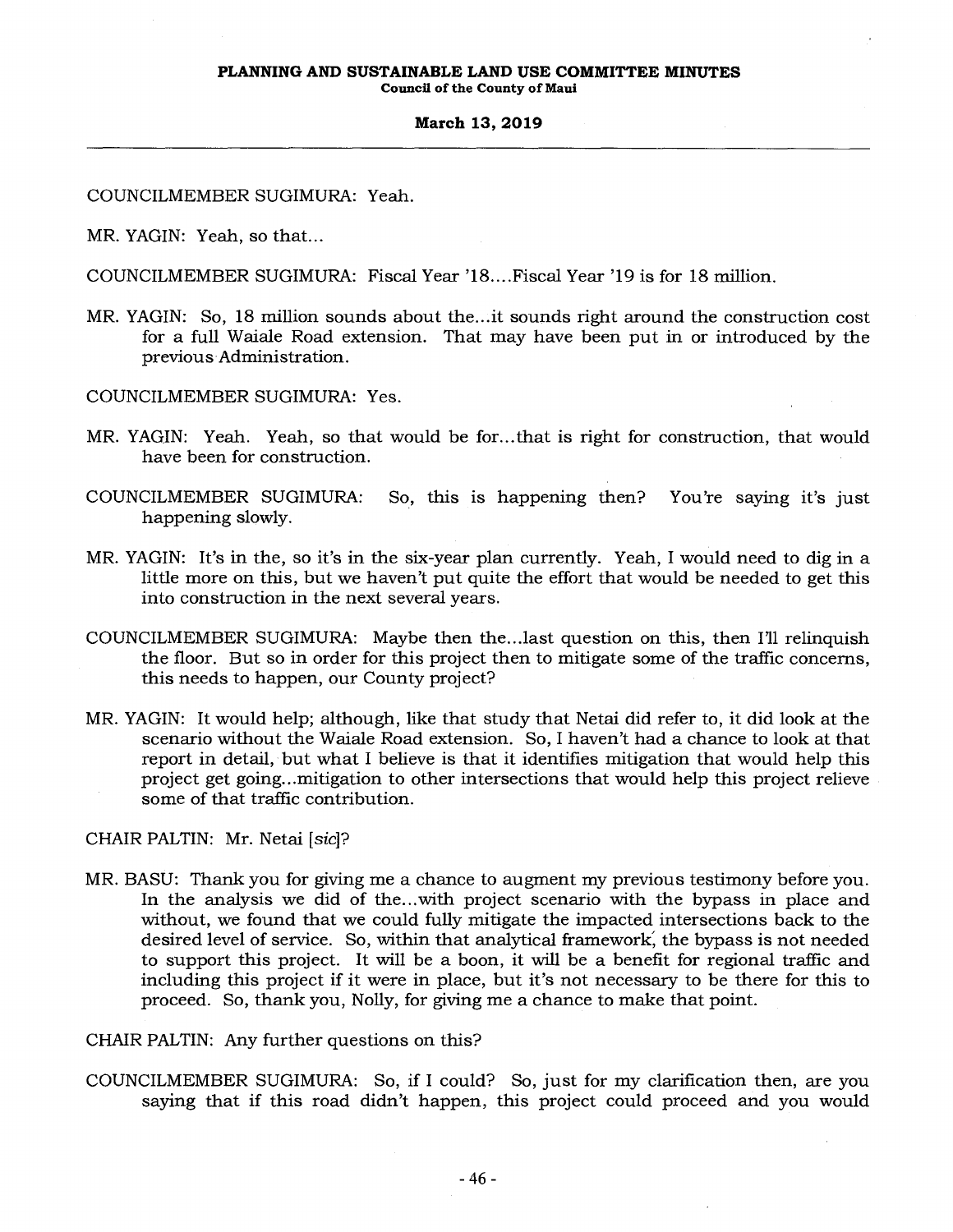COUNCILMEMBER SUGIMURA: Yeah.

MR. YAGIN: Yeah, so that...

COUNCILMEMBER SUGIMURA: Fiscal Year '18....Fiscal Year '19 is for 18 million.

MR. YAGIN: So, 18 million sounds about the...it sounds right around the construction cost for a full Waiale Road extension. That may have been put in or introduced by the previous Administration.

COUNCILMEMBER SUGIMURA: Yes.

MR. YAGIN: Yeah. Yeah, so that would be for...that is right for construction, that would have been for construction.

COUNCILMEMBER SUGIMURA: So, this is happening then? You're saying it's just happening slowly.

MR. YAGIN: It's in the, so it's in the six-year plan currently. Yeah, I would need to dig in a little more on this, but we haven't put quite the effort that would be needed to get this into construction in the next several years.

COUNCILMEMBER SUGIMURA: Maybe then the...last question on this, then I'll relinquish the floor. But so in order for this project then to mitigate some of the traffic concerns, this needs to happen, our County project?

MR. YAGIN: It would help; although, like that study that Netai did refer to, it did look at the scenario without the Waiale Road extension. So, I haven't had a chance to look at that report in detail, but what I believe is that it identifies mitigation that would help this project get going...mitigation to other intersections that would help this project relieve some of that traffic contribution.

CHAIR PALTIN: Mr. Netai [*sic*]?

MR. BASU: Thank you for giving me a chance to augment my previous testimony before you. In the analysis we did of the...with project scenario with the bypass in place and without, we found that we could fully mitigate the impacted intersections back to the desired level of service. So, within that analytical framework, the bypass is not needed to support this project. It will be a boon, it will be a benefit for regional traffic and including this project if it were in place, but it's not necessary to be there for this to proceed. So, thank you, Nolly, for giving me a chance to make that point.

CHAIR PALTIN: Any further questions on this?

COUNCILMEMBER SUGIMURA: So, if I could? So, just for my clarification then, are you saying that if this road didn't happen, this project could proceed and you would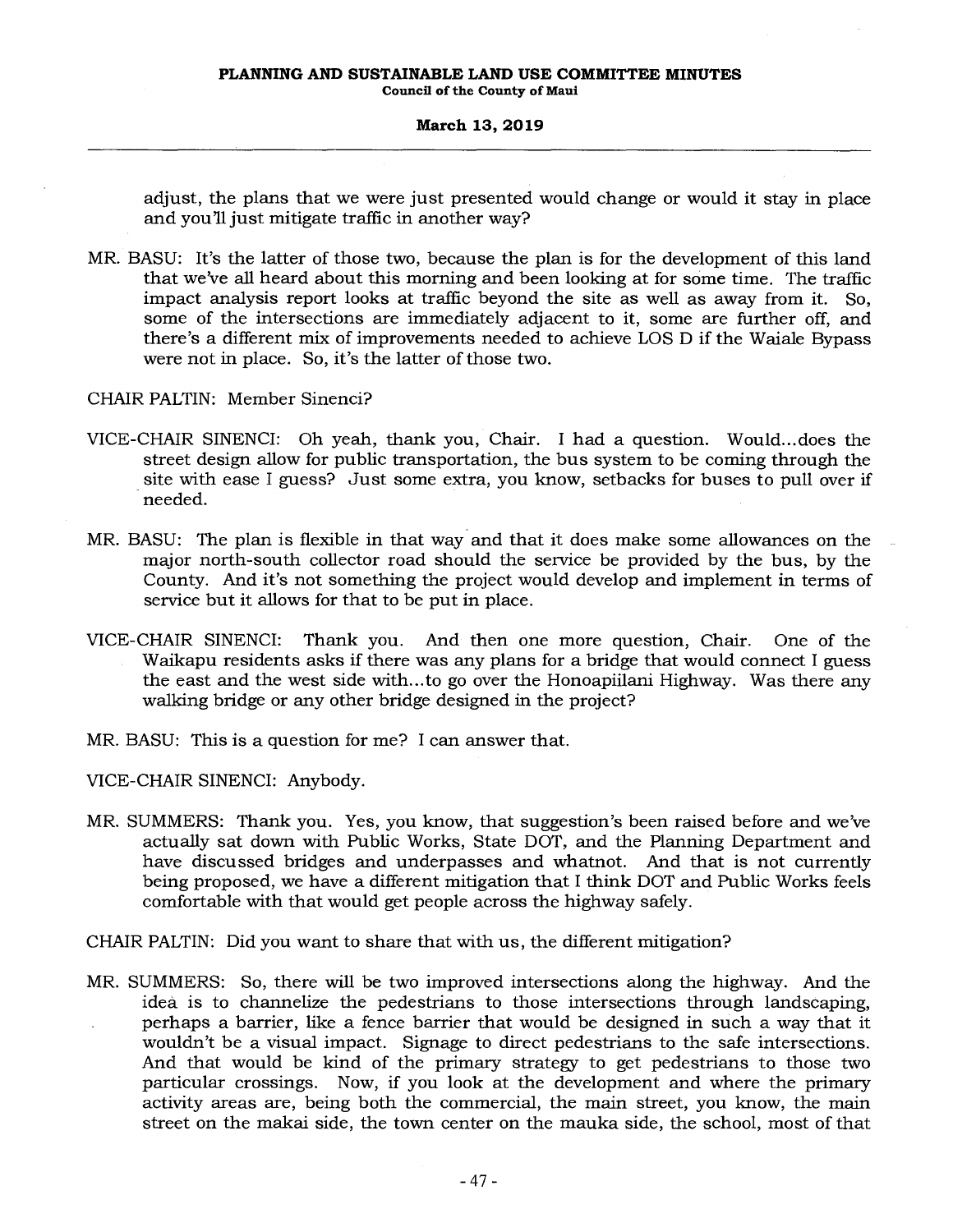adjust, the plans that we were just presented would change or would it stay in place and you'll just mitigate traffic in another way?

MR. BASU: It's the latter of those two, because the plan is for the development of this land that we've all heard about this morning and been looking at for some time. The traffic impact analysis report looks at traffic beyond the site as well as away from it. So, some of the intersections are immediately adjacent to it, some are further off, and there's a different mix of improvements needed to achieve LOS D if the Waiale Bypass were not in place. So, it's the latter of those two.

CHAIR PALTIN: Member Sinenci?

VICE-CHAIR SINENCI: Oh yeah, thank you, Chair. I had a question. Would...does the street design allow for public transportation, the bus system to be coming through the site with ease I guess? Just some extra, you know, setbacks for buses to pull over if needed.

MR. BASU: The plan is flexible in that way and that it does make some allowances on the major north-south collector road should the service be provided by the bus, by the County. And it's not something the project would develop and implement in terms of service but it allows for that to be put in place.

VICE-CHAIR SINENCI: Thank you. And then one more question, Chair. One of the Waikapu residents asks if there was any plans for a bridge that would connect I guess the east and the west side with...to go over the Honoapiilani Highway. Was there any walking bridge or any other bridge designed in the project?

MR. BASU: This is a question for me? I can answer that.

VICE-CHAIR SINENCI: Anybody.

MR. SUMMERS: Thank you. Yes, you know, that suggestion's been raised before and we've actually sat down with Public Works, State DOT, and the Planning Department and have discussed bridges and underpasses and whatnot. And that is not currently being proposed, we have a different mitigation that I think DOT and Public Works feels comfortable with that would get people across the highway safely.

CHAIR PALTIN: Did you want to share that with us, the different mitigation?

MR. SUMMERS: So, there will be two improved intersections along the highway. And the idea is to channelize the pedestrians to those intersections through landscaping, perhaps a barrier, like a fence barrier that would be designed in such a way that it wouldn't be a visual impact. Signage to direct pedestrians to the safe intersections. And that would be kind of the primary strategy to get pedestrians to those two particular crossings. Now, if you look at the development and where the primary activity areas are, being both the commercial, the main street, you know, the main street on the makai side, the town center on the mauka side, the school, most of that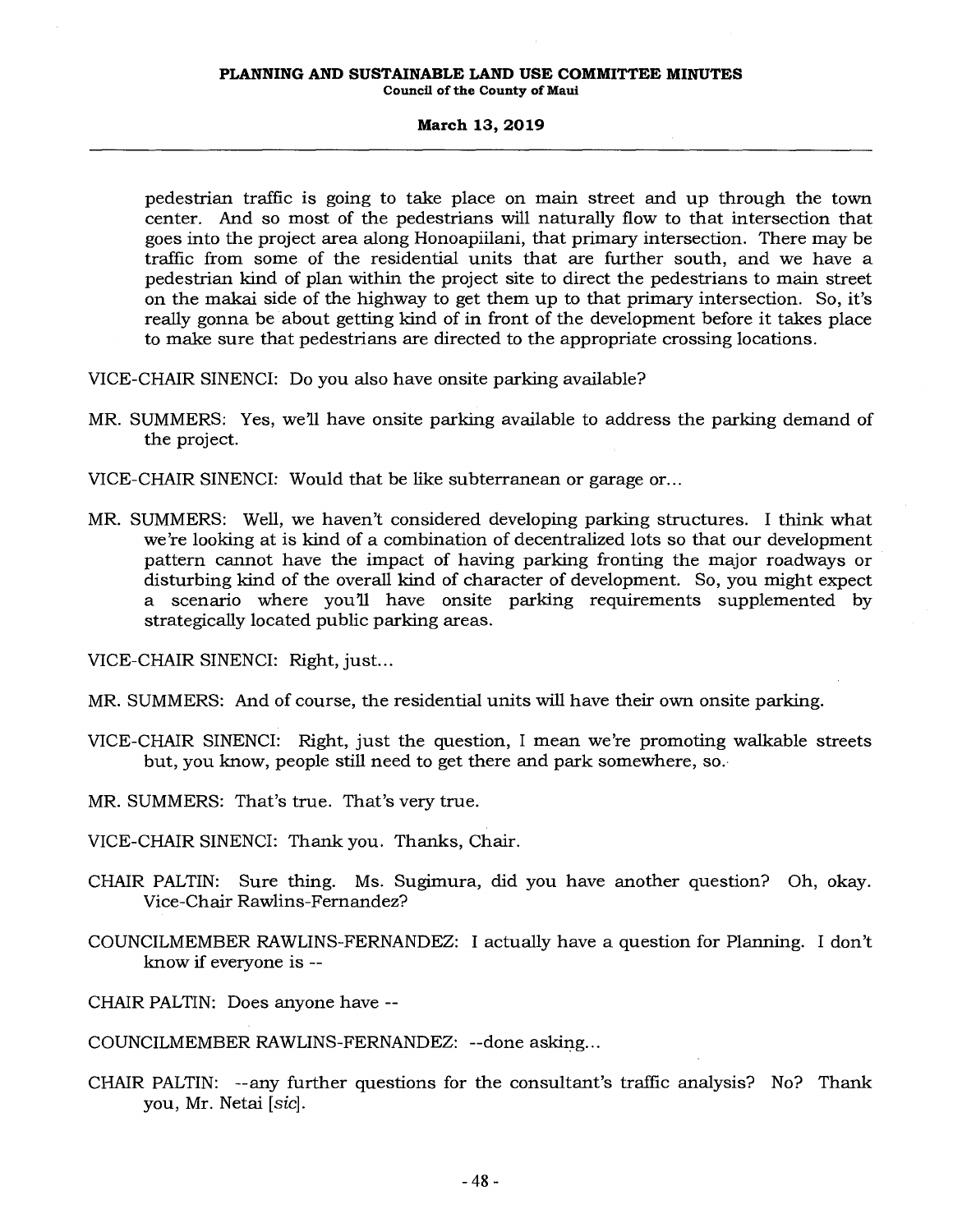pedestrian traffic is going to take place on main street and up through the town center. And so most of the pedestrians will naturally flow to that intersection that goes into the project area along Honoapiilani, that primary intersection. There may be traffic from some of the residential units that are further south, and we have a pedestrian kind of plan within the project site to direct the pedestrians to main street on the makai side of the highway to get them up to that primary intersection. So, it's really gonna be about getting kind of in front of the development before it takes place to make sure that pedestrians are directed to the appropriate crossing locations.

VICE-CHAIR SINENCI: Do you also have onsite parking available?

MR. SUMMERS: Yes, we'll have onsite parking available to address the parking demand of the project.

VICE-CHAIR SINENCI: Would that be like subterranean or garage or...

MR. SUMMERS: Well, we haven't considered developing parking structures. I think what we're looking at is kind of a combination of decentralized lots so that our development pattern cannot have the impact of having parking fronting the major roadways or disturbing kind of the overall kind of character of development. So, you might expect a scenario where you'll have onsite parking requirements supplemented by strategically located public parking areas.

VICE-CHAIR SINENCI: Right, just...

MR. SUMMERS: And of course, the residential units will have their own onsite parking.

VICE-CHAIR SINENCI: Right, just the question, I mean we're promoting walkable streets but, you know, people still need to get there and park somewhere, so.

MR. SUMMERS: That's true. That's very true.

VICE-CHAIR SINENCI: Thank you. Thanks, Chair.

CHAIR PALTIN: Sure thing. Ms. Sugimura, did you have another question? Oh, okay. Vice-Chair Rawlins-Fernandez?

COUNCILMEMBER RAWLINS-FERNANDEZ: I actually have a question for Planning. I don't know if everyone is --

CHAIR PALTIN: Does anyone have --

COUNCILMEMBER RAWLINS-FERNANDEZ: --done asking...

CHAIR PALTIN: --any further questions for the consultant's traffic analysis? No? Thank you, Mr. Netai [*sic*].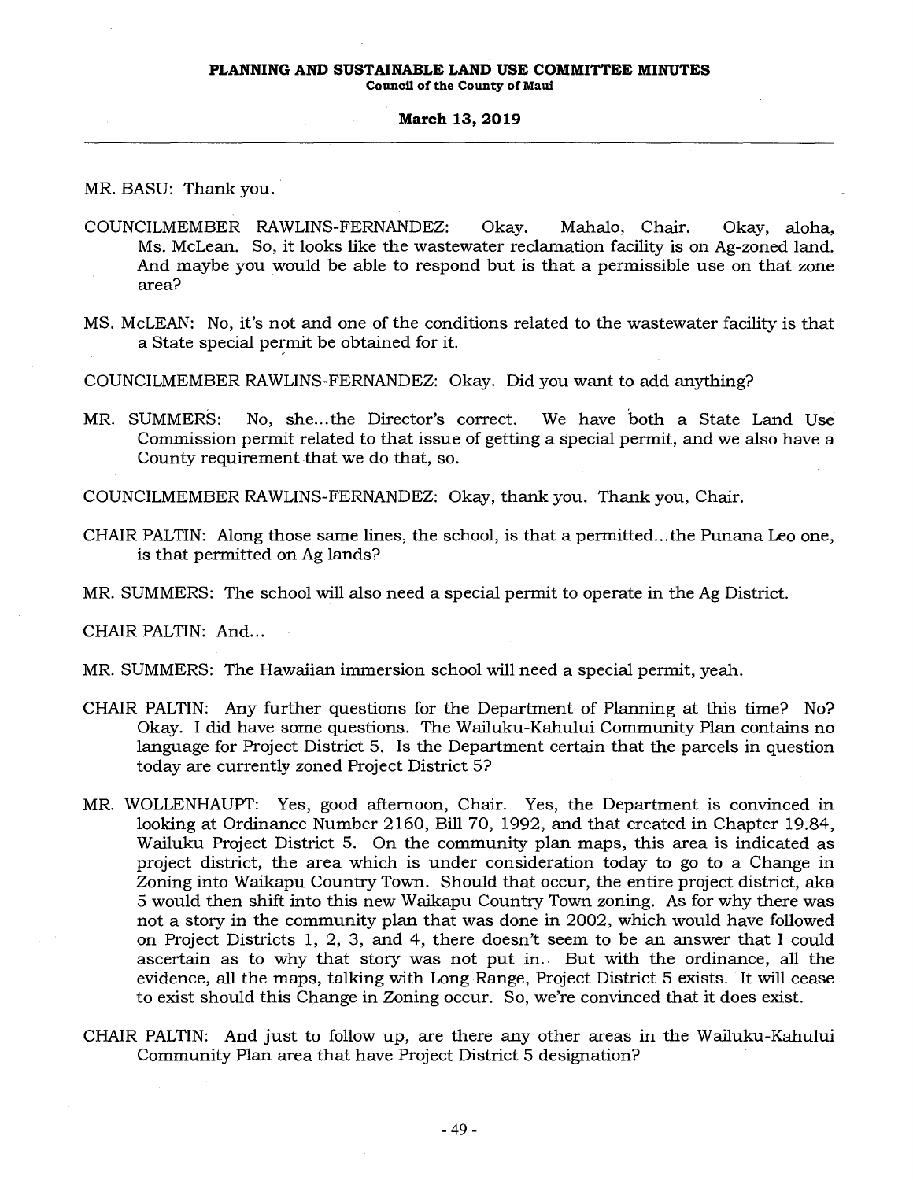MR. BASU: Thank you.

COUNCILMEMBER RAWLINS-FERNANDEZ: Okay. Mahalo, Chair. Okay, aloha, Ms. McLean. So, it looks like the wastewater reclamation facility is on Ag-zoned land. And maybe you would be able to respond but is that a permissible use on that zone area?

MS. McLEAN: No, it's not and one of the conditions related to the wastewater facility is that a State special permit be obtained for it.

COUNCILMEMBER RAWLINS-FERNANDEZ: Okay. Did you want to add anything?

MR. SUMMERS: No, she...the Director's correct. We have both a State Land Use Commission permit related to that issue of getting a special permit, and we also have a County requirement that we do that, so.

COUNCILMEMBER RAWLINS-FERNANDEZ: Okay, thank you. Thank you, Chair.

CHAIR PALTIN: Along those same lines, the school, is that a permitted...the Punana Leo one, is that permitted on Ag lands?

MR. SUMMERS: The school will also need a special permit to operate in the Ag District.

CHAIR PALTIN: And...

MR. SUMMERS: The Hawaiian immersion school will need a special permit, yeah.

CHAIR PALTIN: Any further questions for the Department of Planning at this time? No? Okay. I did have some questions. The Wailuku-Kahului Community Plan contains no language for Project District 5. Is the Department certain that the parcels in question today are currently zoned Project District 5?

MR. WOLLENHAUPT: Yes, good afternoon, Chair. Yes, the Department is convinced in looking at Ordinance Number 2160, Bill 70, 1992, and that created in Chapter 19.84, Wailuku Project District 5. On the community plan maps, this area is indicated as project district, the area which is under consideration today to go to a Change in Zoning into Waikapu Country Town. Should that occur, the entire project district, aka 5 would then shift into this new Waikapu Country Town zoning. As for why there was not a story in the community plan that was done in 2002, which would have followed on Project Districts 1, 2, 3, and 4, there doesn't seem to be an answer that I could ascertain as to why that story was not put in. But with the ordinance, all the evidence, all the maps, talking with Long-Range, Project District 5 exists. It will cease to exist should this Change in Zoning occur. So, we're convinced that it does exist.

CHAIR PALTIN: And just to follow up, are there any other areas in the Wailuku-Kahului Community Plan area that have Project District 5 designation?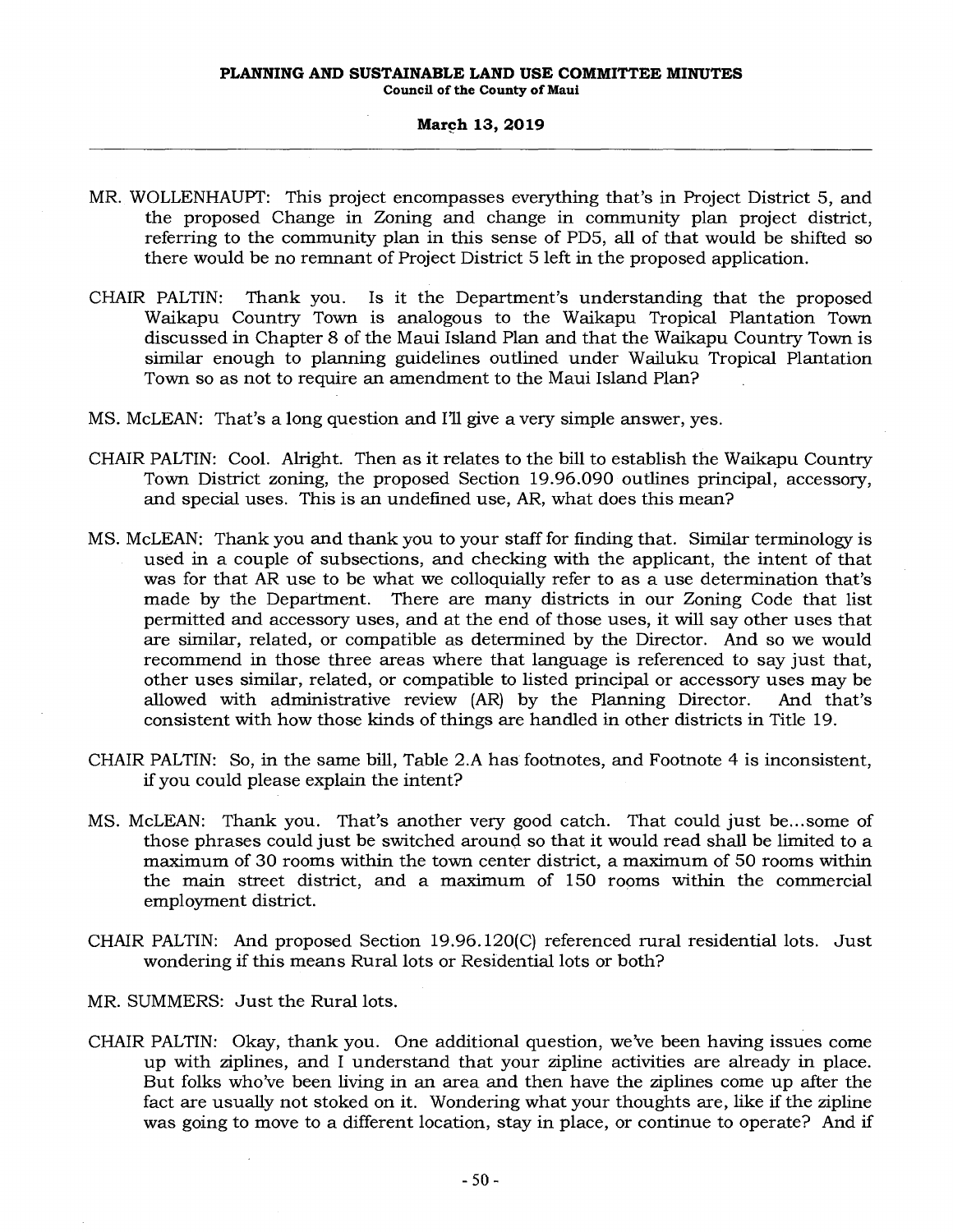MR. WOLLENHAUPT: This project encompasses everything that's in Project District 5, and the proposed Change in Zoning and change in community plan project district, referring to the community plan in this sense of PD5, all of that would be shifted so there would be no remnant of Project District 5 left in the proposed application.

CHAIR PALTIN: Thank you. Is it the Department's understanding that the proposed Waikapu Country Town is analogous to the Waikapu Tropical Plantation Town discussed in Chapter 8 of the Maui Island Plan and that the Waikapu Country Town is similar enough to planning guidelines outlined under Wailuku Tropical Plantation Town so as not to require an amendment to the Maui Island Plan?

MS. McLEAN: That's a long question and I'll give a very simple answer, yes.

CHAIR PALTIN: Cool. Alright. Then as it relates to the bill to establish the Waikapu Country Town District zoning, the proposed Section 19.96.090 outlines principal, accessory, and special uses. This is an undefined use, AR, what does this mean?

MS. McLEAN: Thank you and thank you to your staff for finding that. Similar terminology is used in a couple of subsections, and checking with the applicant, the intent of that was for that AR use to be what we colloquially refer to as a use determination that's made by the Department. There are many districts in our Zoning Code that list permitted and accessory uses, and at the end of those uses, it will say other uses that are similar, related, or compatible as determined by the Director. And so we would recommend in those three areas where that language is referenced to say just that, other uses similar, related, or compatible to listed principal or accessory uses may be allowed with administrative review (AR) by the Planning Director. And that's consistent with how those kinds of things are handled in other districts in Title 19.

CHAIR PALTIN: So, in the same bill, Table 2.A has footnotes, and Footnote 4 is inconsistent, if you could please explain the intent?

MS. McLEAN: Thank you. That's another very good catch. That could just be...some of those phrases could just be switched around so that it would read shall be limited to a maximum of 30 rooms within the town center district, a maximum of 50 rooms within the main street district, and a maximum of 150 rooms within the commercial employment district.

CHAIR PALTIN: And proposed Section 19.96.120(C) referenced rural residential lots. Just wondering if this means Rural lots or Residential lots or both?

MR. SUMMERS: Just the Rural lots.

CHAIR PALTIN: Okay, thank you. One additional question, we've been having issues come up with ziplines, and I understand that your zipline activities are already in place. But folks who've been living in an area and then have the ziplines come up after the fact are usually not stoked on it. Wondering what your thoughts are, like if the zipline was going to move to a different location, stay in place, or continue to operate? And if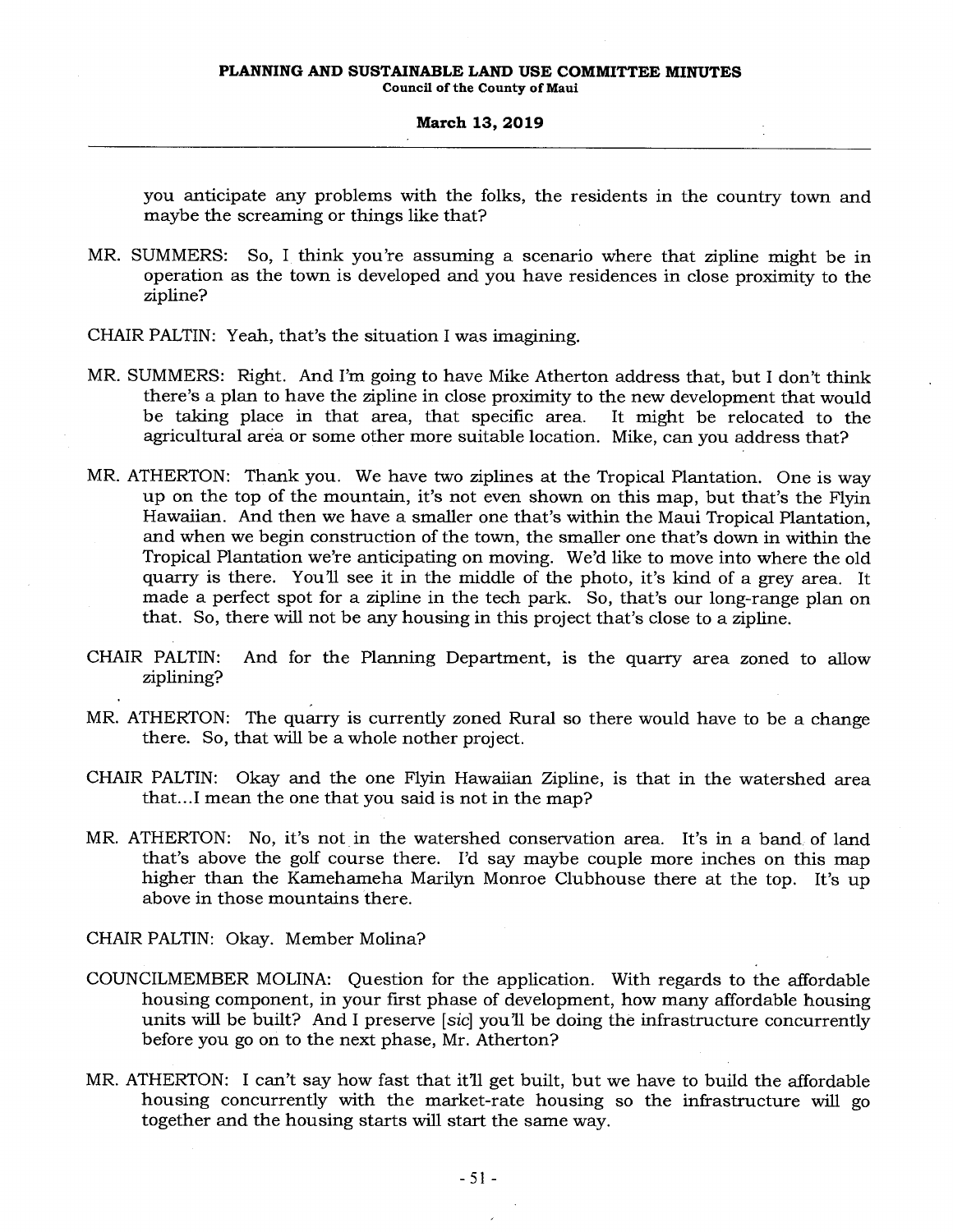you anticipate any problems with the folks, the residents in the country town and maybe the screaming or things like that?

MR. SUMMERS: So, I think you're assuming a scenario where that zipline might be in operation as the town is developed and you have residences in close proximity to the zipline?

CHAIR PALTIN: Yeah, that's the situation I was imagining.

MR. SUMMERS: Right. And I'm going to have Mike Atherton address that, but I don't think there's a plan to have the zipline in close proximity to the new development that would be taking place in that area, that specific area. It might be relocated to the agricultural area or some other more suitable location. Mike, can you address that?

MR. ATHERTON: Thank you. We have two ziplines at the Tropical Plantation. One is way up on the top of the mountain, it's not even shown on this map, but that's the Flyin Hawaiian. And then we have a smaller one that's within the Maui Tropical Plantation, and when we begin construction of the town, the smaller one that's down in within the Tropical Plantation we're anticipating on moving. We'd like to move into where the old quarry is there. You'll see it in the middle of the photo, it's kind of a grey area. It made a perfect spot for a zipline in the tech park. So, that's our long-range plan on that. So, there will not be any housing in this project that's close to a zipline.

CHAIR PALTIN: And for the Planning Department, is the quarry area zoned to allow ziplining?

MR. ATHERTON: The quarry is currently zoned Rural so there would have to be a change there. So, that will be a whole nother project.

CHAIR PALTIN: Okay and the one Flyin Hawaiian Zipline, is that in the watershed area that...I mean the one that you said is not in the map?

MR. ATHERTON: No, it's not in the watershed conservation area. It's in a band of land that's above the golf course there. I'd say maybe couple more inches on this map higher than the Kamehameha Marilyn Monroe Clubhouse there at the top. It's up above in those mountains there.

CHAIR PALTIN: Okay. Member Molina?

COUNCILMEMBER MOLINA: Question for the application. With regards to the affordable housing component, in your first phase of development, how many affordable housing units will be built? And I preserve [*sic*] you'll be doing the infrastructure concurrently before you go on to the next phase, Mr. Atherton?

MR. ATHERTON: I can't say how fast that it'll get built, but we have to build the affordable housing concurrently with the market-rate housing so the infrastructure will go together and the housing starts will start the same way.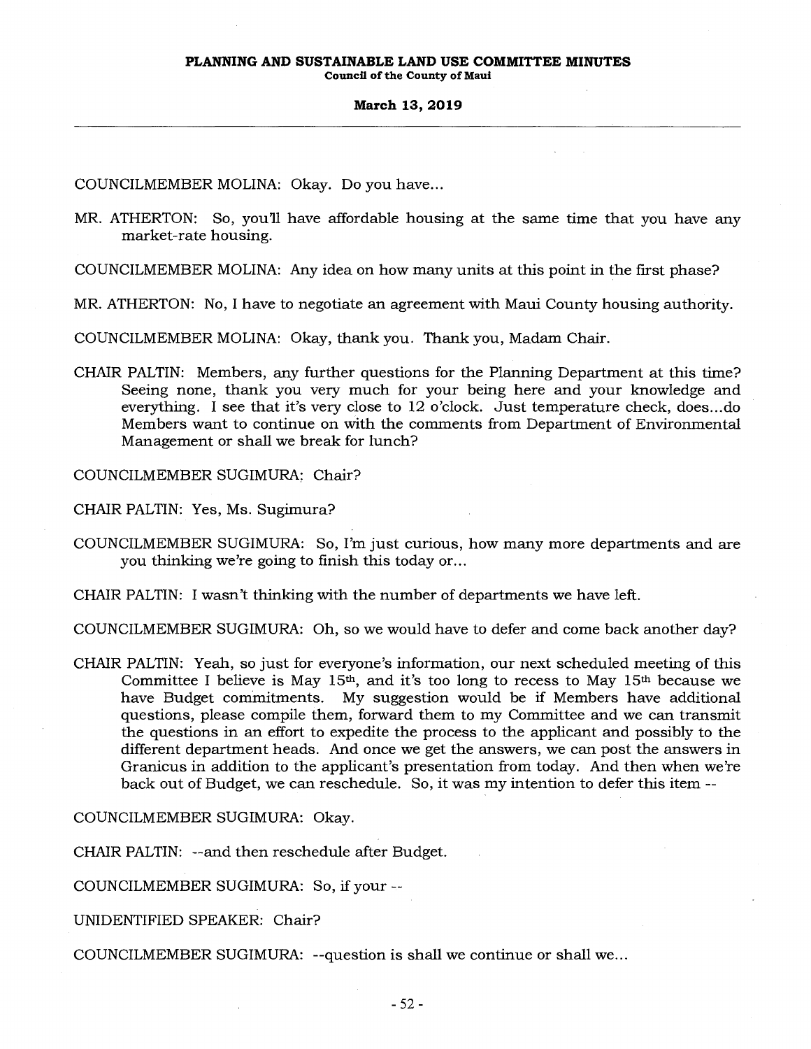COUNCILMEMBER MOLINA: Okay. Do you have...

MR. ATHERTON: So, you'll have affordable housing at the same time that you have any market-rate housing.

COUNCILMEMBER MOLINA: Any idea on how many units at this point in the first phase?

MR. ATHERTON: No, I have to negotiate an agreement with Maui County housing authority.

COUNCILMEMBER MOLINA: Okay, thank you. Thank you, Madam Chair.

CHAIR PALTIN: Members, any further questions for the Planning Department at this time? Seeing none, thank you very much for your being here and your knowledge and everything. I see that it's very close to 12 o'clock. Just temperature check, does...do Members want to continue on with the comments from Department of Environmental Management or shall we break for lunch?

COUNCILMEMBER SUGIMURA: Chair?

CHAIR PALTIN: Yes, Ms. Sugimura?

COUNCILMEMBER SUGIMURA: So, I'm just curious, how many more departments and are you thinking we're going to finish this today or...

CHAIR PALTIN: I wasn't thinking with the number of departments we have left.

COUNCILMEMBER SUGIMURA: Oh, so we would have to defer and come back another day?

CHAIR PALTIN: Yeah, so just for everyone's information, our next scheduled meeting of this Committee I believe is May 15th, and it's too long to recess to May 15th because we have Budget commitments. My suggestion would be if Members have additional questions, please compile them, forward them to my Committee and we can transmit the questions in an effort to expedite the process to the applicant and possibly to the different department heads. And once we get the answers, we can post the answers in Granicus in addition to the applicant's presentation from today. And then when we're back out of Budget, we can reschedule. So, it was my intention to defer this item --

COUNCILMEMBER SUGIMURA: Okay.

CHAIR PALTIN: --and then reschedule after Budget.

COUNCILMEMBER SUGIMURA: So, if your --

UNIDENTIFIED SPEAKER: Chair?

COUNCILMEMBER SUGIMURA: --question is shall we continue or shall we...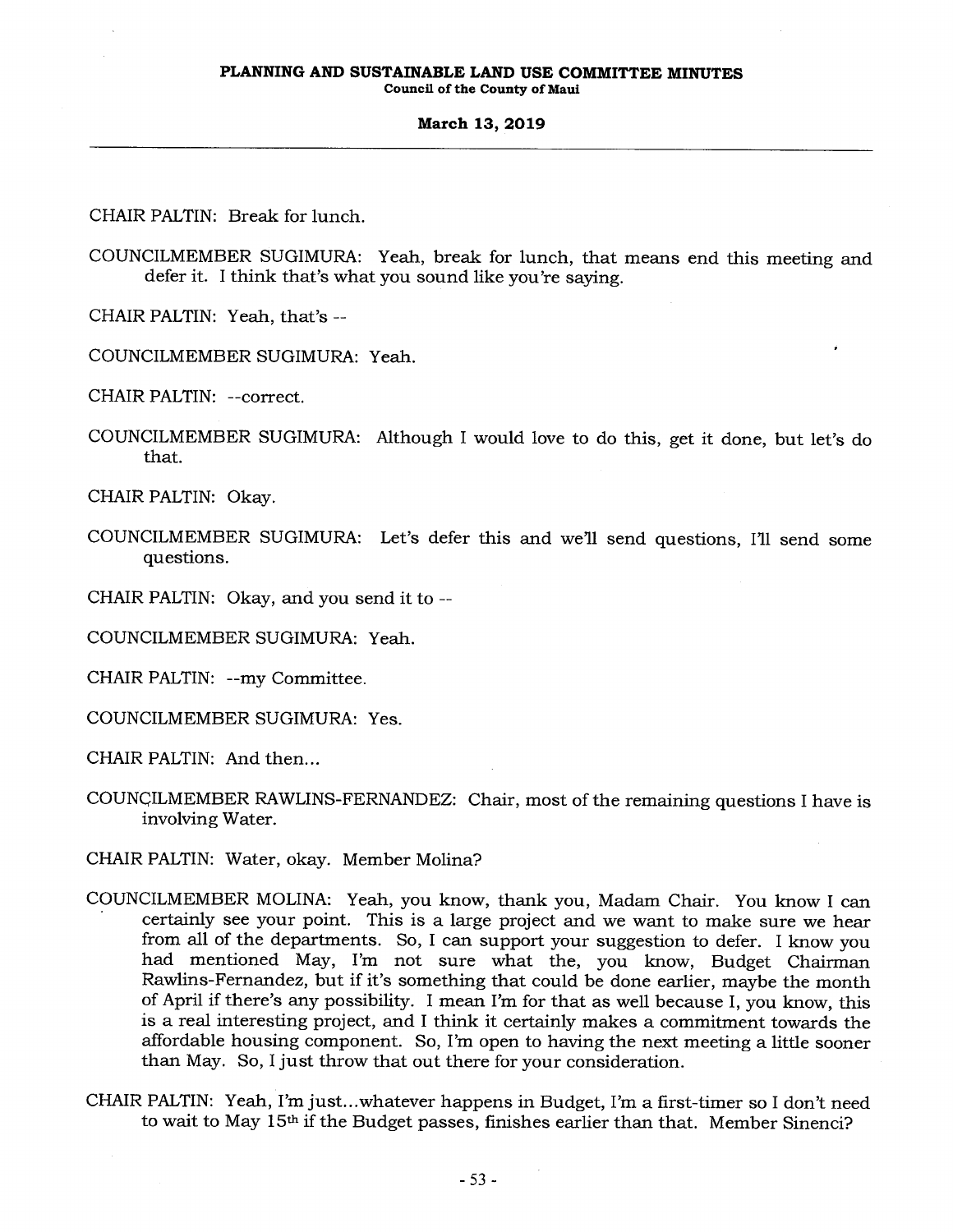CHAIR PALTIN: Break for lunch.

COUNCILMEMBER SUGIMURA: Yeah, break for lunch, that means end this meeting and defer it. I think that's what you sound like you're saying.

CHAIR PALTIN: Yeah, that's --

COUNCILMEMBER SUGIMURA: Yeah.

CHAIR PALTIN: --correct.

COUNCILMEMBER SUGIMURA: Although I would love to do this, get it done, but let's do that.

CHAIR PALTIN: Okay.

COUNCILMEMBER SUGIMURA: Let's defer this and we'll send questions, I'll send some questions.

CHAIR PALTIN: Okay, and you send it to --

COUNCILMEMBER SUGIMURA: Yeah.

CHAIR PALTIN: --my Committee.

COUNCILMEMBER SUGIMURA: Yes.

CHAIR PALTIN: And then...

COUNCILMEMBER RAWLINS-FERNANDEZ: Chair, most of the remaining questions I have is involving Water.

CHAIR PALTIN: Water, okay. Member Molina?

COUNCILMEMBER MOLINA: Yeah, you know, thank you, Madam Chair. You know I can certainly see your point. This is a large project and we want to make sure we hear from all of the departments. So, I can support your suggestion to defer. I know you had mentioned May, I'm not sure what the, you know, Budget Chairman Rawlins-Fernandez, but if it's something that could be done earlier, maybe the month of April if there's any possibility. I mean I'm for that as well because I, you know, this is a real interesting project, and I think it certainly makes a commitment towards the affordable housing component. So, I'm open to having the next meeting a little sooner than May. So, I just throw that out there for your consideration.

CHAIR PALTIN: Yeah, I'm just...whatever happens in Budget, I'm a first-timer so I don't need to wait to May 15th if the Budget passes, finishes earlier than that. Member Sinenci?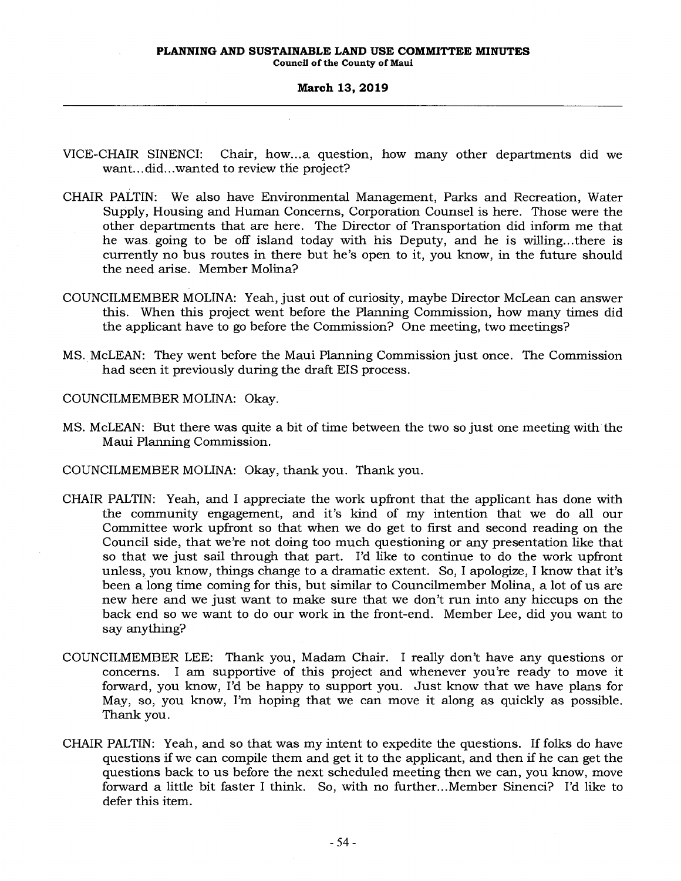VICE-CHAIR SINENCI: Chair, how...a question, how many other departments did we want...did...wanted to review the project?

CHAIR PALTIN: We also have Environmental Management, Parks and Recreation, Water Supply, Housing and Human Concerns, Corporation Counsel is here. Those were the other departments that are here. The Director of Transportation did inform me that he was going to be off island today with his Deputy, and he is willing...there is currently no bus routes in there but he's open to it, you know, in the future should the need arise. Member Molina?

COUNCILMEMBER MOLINA: Yeah, just out of curiosity, maybe Director McLean can answer this. When this project went before the Planning Commission, how many times did the applicant have to go before the Commission? One meeting, two meetings?

MS. McLEAN: They went before the Maui Planning Commission just once. The Commission had seen it previously during the draft EIS process.

COUNCILMEMBER MOLINA: Okay.

MS. McLEAN: But there was quite a bit of time between the two so just one meeting with the Maui Planning Commission.

COUNCILMEMBER MOLINA: Okay, thank you. Thank you.

CHAIR PALTIN: Yeah, and I appreciate the work upfront that the applicant has done with the community engagement, and it's kind of my intention that we do all our Committee work upfront so that when we do get to first and second reading on the Council side, that we're not doing too much questioning or any presentation like that so that we just sail through that part. I'd like to continue to do the work upfront unless, you know, things change to a dramatic extent. So, I apologize, I know that it's been a long time coming for this, but similar to Councilmember Molina, a lot of us are new here and we just want to make sure that we don't run into any hiccups on the back end so we want to do our work in the front-end. Member Lee, did you want to say anything?

COUNCILMEMBER LEE: Thank you, Madam Chair. I really don't have any questions or concerns. I am supportive of this project and whenever you're ready to move it forward, you know, I'd be happy to support you. Just know that we have plans for May, so, you know, I'm hoping that we can move it along as quickly as possible. Thank you.

CHAIR PALTIN: Yeah, and so that was my intent to expedite the questions. If folks do have questions if we can compile them and get it to the applicant, and then if he can get the questions back to us before the next scheduled meeting then we can, you know, move forward a little bit faster I think. So, with no further...Member Sinenci? I'd like to defer this item.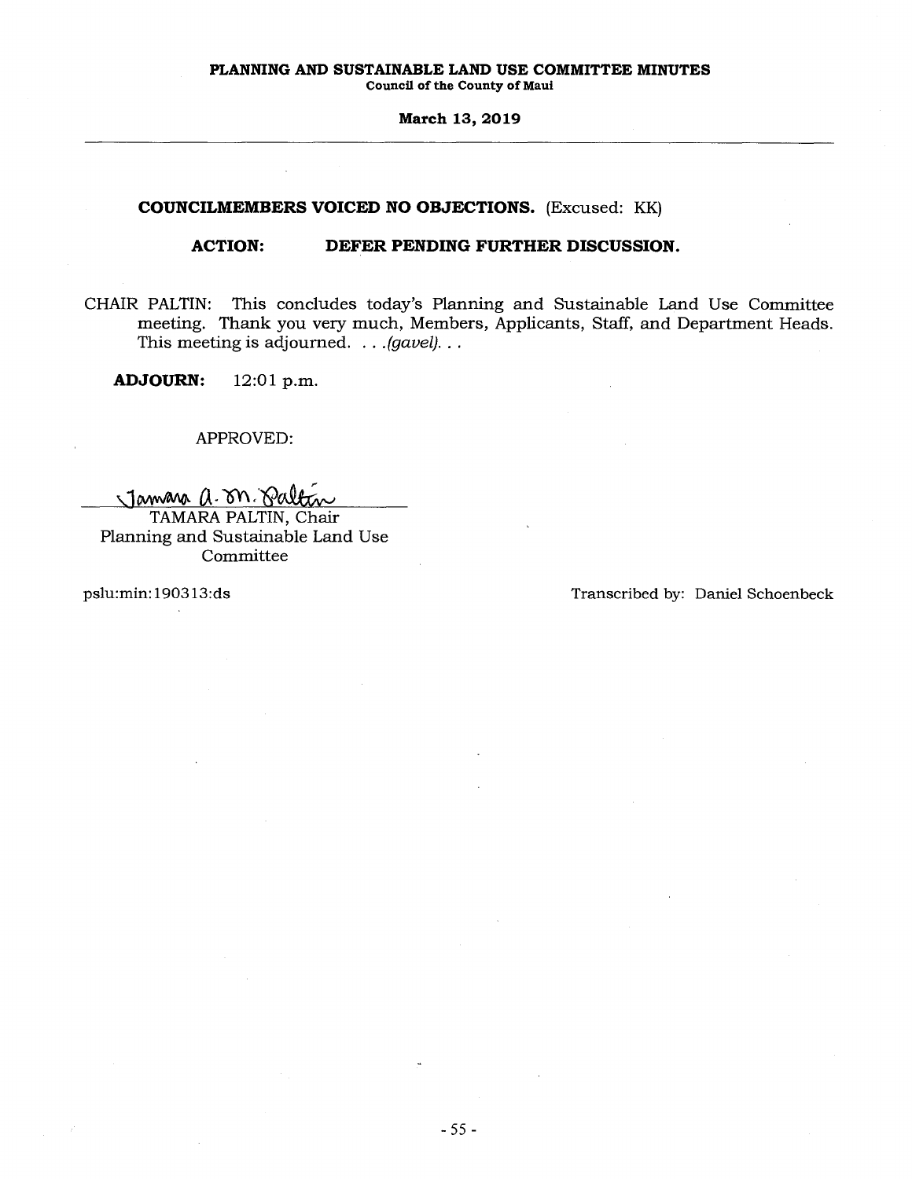**COUNCILMEMBERS VOICED NO OBJECTIONS.** (Excused: KK)

**ACTION: DEFER PENDING FURTHER DISCUSSION.**

CHAIR PALTIN: This concludes today's Planning and Sustainable Land Use Committee meeting. Thank you very much, Members, Applicants, Staff, and Department Heads. This meeting is adjourned. . . .*(gavel)*. . .

**ADJOURN:** 12:01 p.m.

APPROVED:

Tamara A. M. Paltin

TAMARA PALTIN, Chair
Planning and Sustainable Land Use Committee

pslu:min:190313:ds

Transcribed by: Daniel Schoenbeck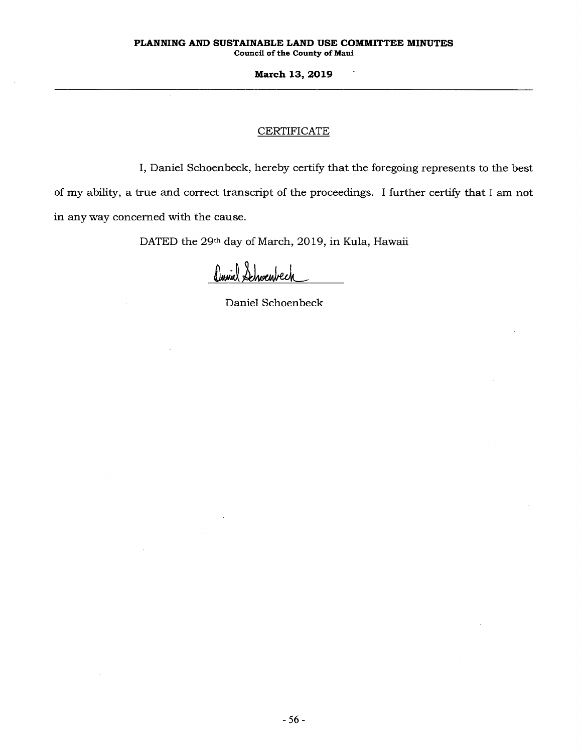## CERTIFICATE

I, Daniel Schoenbeck, hereby certify that the foregoing represents to the best of my ability, a true and correct transcript of the proceedings. I further certify that I am not in any way concerned with the cause.

DATED the 29th day of March, 2019, in Kula, Hawaii

Daniel Schoenbeck

Daniel Schoenbeck